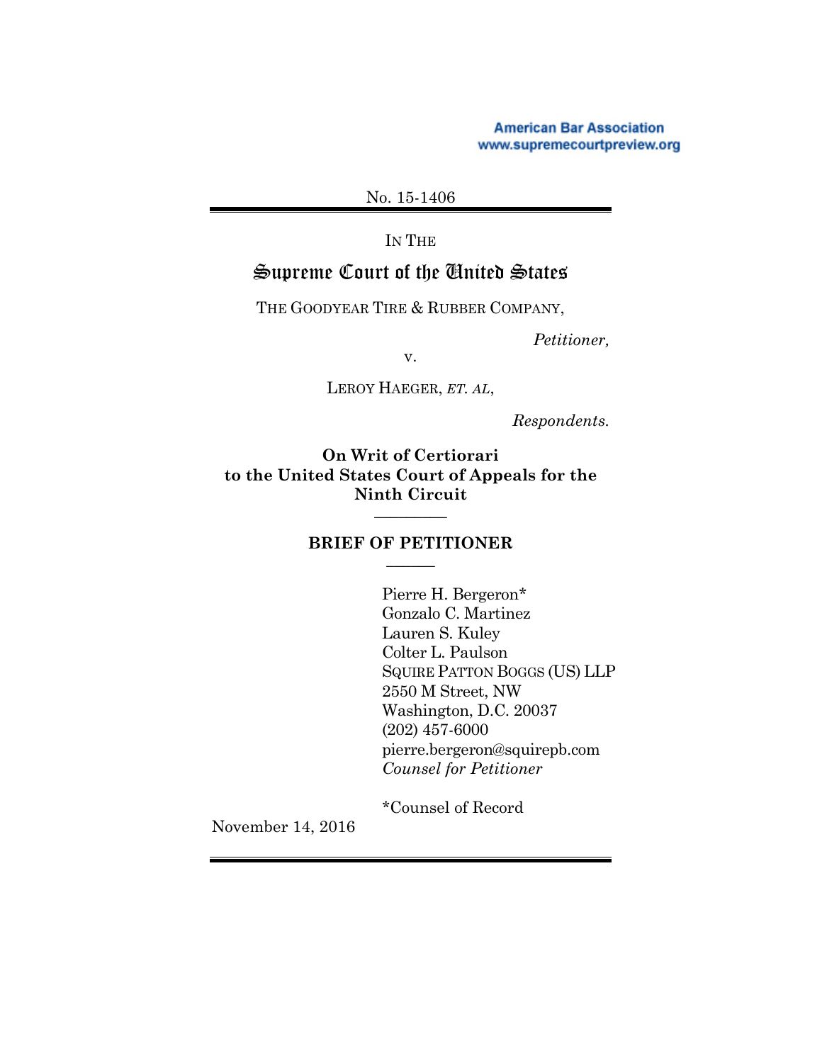American Bar Association
www.supremecourtpreview.org

No. 15-1406

IN THE

# Supreme Court of the United States

THE GOODYEAR TIRE & RUBBER COMPANY,

*Petitioner,*

v.

LEROY HAEGER, *ET. AL*,

*Respondents.*

**On Writ of Certiorari to the United States Court of Appeals for the Ninth Circuit**

## BRIEF OF PETITIONER

Pierre H. Bergeron*
Gonzalo C. Martinez
Lauren S. Kuley
Colter L. Paulson
SQUIRE PATTON BOGGS (US) LLP
2550 M Street, NW
Washington, D.C. 20037
(202) 457-6000
pierre.bergeron@squirepb.com
*Counsel for Petitioner*

*Counsel of Record

November 14, 2016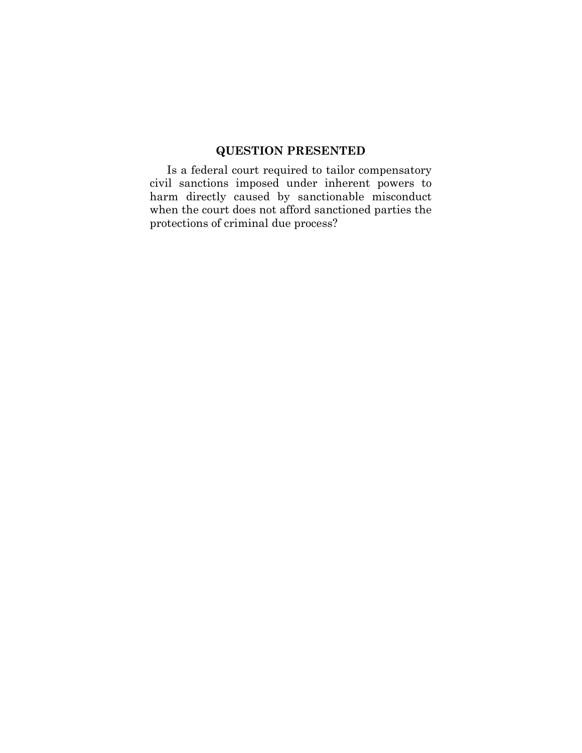## QUESTION PRESENTED

Is a federal court required to tailor compensatory civil sanctions imposed under inherent powers to harm directly caused by sanctionable misconduct when the court does not afford sanctioned parties the protections of criminal due process?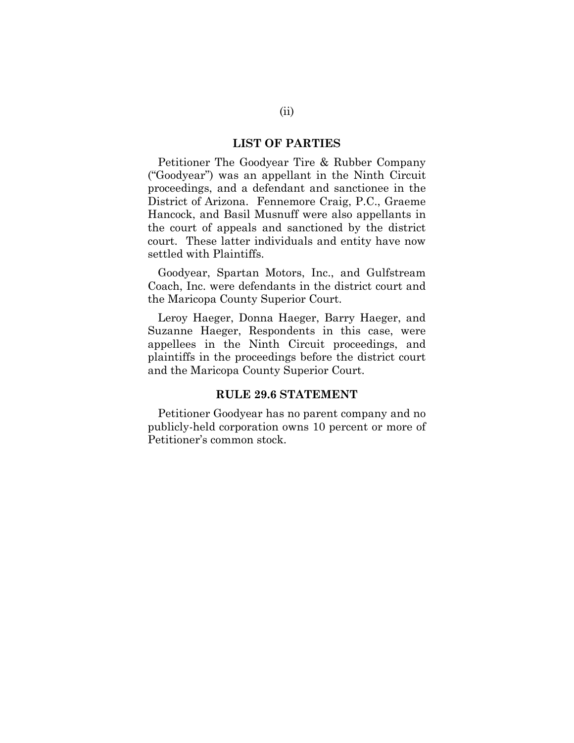## LIST OF PARTIES

Petitioner The Goodyear Tire & Rubber Company ("Goodyear") was an appellant in the Ninth Circuit proceedings, and a defendant and sanctionee in the District of Arizona. Fennemore Craig, P.C., Graeme Hancock, and Basil Musnuff were also appellants in the court of appeals and sanctioned by the district court. These latter individuals and entity have now settled with Plaintiffs.

Goodyear, Spartan Motors, Inc., and Gulfstream Coach, Inc. were defendants in the district court and the Maricopa County Superior Court.

Leroy Haeger, Donna Haeger, Barry Haeger, and Suzanne Haeger, Respondents in this case, were appellees in the Ninth Circuit proceedings, and plaintiffs in the proceedings before the district court and the Maricopa County Superior Court.

## RULE 29.6 STATEMENT

Petitioner Goodyear has no parent company and no publicly-held corporation owns 10 percent or more of Petitioner's common stock.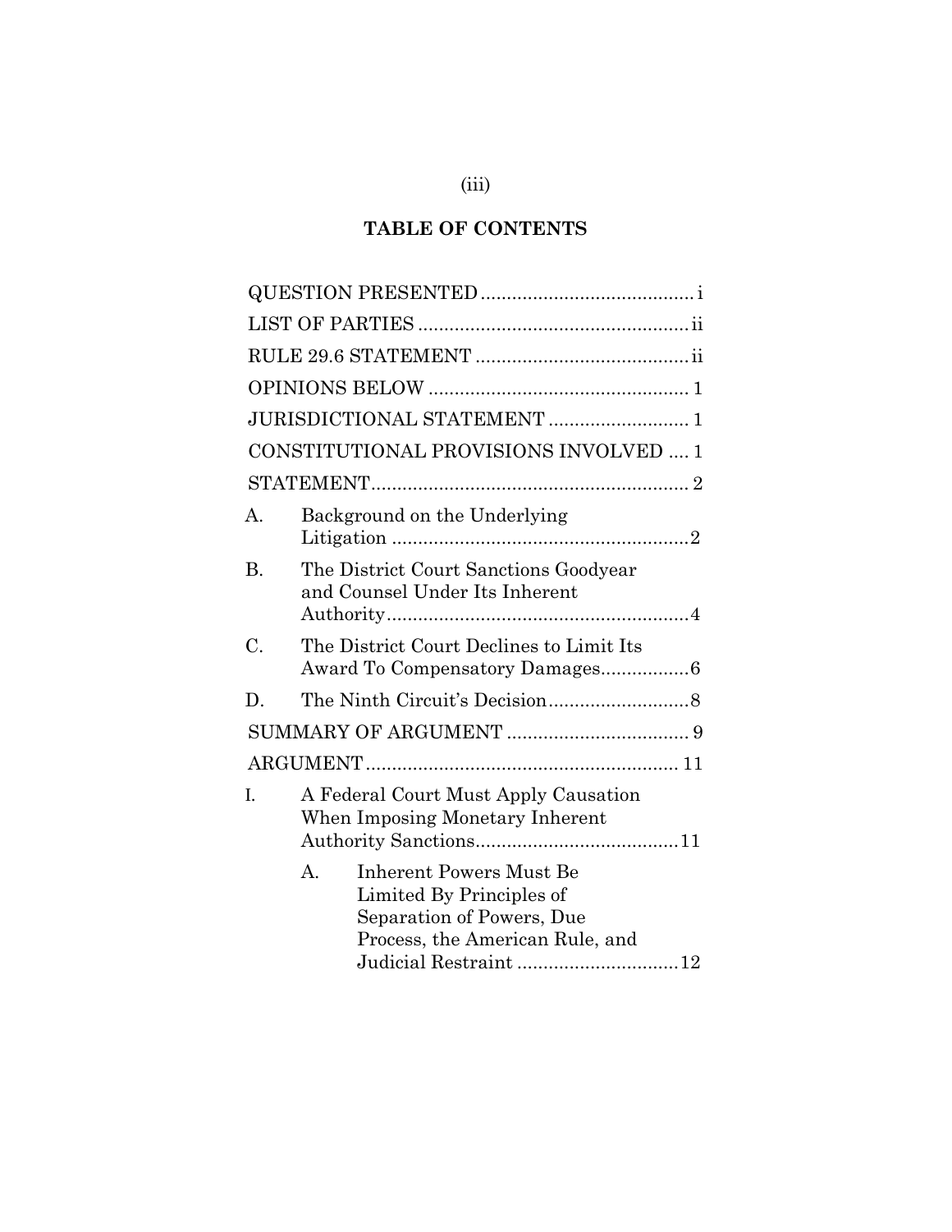## TABLE OF CONTENTS

QUESTION PRESENTED ........................................ i

LIST OF PARTIES .................................................. ii

RULE 29.6 STATEMENT ........................................ ii

OPINIONS BELOW ................................................. 1

JURISDICTIONAL STATEMENT .......................... 1

CONSTITUTIONAL PROVISIONS INVOLVED .... 1

STATEMENT ............................................................ 2

A. Background on the Underlying Litigation ........................................................ 2

B. The District Court Sanctions Goodyear and Counsel Under Its Inherent Authority ......................................................... 4

C. The District Court Declines to Limit Its Award To Compensatory Damages ................ 6

D. The Ninth Circuit's Decision .......................... 8

SUMMARY OF ARGUMENT .................................. 9

ARGUMENT ........................................................... 11

I. A Federal Court Must Apply Causation When Imposing Monetary Inherent Authority Sanctions ...................................... 11

   A. Inherent Powers Must Be Limited By Principles of Separation of Powers, Due Process, the American Rule, and Judicial Restraint .............................. 12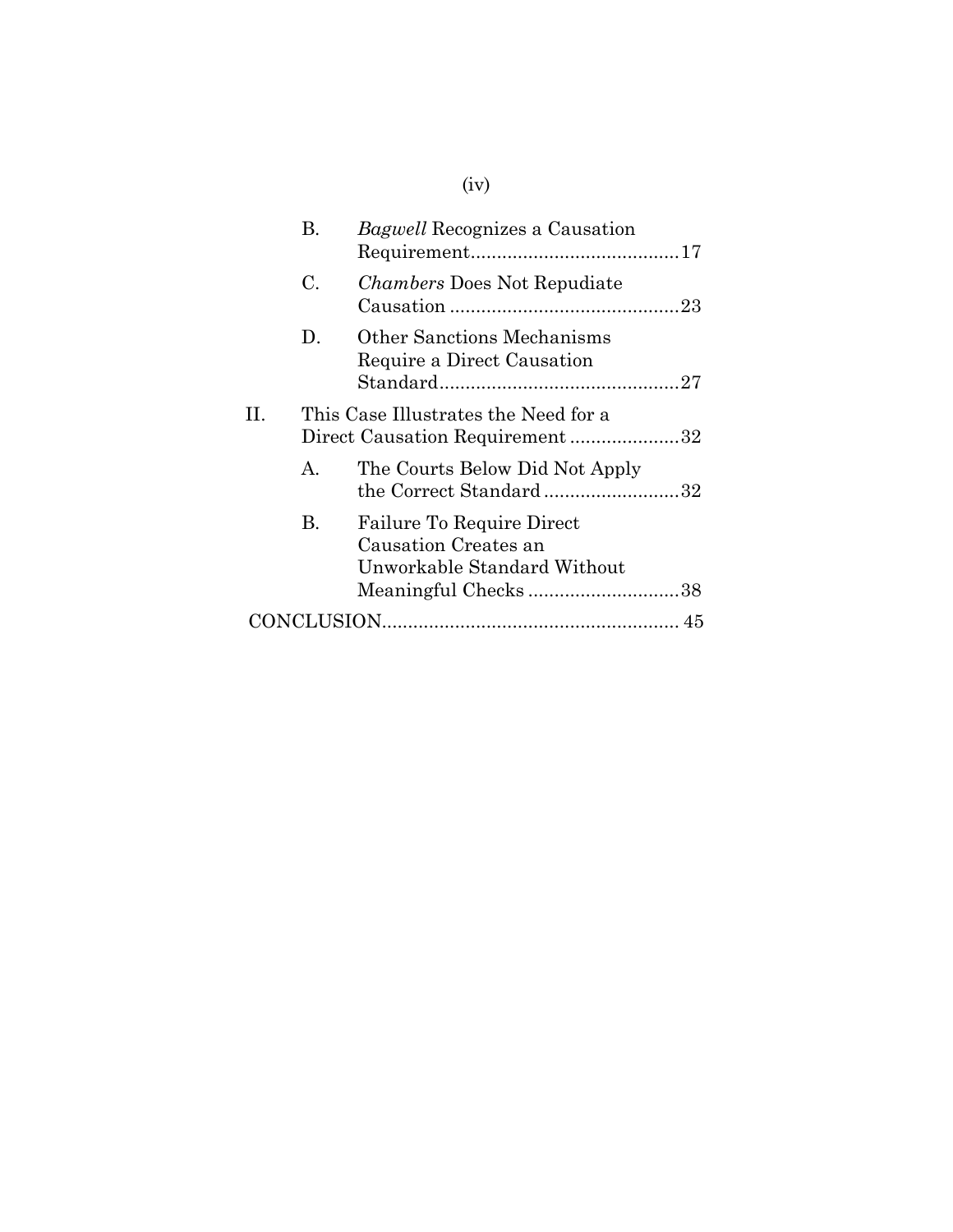- B. *Bagwell* Recognizes a Causation Requirement........................................17
- C. *Chambers* Does Not Repudiate Causation ............................................23
- D. Other Sanctions Mechanisms Require a Direct Causation Standard..............................................27

II. This Case Illustrates the Need for a Direct Causation Requirement .....................32

- A. The Courts Below Did Not Apply the Correct Standard ..........................32
- B. Failure To Require Direct Causation Creates an Unworkable Standard Without Meaningful Checks .............................38

CONCLUSION........................................................ 45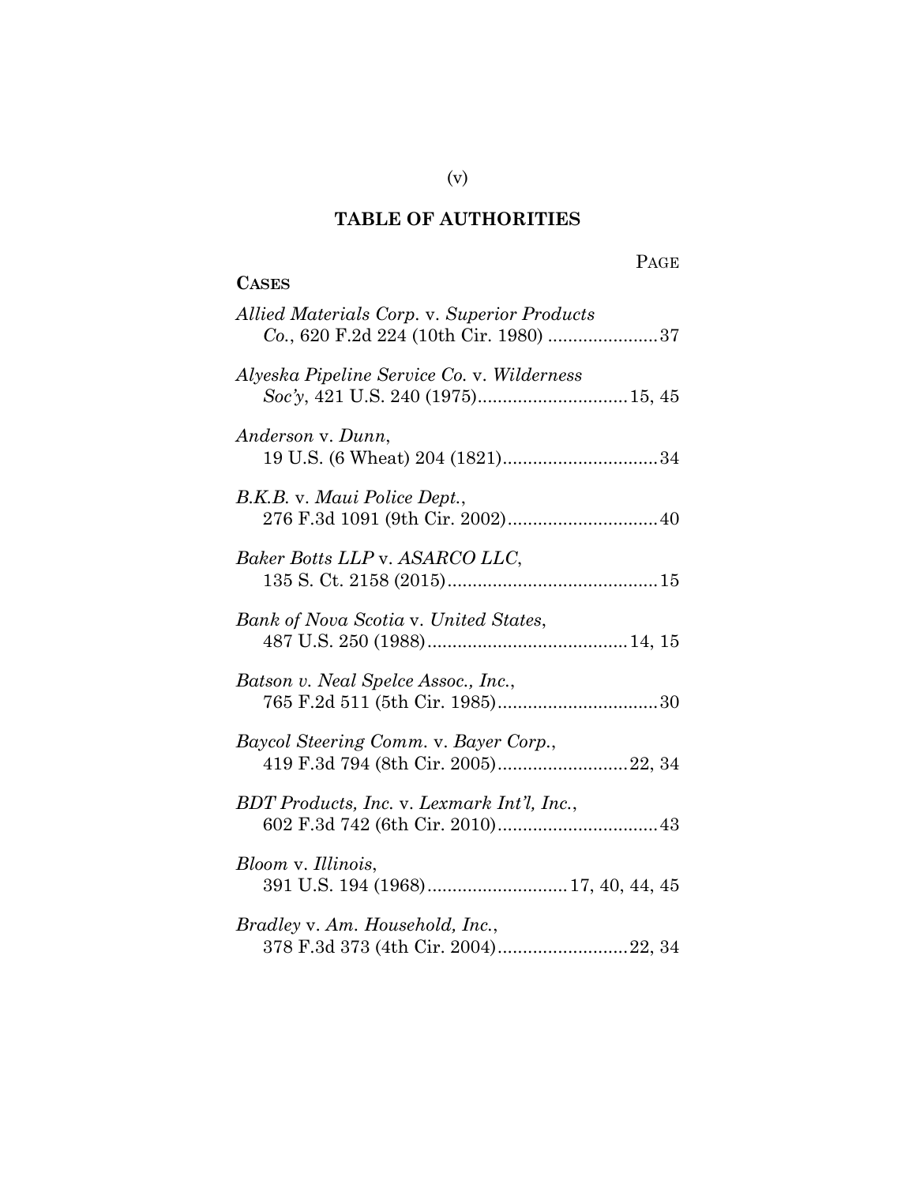## TABLE OF AUTHORITIES

PAGE

**CASES**

*Allied Materials Corp.* v. *Superior Products Co.*, 620 F.2d 224 (10th Cir. 1980) ......................37

*Alyeska Pipeline Service Co.* v. *Wilderness Soc'y*, 421 U.S. 240 (1975)..............................15, 45

*Anderson* v. *Dunn*, 19 U.S. (6 Wheat) 204 (1821)...............................34

*B.K.B.* v. *Maui Police Dept.*, 276 F.3d 1091 (9th Cir. 2002)..............................40

*Baker Botts LLP* v. *ASARCO LLC*, 135 S. Ct. 2158 (2015)..........................................15

*Bank of Nova Scotia* v. *United States*, 487 U.S. 250 (1988)........................................14, 15

*Batson v. Neal Spelce Assoc., Inc.*, 765 F.2d 511 (5th Cir. 1985)................................30

*Baycol Steering Comm.* v. *Bayer Corp.*, 419 F.3d 794 (8th Cir. 2005)..........................22, 34

*BDT Products, Inc.* v. *Lexmark Int'l, Inc.*, 602 F.3d 742 (6th Cir. 2010)................................43

*Bloom* v. *Illinois*, 391 U.S. 194 (1968)............................17, 40, 44, 45

*Bradley* v. *Am. Household, Inc.*, 378 F.3d 373 (4th Cir. 2004)..........................22, 34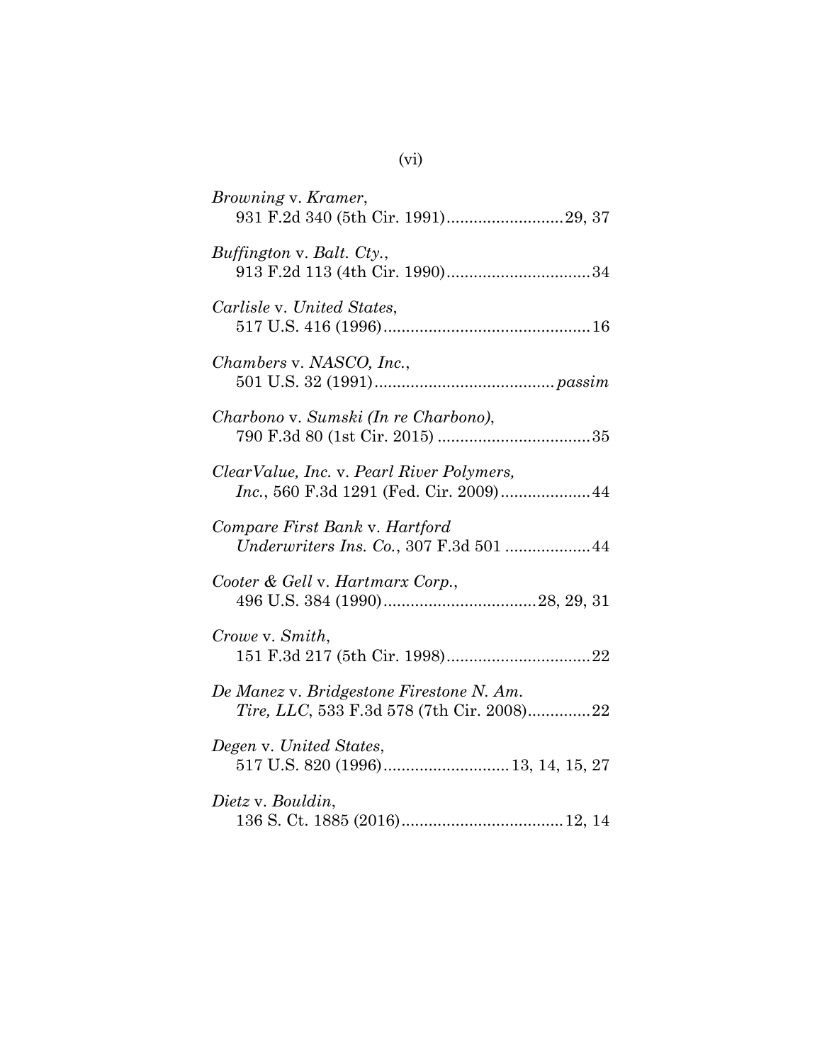*Browning* v. *Kramer*,
931 F.2d 340 (5th Cir. 1991)..........................29, 37

*Buffington* v. *Balt. Cty.*,
913 F.2d 113 (4th Cir. 1990)................................34

*Carlisle* v. *United States*,
517 U.S. 416 (1996)..............................................16

*Chambers* v. *NASCO, Inc.*,
501 U.S. 32 (1991)........................................*passim*

*Charbono* v. *Sumski (In re Charbono)*,
790 F.3d 80 (1st Cir. 2015) ..................................35

*ClearValue, Inc.* v. *Pearl River Polymers, Inc.*, 560 F.3d 1291 (Fed. Cir. 2009)....................44

*Compare First Bank* v. *Hartford Underwriters Ins. Co.*, 307 F.3d 501 ...................44

*Cooter & Gell* v. *Hartmarx Corp.*,
496 U.S. 384 (1990)..................................28, 29, 31

*Crowe* v. *Smith*,
151 F.3d 217 (5th Cir. 1998)................................22

*De Manez* v. *Bridgestone Firestone N. Am. Tire, LLC*, 533 F.3d 578 (7th Cir. 2008)..............22

*Degen* v. *United States*,
517 U.S. 820 (1996)............................13, 14, 15, 27

*Dietz* v. *Bouldin*,
136 S. Ct. 1885 (2016)....................................12, 14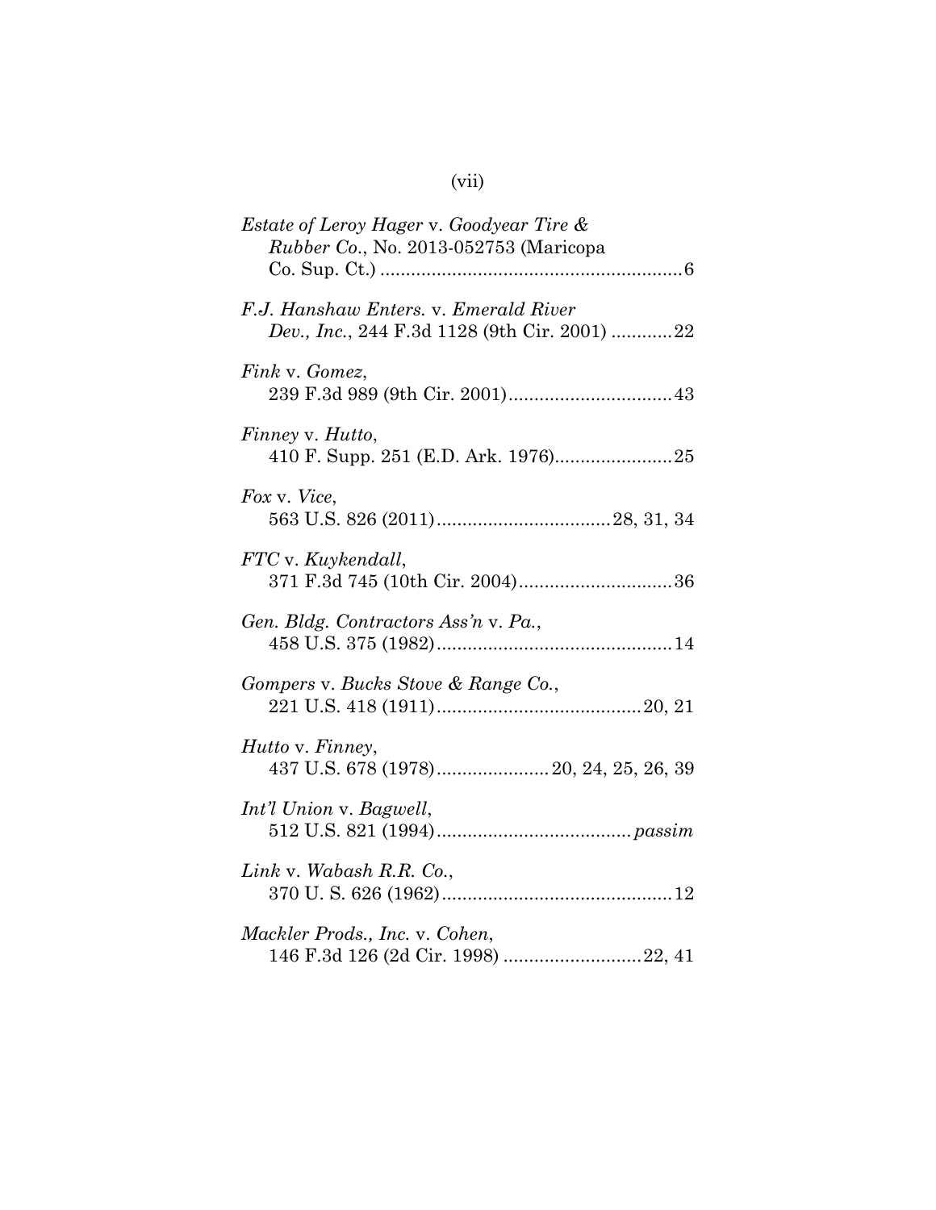*Estate of Leroy Hager* v. *Goodyear Tire & Rubber Co.*, No. 2013-052753 (Maricopa Co. Sup. Ct.) ............................................................6

*F.J. Hanshaw Enters.* v. *Emerald River Dev., Inc.*, 244 F.3d 1128 (9th Cir. 2001) ............22

*Fink* v. *Gomez*, 239 F.3d 989 (9th Cir. 2001)................................43

*Finney* v. *Hutto*, 410 F. Supp. 251 (E.D. Ark. 1976).......................25

*Fox* v. *Vice*, 563 U.S. 826 (2011).................................28, 31, 34

*FTC* v. *Kuykendall*, 371 F.3d 745 (10th Cir. 2004)..............................36

*Gen. Bldg. Contractors Ass'n* v. *Pa.*, 458 U.S. 375 (1982)..............................................14

*Gompers* v. *Bucks Stove & Range Co.*, 221 U.S. 418 (1911)........................................20, 21

*Hutto* v. *Finney*, 437 U.S. 678 (1978)......................20, 24, 25, 26, 39

*Int'l Union* v. *Bagwell*, 512 U.S. 821 (1994)......................................*passim*

*Link* v. *Wabash R.R. Co.*, 370 U. S. 626 (1962).............................................12

*Mackler Prods., Inc.* v. *Cohen*, 146 F.3d 126 (2d Cir. 1998) ...........................22, 41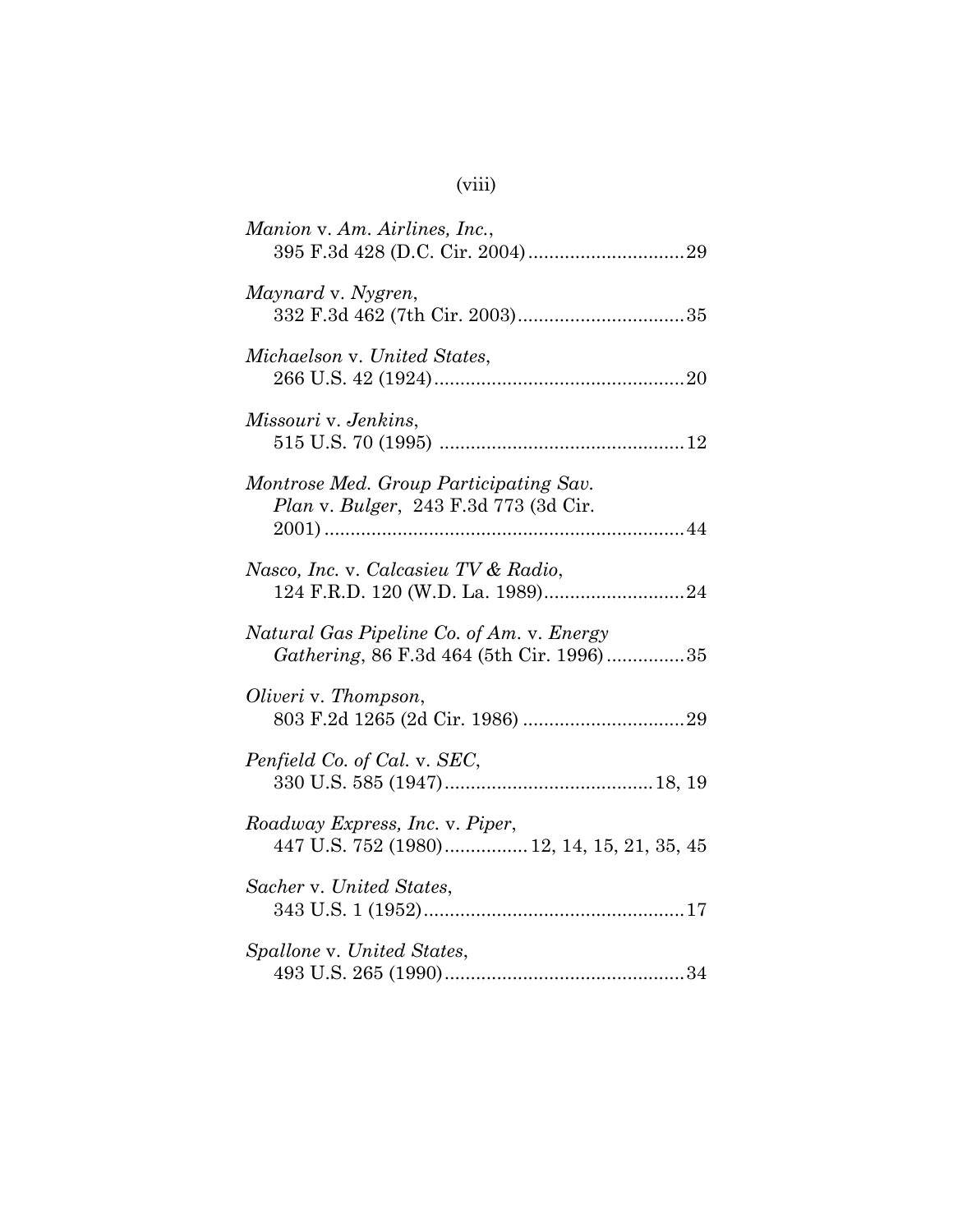*Manion* v. *Am. Airlines, Inc.*,
395 F.3d 428 (D.C. Cir. 2004)..............................29

*Maynard* v. *Nygren*,
332 F.3d 462 (7th Cir. 2003)................................35

*Michaelson* v. *United States*,
266 U.S. 42 (1924)................................................20

*Missouri* v. *Jenkins*,
515 U.S. 70 (1995) ...............................................12

*Montrose Med. Group Participating Sav. Plan* v. *Bulger*, 243 F.3d 773 (3d Cir. 2001).....................................................................44

*Nasco, Inc.* v. *Calcasieu TV & Radio*,
124 F.R.D. 120 (W.D. La. 1989)...........................24

*Natural Gas Pipeline Co. of Am.* v. *Energy Gathering*, 86 F.3d 464 (5th Cir. 1996)...............35

*Oliveri* v. *Thompson*,
803 F.2d 1265 (2d Cir. 1986) ...............................29

*Penfield Co. of Cal.* v. *SEC*,
330 U.S. 585 (1947)........................................18, 19

*Roadway Express, Inc.* v. *Piper*,
447 U.S. 752 (1980)................12, 14, 15, 21, 35, 45

*Sacher* v. *United States*,
343 U.S. 1 (1952)..................................................17

*Spallone* v. *United States*,
493 U.S. 265 (1990)..............................................34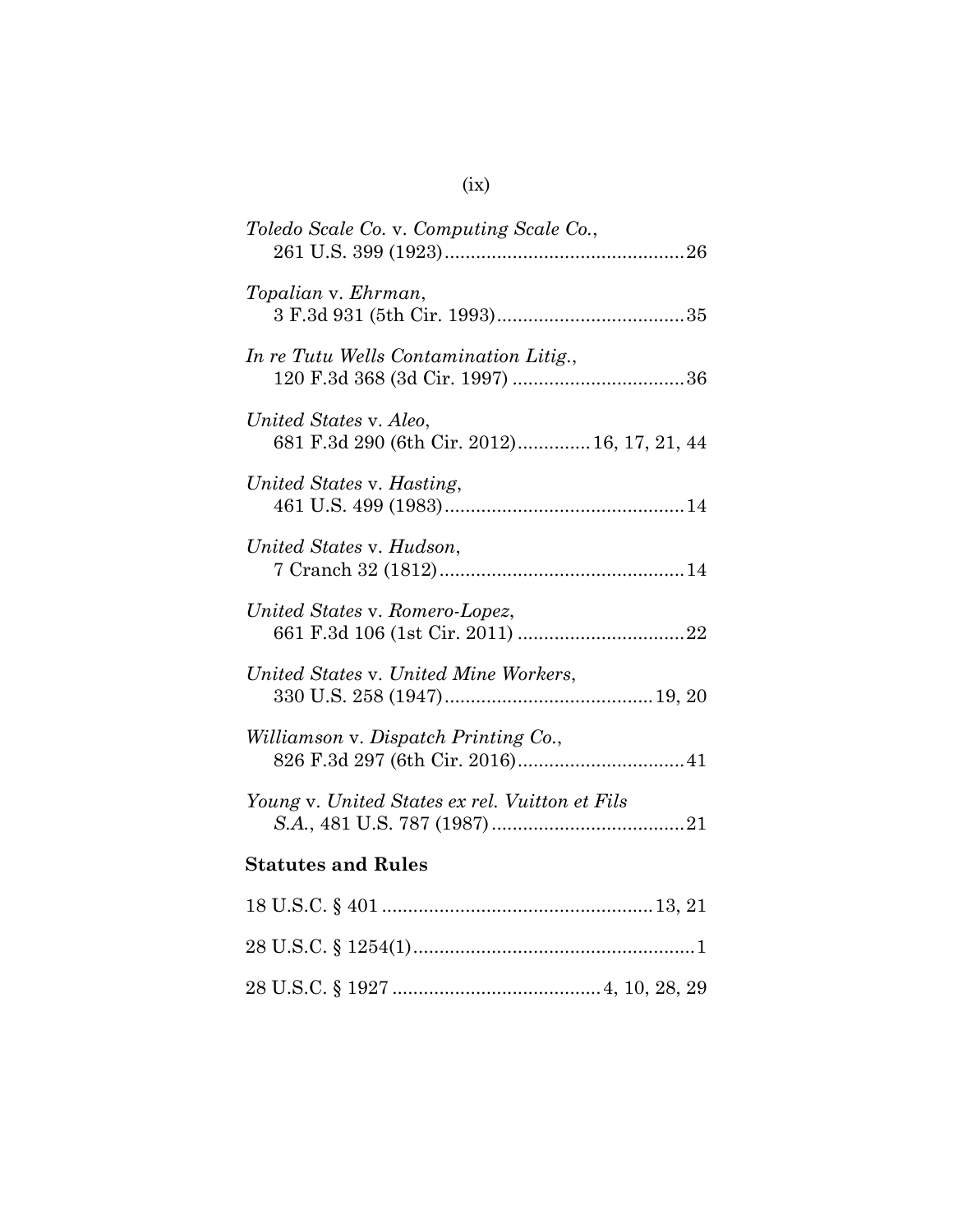*Toledo Scale Co.* v. *Computing Scale Co.*,
261 U.S. 399 (1923)..............................................26

*Topalian* v. *Ehrman*,
3 F.3d 931 (5th Cir. 1993)....................................35

*In re Tutu Wells Contamination Litig.*,
120 F.3d 368 (3d Cir. 1997) .................................36

*United States* v. *Aleo*,
681 F.3d 290 (6th Cir. 2012).............16, 17, 21, 44

*United States* v. *Hasting*,
461 U.S. 499 (1983)..............................................14

*United States* v. *Hudson*,
7 Cranch 32 (1812)...............................................14

*United States* v. *Romero-Lopez*,
661 F.3d 106 (1st Cir. 2011) ................................22

*United States* v. *United Mine Workers*,
330 U.S. 258 (1947)........................................19, 20

*Williamson* v. *Dispatch Printing Co.*,
826 F.3d 297 (6th Cir. 2016)................................41

*Young* v. *United States ex rel. Vuitton et Fils S.A.*, 481 U.S. 787 (1987).....................................21

**Statutes and Rules**

18 U.S.C. § 401 ...................................................13, 21

28 U.S.C. § 1254(1)......................................................1

28 U.S.C. § 1927 .......................................4, 10, 28, 29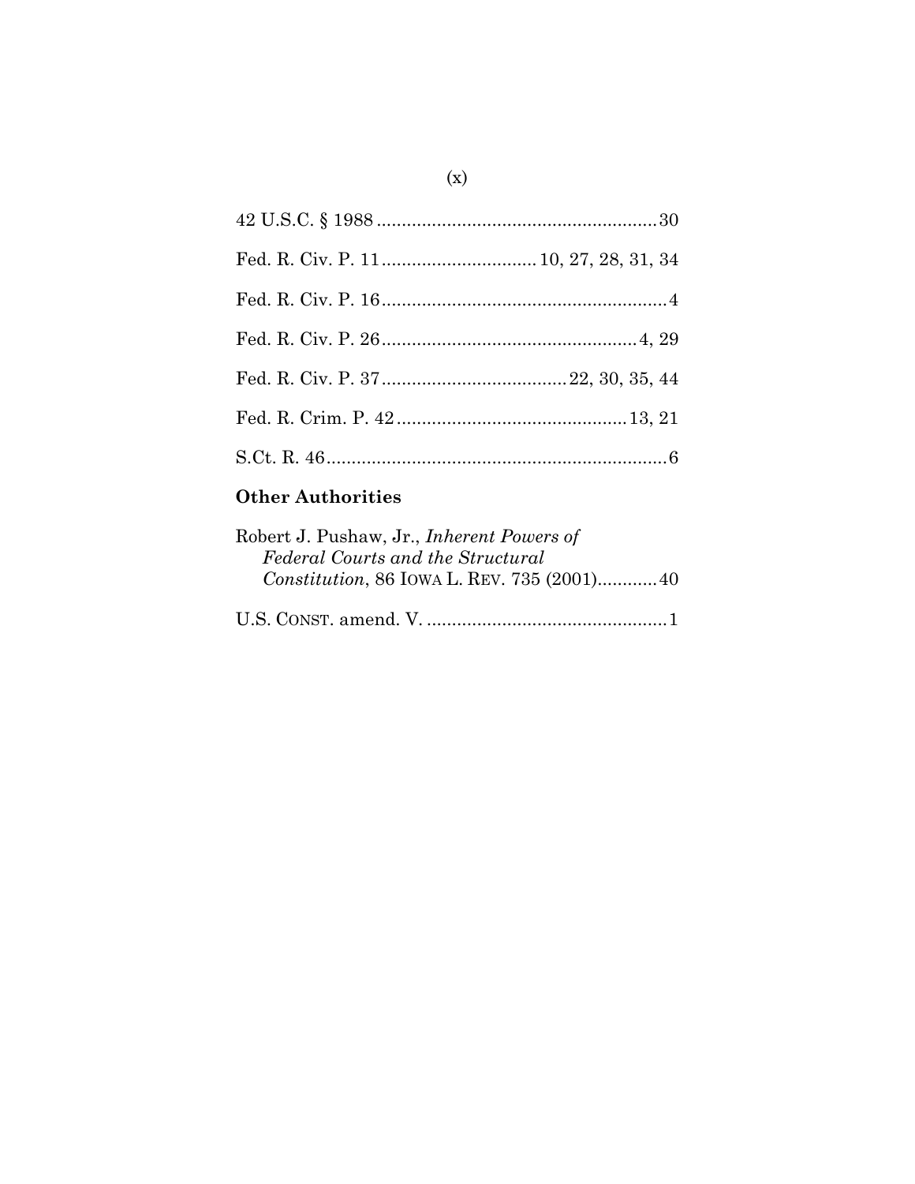42 U.S.C. § 1988 ........................................................ 30

Fed. R. Civ. P. 11 ............................... 10, 27, 28, 31, 34

Fed. R. Civ. P. 16 ......................................................... 4

Fed. R. Civ. P. 26 ................................................... 4, 29

Fed. R. Civ. P. 37 ..................................... 22, 30, 35, 44

Fed. R. Crim. P. 42 .............................................. 13, 21

S.Ct. R. 46 .................................................................... 6

**Other Authorities**

Robert J. Pushaw, Jr., *Inherent Powers of Federal Courts and the Structural Constitution*, 86 IOWA L. REV. 735 (2001) ............ 40

U.S. CONST. amend. V. ................................................ 1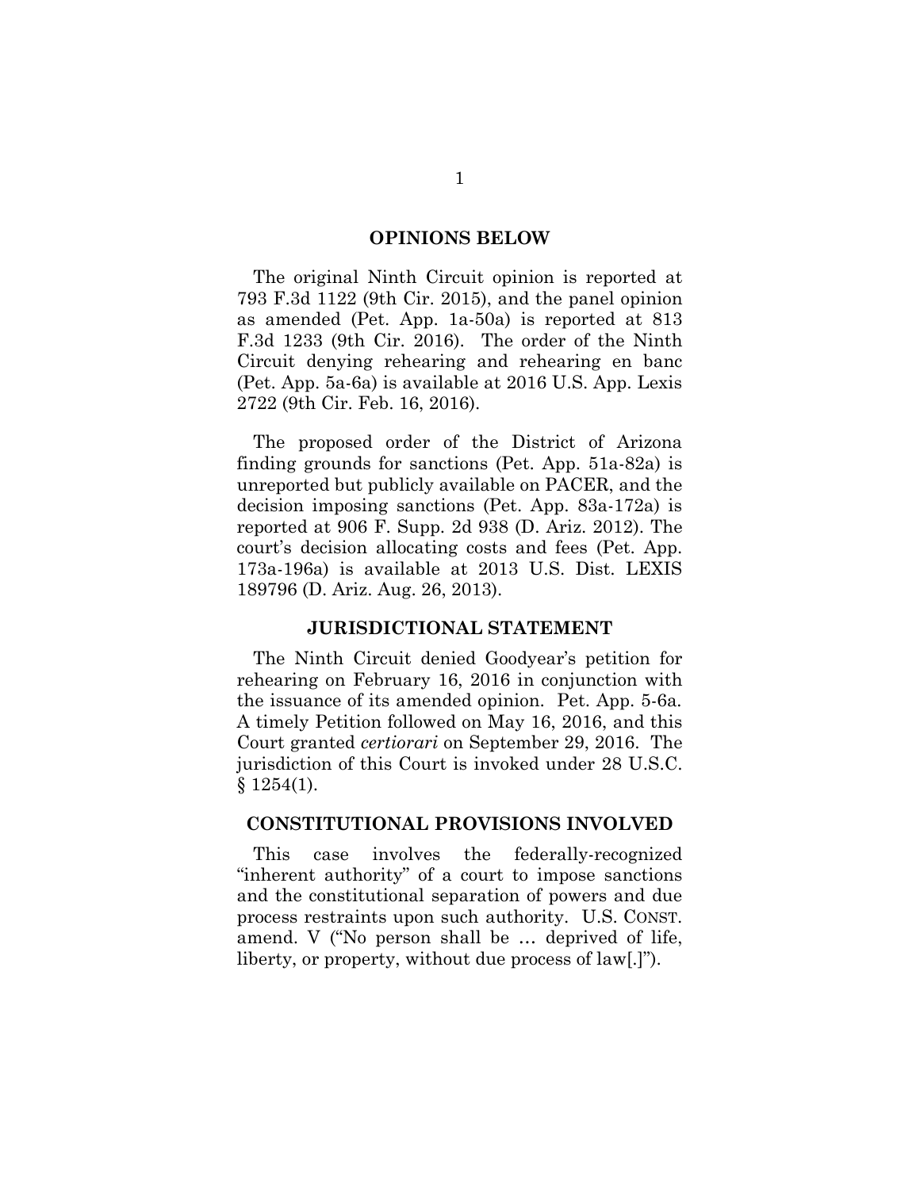## OPINIONS BELOW

The original Ninth Circuit opinion is reported at 793 F.3d 1122 (9th Cir. 2015), and the panel opinion as amended (Pet. App. 1a-50a) is reported at 813 F.3d 1233 (9th Cir. 2016). The order of the Ninth Circuit denying rehearing and rehearing en banc (Pet. App. 5a-6a) is available at 2016 U.S. App. Lexis 2722 (9th Cir. Feb. 16, 2016).

The proposed order of the District of Arizona finding grounds for sanctions (Pet. App. 51a-82a) is unreported but publicly available on PACER, and the decision imposing sanctions (Pet. App. 83a-172a) is reported at 906 F. Supp. 2d 938 (D. Ariz. 2012). The court's decision allocating costs and fees (Pet. App. 173a-196a) is available at 2013 U.S. Dist. LEXIS 189796 (D. Ariz. Aug. 26, 2013).

## JURISDICTIONAL STATEMENT

The Ninth Circuit denied Goodyear's petition for rehearing on February 16, 2016 in conjunction with the issuance of its amended opinion. Pet. App. 5-6a. A timely Petition followed on May 16, 2016, and this Court granted *certiorari* on September 29, 2016. The jurisdiction of this Court is invoked under 28 U.S.C. § 1254(1).

## CONSTITUTIONAL PROVISIONS INVOLVED

This case involves the federally-recognized "inherent authority" of a court to impose sanctions and the constitutional separation of powers and due process restraints upon such authority. U.S. CONST. amend. V ("No person shall be … deprived of life, liberty, or property, without due process of law[.]").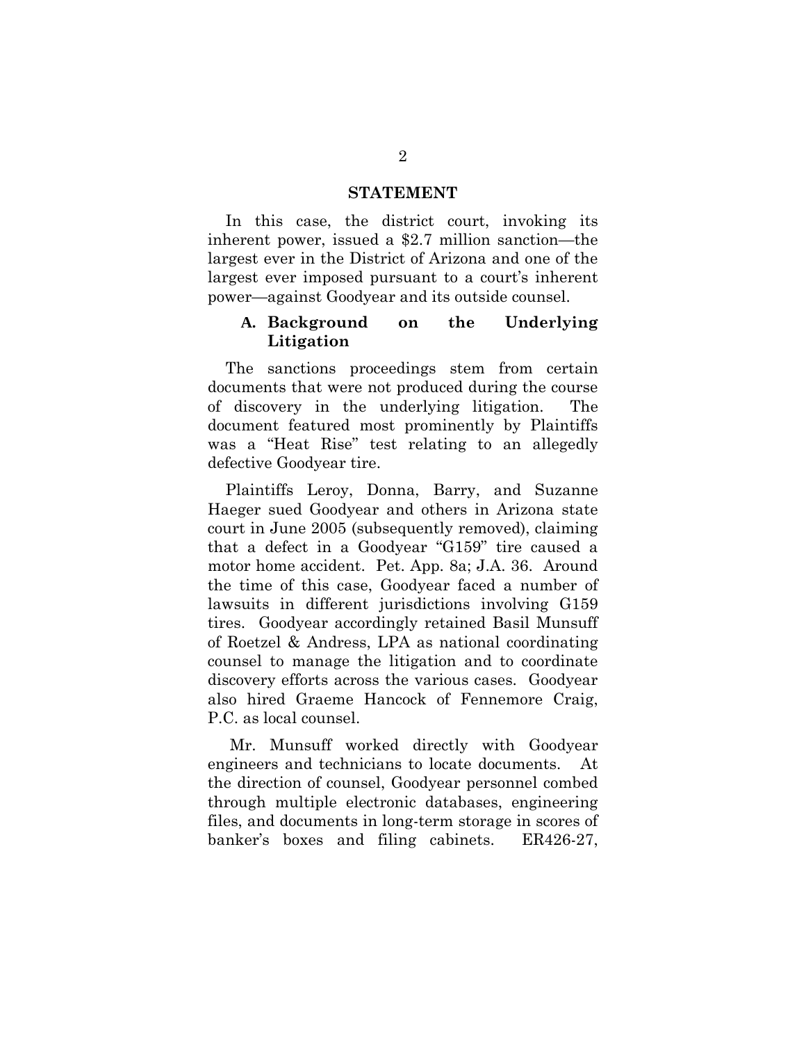## STATEMENT

In this case, the district court, invoking its inherent power, issued a $2.7 million sanction—the largest ever in the District of Arizona and one of the largest ever imposed pursuant to a court's inherent power—against Goodyear and its outside counsel.

### A. Background on the Underlying Litigation

The sanctions proceedings stem from certain documents that were not produced during the course of discovery in the underlying litigation. The document featured most prominently by Plaintiffs was a "Heat Rise" test relating to an allegedly defective Goodyear tire.

Plaintiffs Leroy, Donna, Barry, and Suzanne Haeger sued Goodyear and others in Arizona state court in June 2005 (subsequently removed), claiming that a defect in a Goodyear "G159" tire caused a motor home accident. Pet. App. 8a; J.A. 36. Around the time of this case, Goodyear faced a number of lawsuits in different jurisdictions involving G159 tires. Goodyear accordingly retained Basil Munsuff of Roetzel & Andress, LPA as national coordinating counsel to manage the litigation and to coordinate discovery efforts across the various cases. Goodyear also hired Graeme Hancock of Fennemore Craig, P.C. as local counsel.

Mr. Munsuff worked directly with Goodyear engineers and technicians to locate documents. At the direction of counsel, Goodyear personnel combed through multiple electronic databases, engineering files, and documents in long-term storage in scores of banker's boxes and filing cabinets. ER426-27,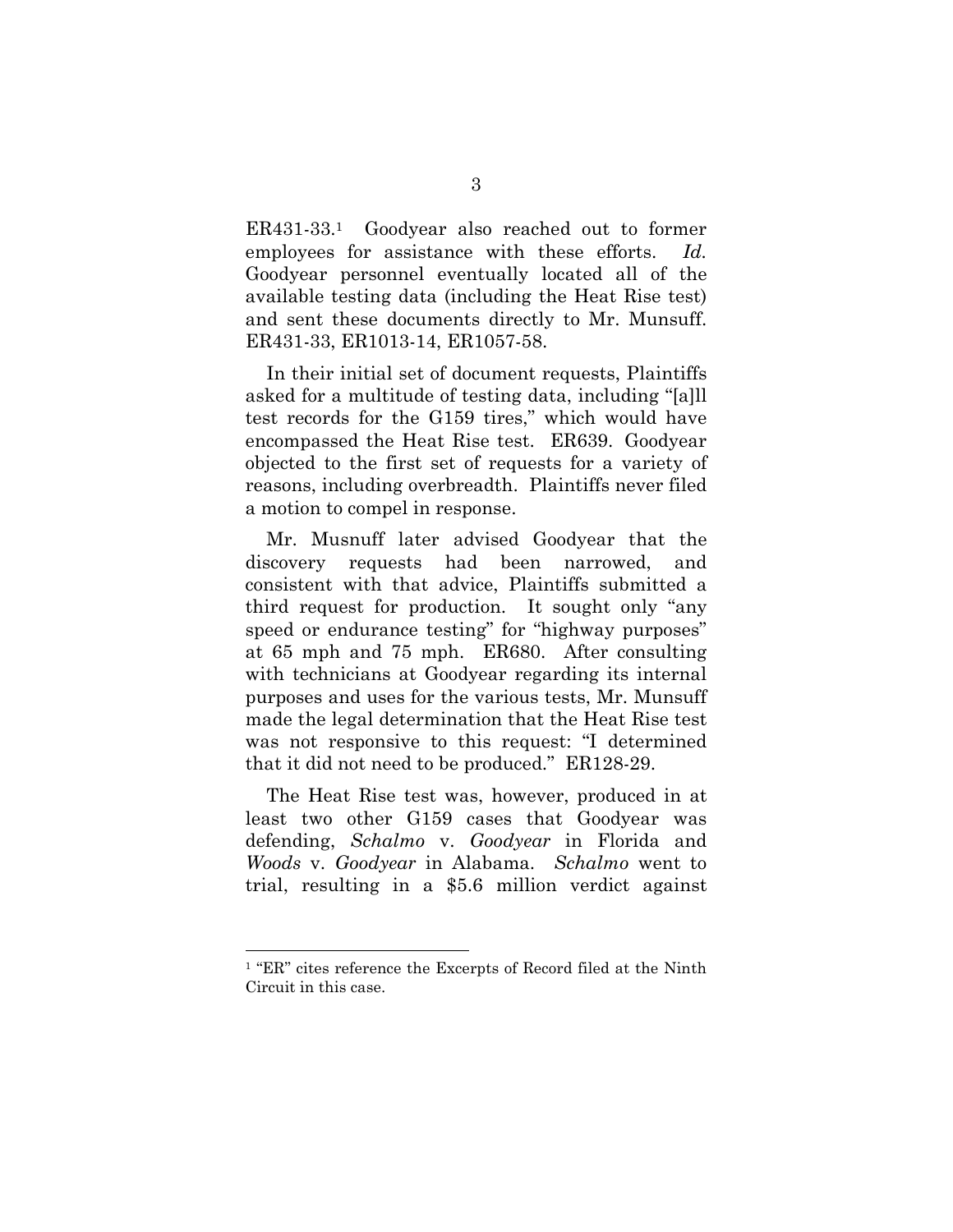ER431-33.[1] Goodyear also reached out to former employees for assistance with these efforts. *Id.* Goodyear personnel eventually located all of the available testing data (including the Heat Rise test) and sent these documents directly to Mr. Munsuff. ER431-33, ER1013-14, ER1057-58.

In their initial set of document requests, Plaintiffs asked for a multitude of testing data, including "[a]ll test records for the G159 tires," which would have encompassed the Heat Rise test. ER639. Goodyear objected to the first set of requests for a variety of reasons, including overbreadth. Plaintiffs never filed a motion to compel in response.

Mr. Musnuff later advised Goodyear that the discovery requests had been narrowed, and consistent with that advice, Plaintiffs submitted a third request for production. It sought only "any speed or endurance testing" for "highway purposes" at 65 mph and 75 mph. ER680. After consulting with technicians at Goodyear regarding its internal purposes and uses for the various tests, Mr. Munsuff made the legal determination that the Heat Rise test was not responsive to this request: "I determined that it did not need to be produced." ER128-29.

The Heat Rise test was, however, produced in at least two other G159 cases that Goodyear was defending, *Schalmo* v. *Goodyear* in Florida and *Woods* v. *Goodyear* in Alabama. *Schalmo* went to trial, resulting in a $5.6 million verdict against

---

[1] "ER" cites reference the Excerpts of Record filed at the Ninth Circuit in this case.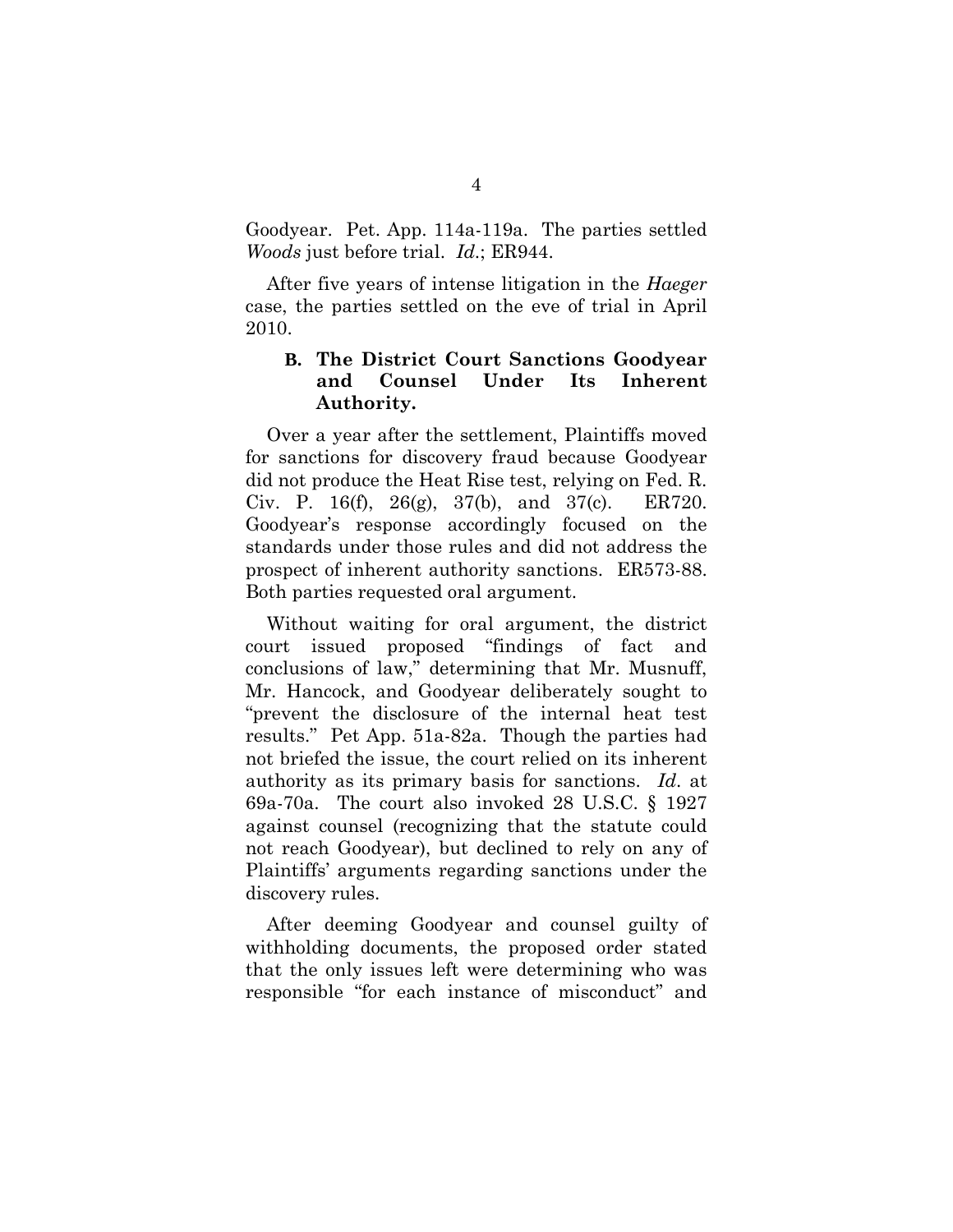Goodyear. Pet. App. 114a-119a. The parties settled *Woods* just before trial. *Id.*; ER944.

After five years of intense litigation in the *Haeger* case, the parties settled on the eve of trial in April 2010.

### B. The District Court Sanctions Goodyear and Counsel Under Its Inherent Authority.

Over a year after the settlement, Plaintiffs moved for sanctions for discovery fraud because Goodyear did not produce the Heat Rise test, relying on Fed. R. Civ. P. 16(f), 26(g), 37(b), and 37(c). ER720. Goodyear's response accordingly focused on the standards under those rules and did not address the prospect of inherent authority sanctions. ER573-88. Both parties requested oral argument.

Without waiting for oral argument, the district court issued proposed "findings of fact and conclusions of law," determining that Mr. Musnuff, Mr. Hancock, and Goodyear deliberately sought to "prevent the disclosure of the internal heat test results." Pet App. 51a-82a. Though the parties had not briefed the issue, the court relied on its inherent authority as its primary basis for sanctions. *Id.* at 69a-70a. The court also invoked 28 U.S.C. § 1927 against counsel (recognizing that the statute could not reach Goodyear), but declined to rely on any of Plaintiffs' arguments regarding sanctions under the discovery rules.

After deeming Goodyear and counsel guilty of withholding documents, the proposed order stated that the only issues left were determining who was responsible "for each instance of misconduct" and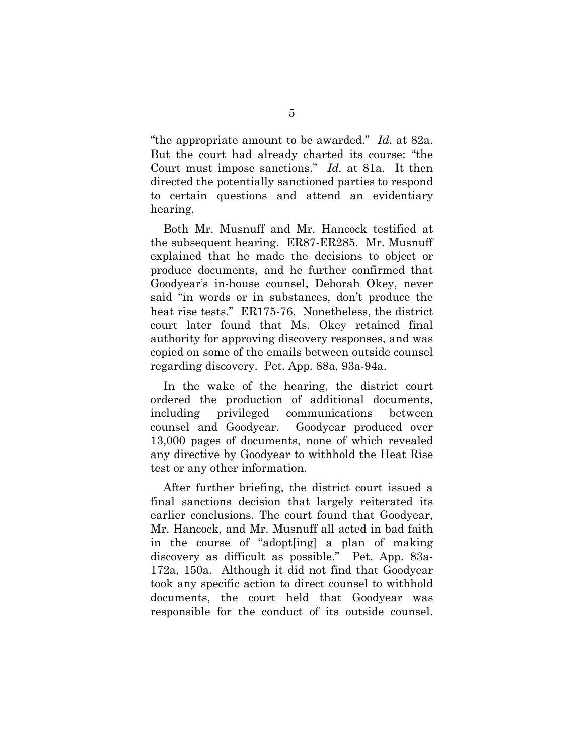"the appropriate amount to be awarded." *Id.* at 82a. But the court had already charted its course: "the Court must impose sanctions." *Id.* at 81a. It then directed the potentially sanctioned parties to respond to certain questions and attend an evidentiary hearing.

Both Mr. Musnuff and Mr. Hancock testified at the subsequent hearing. ER87-ER285. Mr. Musnuff explained that he made the decisions to object or produce documents, and he further confirmed that Goodyear's in-house counsel, Deborah Okey, never said "in words or in substances, don't produce the heat rise tests." ER175-76. Nonetheless, the district court later found that Ms. Okey retained final authority for approving discovery responses, and was copied on some of the emails between outside counsel regarding discovery. Pet. App. 88a, 93a-94a.

In the wake of the hearing, the district court ordered the production of additional documents, including privileged communications between counsel and Goodyear. Goodyear produced over 13,000 pages of documents, none of which revealed any directive by Goodyear to withhold the Heat Rise test or any other information.

After further briefing, the district court issued a final sanctions decision that largely reiterated its earlier conclusions. The court found that Goodyear, Mr. Hancock, and Mr. Musnuff all acted in bad faith in the course of "adopt[ing] a plan of making discovery as difficult as possible." Pet. App. 83a-172a, 150a. Although it did not find that Goodyear took any specific action to direct counsel to withhold documents, the court held that Goodyear was responsible for the conduct of its outside counsel.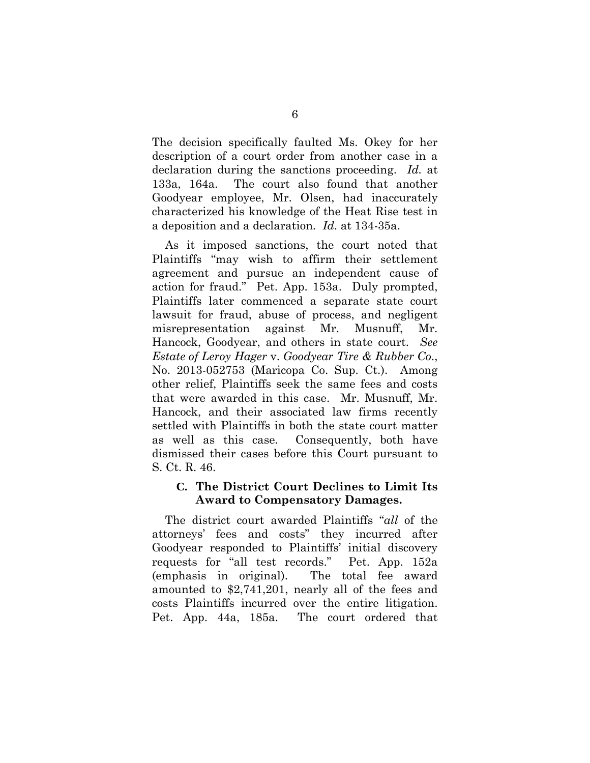The decision specifically faulted Ms. Okey for her description of a court order from another case in a declaration during the sanctions proceeding. *Id.* at 133a, 164a. The court also found that another Goodyear employee, Mr. Olsen, had inaccurately characterized his knowledge of the Heat Rise test in a deposition and a declaration. *Id.* at 134-35a.

As it imposed sanctions, the court noted that Plaintiffs "may wish to affirm their settlement agreement and pursue an independent cause of action for fraud." Pet. App. 153a. Duly prompted, Plaintiffs later commenced a separate state court lawsuit for fraud, abuse of process, and negligent misrepresentation against Mr. Musnuff, Mr. Hancock, Goodyear, and others in state court. *See Estate of Leroy Hager* v. *Goodyear Tire & Rubber Co.*, No. 2013-052753 (Maricopa Co. Sup. Ct.). Among other relief, Plaintiffs seek the same fees and costs that were awarded in this case. Mr. Musnuff, Mr. Hancock, and their associated law firms recently settled with Plaintiffs in both the state court matter as well as this case. Consequently, both have dismissed their cases before this Court pursuant to S. Ct. R. 46.

### C. The District Court Declines to Limit Its Award to Compensatory Damages.

The district court awarded Plaintiffs "*all* of the attorneys' fees and costs" they incurred after Goodyear responded to Plaintiffs' initial discovery requests for "all test records." Pet. App. 152a (emphasis in original). The total fee award amounted to $2,741,201, nearly all of the fees and costs Plaintiffs incurred over the entire litigation. Pet. App. 44a, 185a. The court ordered that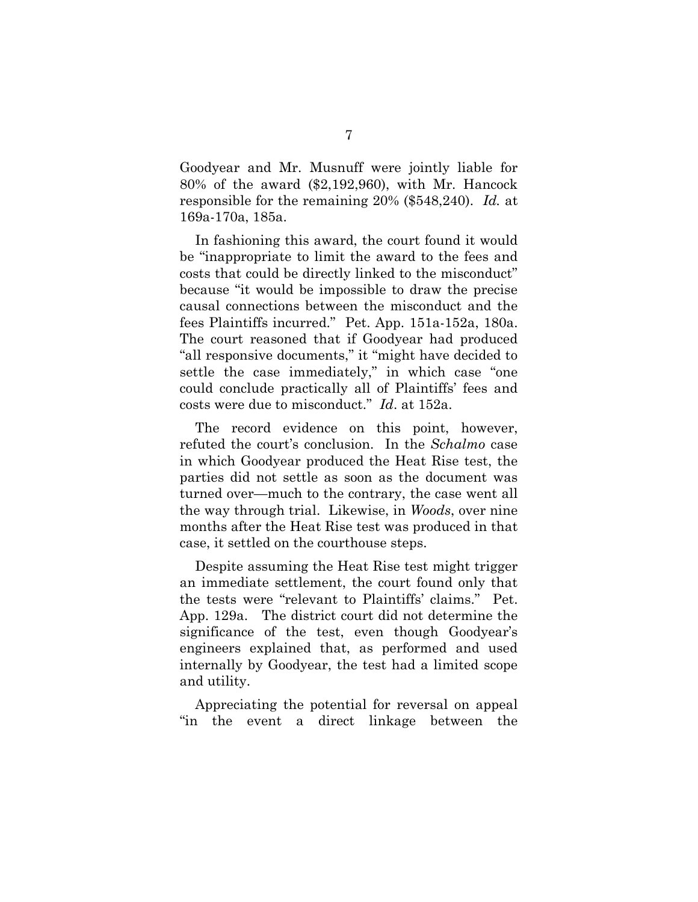Goodyear and Mr. Musnuff were jointly liable for 80% of the award ($2,192,960), with Mr. Hancock responsible for the remaining 20% ($548,240). *Id.* at 169a-170a, 185a.

In fashioning this award, the court found it would be "inappropriate to limit the award to the fees and costs that could be directly linked to the misconduct" because "it would be impossible to draw the precise causal connections between the misconduct and the fees Plaintiffs incurred." Pet. App. 151a-152a, 180a. The court reasoned that if Goodyear had produced "all responsive documents," it "might have decided to settle the case immediately," in which case "one could conclude practically all of Plaintiffs' fees and costs were due to misconduct." *Id*. at 152a.

The record evidence on this point, however, refuted the court's conclusion. In the *Schalmo* case in which Goodyear produced the Heat Rise test, the parties did not settle as soon as the document was turned over—much to the contrary, the case went all the way through trial. Likewise, in *Woods*, over nine months after the Heat Rise test was produced in that case, it settled on the courthouse steps.

Despite assuming the Heat Rise test might trigger an immediate settlement, the court found only that the tests were "relevant to Plaintiffs' claims." Pet. App. 129a. The district court did not determine the significance of the test, even though Goodyear's engineers explained that, as performed and used internally by Goodyear, the test had a limited scope and utility.

Appreciating the potential for reversal on appeal "in the event a direct linkage between the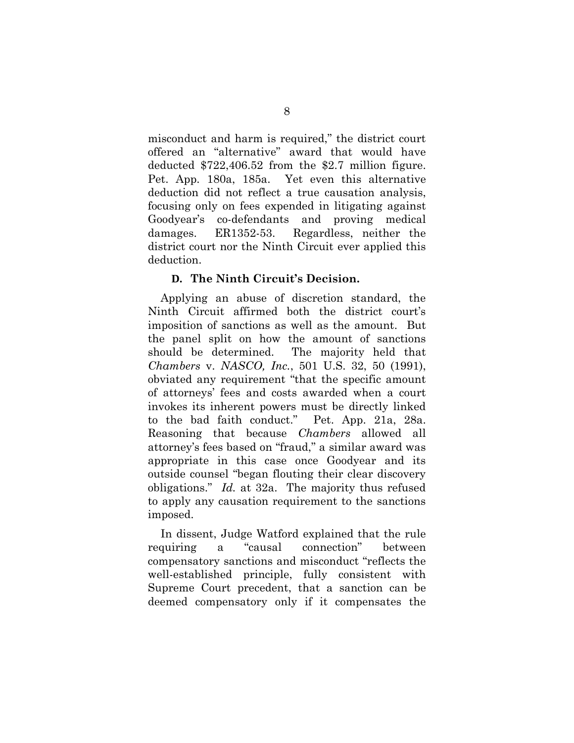misconduct and harm is required," the district court offered an "alternative" award that would have deducted $722,406.52 from the $2.7 million figure. Pet. App. 180a, 185a. Yet even this alternative deduction did not reflect a true causation analysis, focusing only on fees expended in litigating against Goodyear's co-defendants and proving medical damages. ER1352-53. Regardless, neither the district court nor the Ninth Circuit ever applied this deduction.

### D. The Ninth Circuit's Decision.

Applying an abuse of discretion standard, the Ninth Circuit affirmed both the district court's imposition of sanctions as well as the amount. But the panel split on how the amount of sanctions should be determined. The majority held that *Chambers* v. *NASCO, Inc.*, 501 U.S. 32, 50 (1991), obviated any requirement "that the specific amount of attorneys' fees and costs awarded when a court invokes its inherent powers must be directly linked to the bad faith conduct." Pet. App. 21a, 28a. Reasoning that because *Chambers* allowed all attorney's fees based on "fraud," a similar award was appropriate in this case once Goodyear and its outside counsel "began flouting their clear discovery obligations." *Id.* at 32a. The majority thus refused to apply any causation requirement to the sanctions imposed.

In dissent, Judge Watford explained that the rule requiring a "causal connection" between compensatory sanctions and misconduct "reflects the well-established principle, fully consistent with Supreme Court precedent, that a sanction can be deemed compensatory only if it compensates the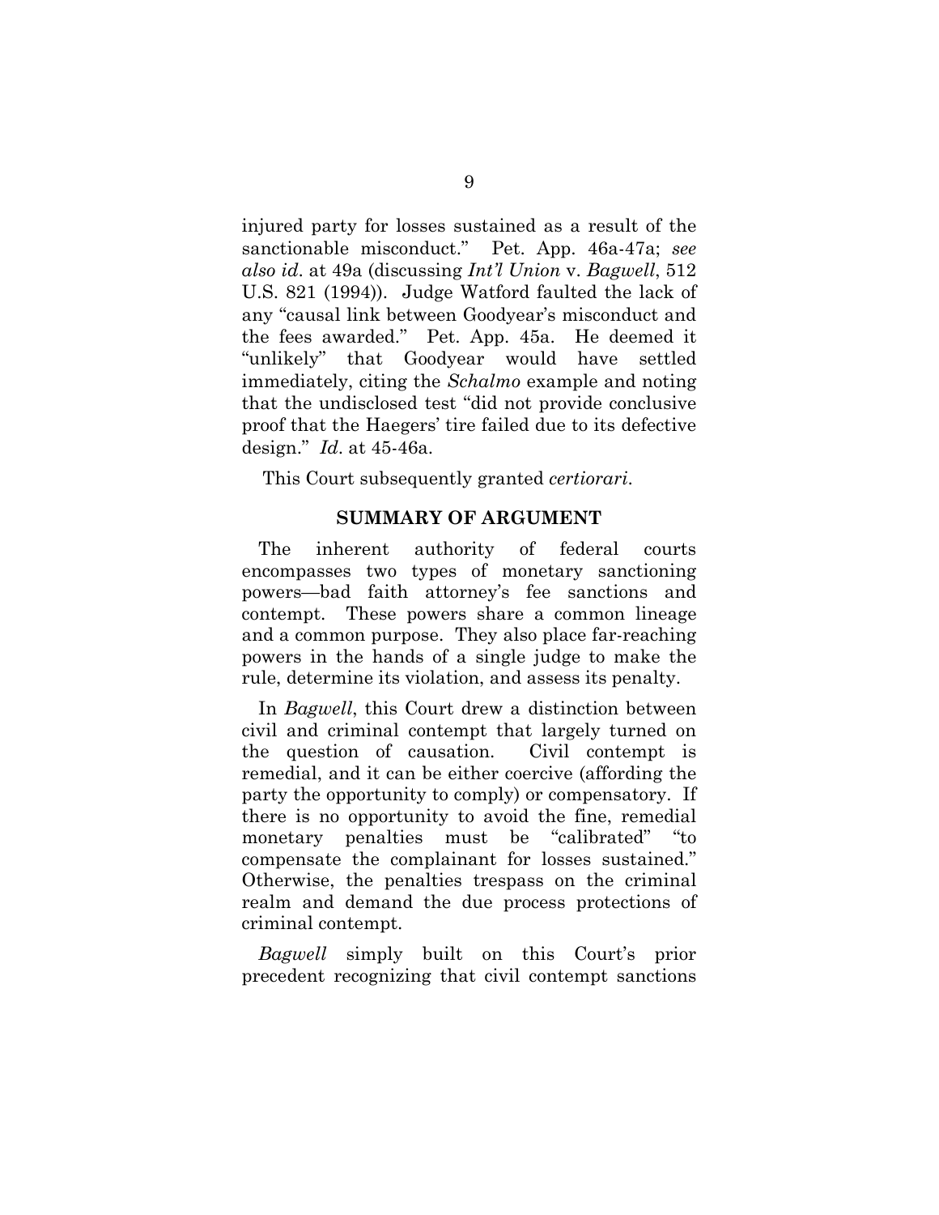injured party for losses sustained as a result of the sanctionable misconduct." Pet. App. 46a-47a; *see also id*. at 49a (discussing *Int'l Union* v. *Bagwell*, 512 U.S. 821 (1994)). Judge Watford faulted the lack of any "causal link between Goodyear's misconduct and the fees awarded." Pet. App. 45a. He deemed it "unlikely" that Goodyear would have settled immediately, citing the *Schalmo* example and noting that the undisclosed test "did not provide conclusive proof that the Haegers' tire failed due to its defective design." *Id*. at 45-46a.

This Court subsequently granted *certiorari*.

## SUMMARY OF ARGUMENT

The inherent authority of federal courts encompasses two types of monetary sanctioning powers—bad faith attorney's fee sanctions and contempt. These powers share a common lineage and a common purpose. They also place far-reaching powers in the hands of a single judge to make the rule, determine its violation, and assess its penalty.

In *Bagwell*, this Court drew a distinction between civil and criminal contempt that largely turned on the question of causation. Civil contempt is remedial, and it can be either coercive (affording the party the opportunity to comply) or compensatory. If there is no opportunity to avoid the fine, remedial monetary penalties must be "calibrated" "to compensate the complainant for losses sustained." Otherwise, the penalties trespass on the criminal realm and demand the due process protections of criminal contempt.

*Bagwell* simply built on this Court's prior precedent recognizing that civil contempt sanctions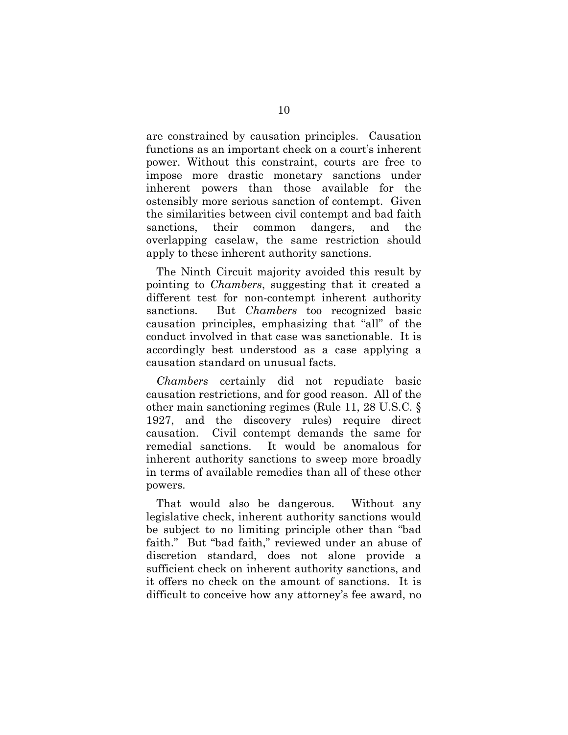are constrained by causation principles. Causation functions as an important check on a court's inherent power. Without this constraint, courts are free to impose more drastic monetary sanctions under inherent powers than those available for the ostensibly more serious sanction of contempt. Given the similarities between civil contempt and bad faith sanctions, their common dangers, and the overlapping caselaw, the same restriction should apply to these inherent authority sanctions.

The Ninth Circuit majority avoided this result by pointing to *Chambers*, suggesting that it created a different test for non-contempt inherent authority sanctions. But *Chambers* too recognized basic causation principles, emphasizing that "all" of the conduct involved in that case was sanctionable. It is accordingly best understood as a case applying a causation standard on unusual facts.

*Chambers* certainly did not repudiate basic causation restrictions, and for good reason. All of the other main sanctioning regimes (Rule 11, 28 U.S.C. § 1927, and the discovery rules) require direct causation. Civil contempt demands the same for remedial sanctions. It would be anomalous for inherent authority sanctions to sweep more broadly in terms of available remedies than all of these other powers.

That would also be dangerous. Without any legislative check, inherent authority sanctions would be subject to no limiting principle other than "bad faith." But "bad faith," reviewed under an abuse of discretion standard, does not alone provide a sufficient check on inherent authority sanctions, and it offers no check on the amount of sanctions. It is difficult to conceive how any attorney's fee award, no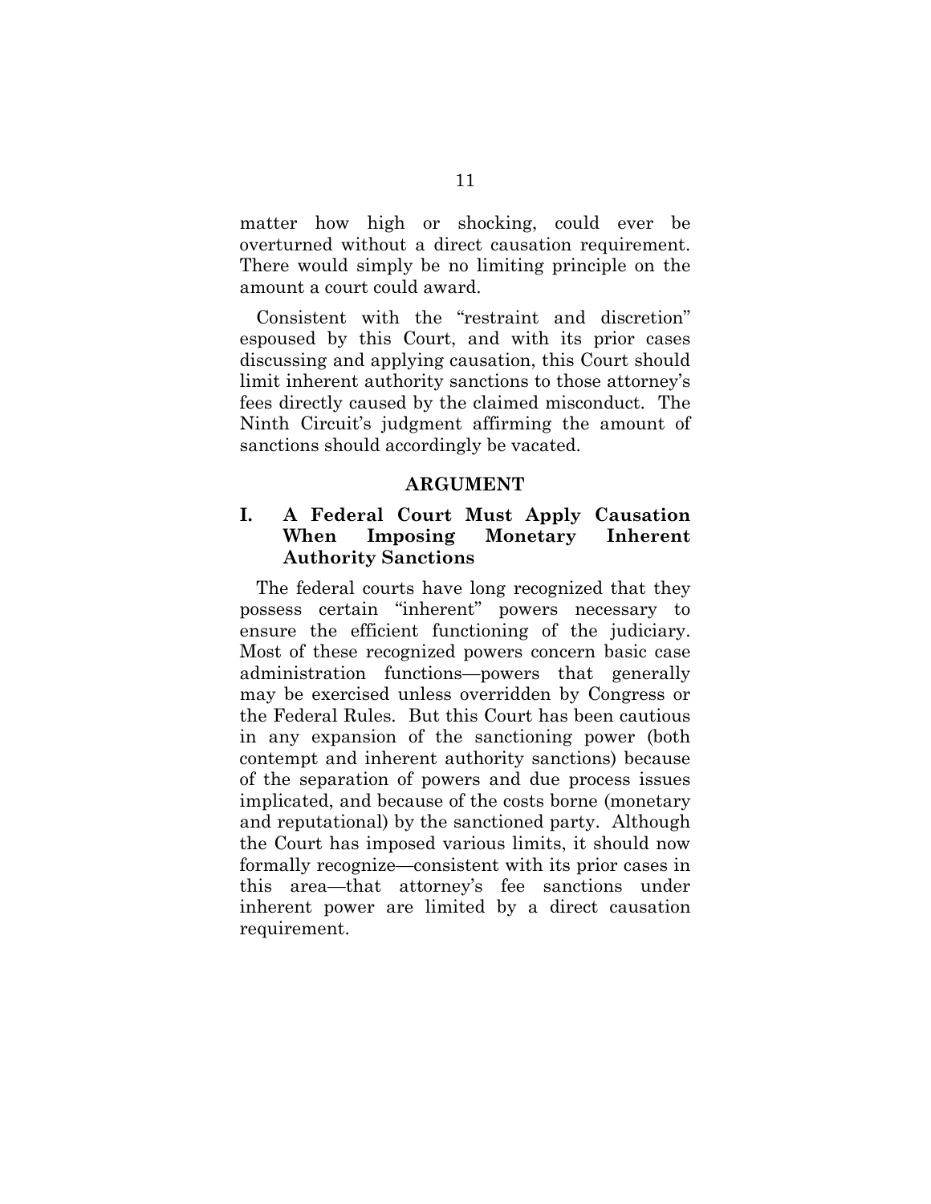matter how high or shocking, could ever be overturned without a direct causation requirement. There would simply be no limiting principle on the amount a court could award.

Consistent with the "restraint and discretion" espoused by this Court, and with its prior cases discussing and applying causation, this Court should limit inherent authority sanctions to those attorney's fees directly caused by the claimed misconduct. The Ninth Circuit's judgment affirming the amount of sanctions should accordingly be vacated.

## ARGUMENT

### I. A Federal Court Must Apply Causation When Imposing Monetary Inherent Authority Sanctions

The federal courts have long recognized that they possess certain "inherent" powers necessary to ensure the efficient functioning of the judiciary. Most of these recognized powers concern basic case administration functions—powers that generally may be exercised unless overridden by Congress or the Federal Rules. But this Court has been cautious in any expansion of the sanctioning power (both contempt and inherent authority sanctions) because of the separation of powers and due process issues implicated, and because of the costs borne (monetary and reputational) by the sanctioned party. Although the Court has imposed various limits, it should now formally recognize—consistent with its prior cases in this area—that attorney's fee sanctions under inherent power are limited by a direct causation requirement.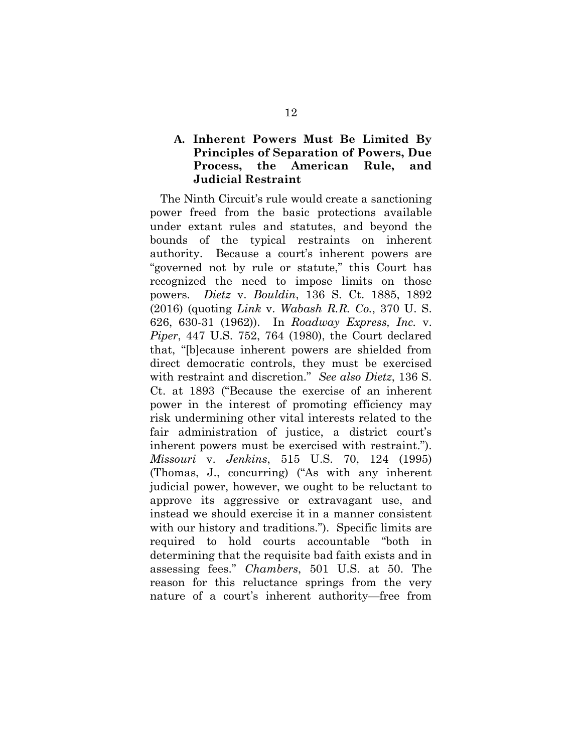### A. Inherent Powers Must Be Limited By Principles of Separation of Powers, Due Process, the American Rule, and Judicial Restraint

The Ninth Circuit's rule would create a sanctioning power freed from the basic protections available under extant rules and statutes, and beyond the bounds of the typical restraints on inherent authority. Because a court's inherent powers are "governed not by rule or statute," this Court has recognized the need to impose limits on those powers. *Dietz* v. *Bouldin*, 136 S. Ct. 1885, 1892 (2016) (quoting *Link* v. *Wabash R.R. Co.*, 370 U. S. 626, 630-31 (1962)). In *Roadway Express, Inc.* v. *Piper*, 447 U.S. 752, 764 (1980), the Court declared that, "[b]ecause inherent powers are shielded from direct democratic controls, they must be exercised with restraint and discretion." *See also Dietz*, 136 S. Ct. at 1893 ("Because the exercise of an inherent power in the interest of promoting efficiency may risk undermining other vital interests related to the fair administration of justice, a district court's inherent powers must be exercised with restraint."). *Missouri* v. *Jenkins*, 515 U.S. 70, 124 (1995) (Thomas, J., concurring) ("As with any inherent judicial power, however, we ought to be reluctant to approve its aggressive or extravagant use, and instead we should exercise it in a manner consistent with our history and traditions."). Specific limits are required to hold courts accountable "both in determining that the requisite bad faith exists and in assessing fees." *Chambers*, 501 U.S. at 50. The reason for this reluctance springs from the very nature of a court's inherent authority—free from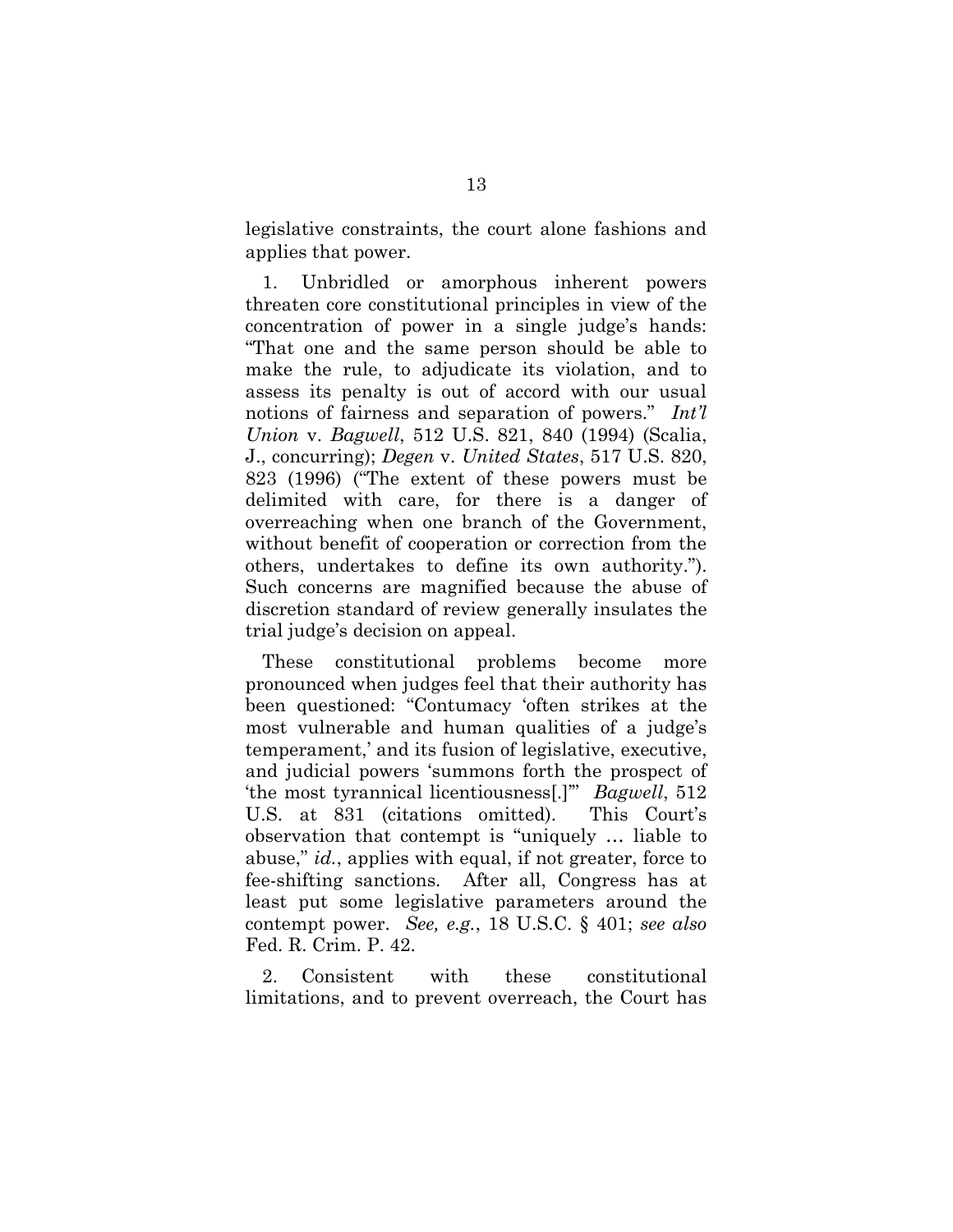legislative constraints, the court alone fashions and applies that power.

1. Unbridled or amorphous inherent powers threaten core constitutional principles in view of the concentration of power in a single judge's hands: "That one and the same person should be able to make the rule, to adjudicate its violation, and to assess its penalty is out of accord with our usual notions of fairness and separation of powers." *Int'l Union* v. *Bagwell*, 512 U.S. 821, 840 (1994) (Scalia, J., concurring); *Degen* v. *United States*, 517 U.S. 820, 823 (1996) ("The extent of these powers must be delimited with care, for there is a danger of overreaching when one branch of the Government, without benefit of cooperation or correction from the others, undertakes to define its own authority."). Such concerns are magnified because the abuse of discretion standard of review generally insulates the trial judge's decision on appeal.

These constitutional problems become more pronounced when judges feel that their authority has been questioned: "Contumacy 'often strikes at the most vulnerable and human qualities of a judge's temperament,' and its fusion of legislative, executive, and judicial powers 'summons forth the prospect of 'the most tyrannical licentiousness[.]'" *Bagwell*, 512 U.S. at 831 (citations omitted). This Court's observation that contempt is "uniquely … liable to abuse," *id.*, applies with equal, if not greater, force to fee-shifting sanctions. After all, Congress has at least put some legislative parameters around the contempt power. *See, e.g.*, 18 U.S.C. § 401; *see also* Fed. R. Crim. P. 42.

2. Consistent with these constitutional limitations, and to prevent overreach, the Court has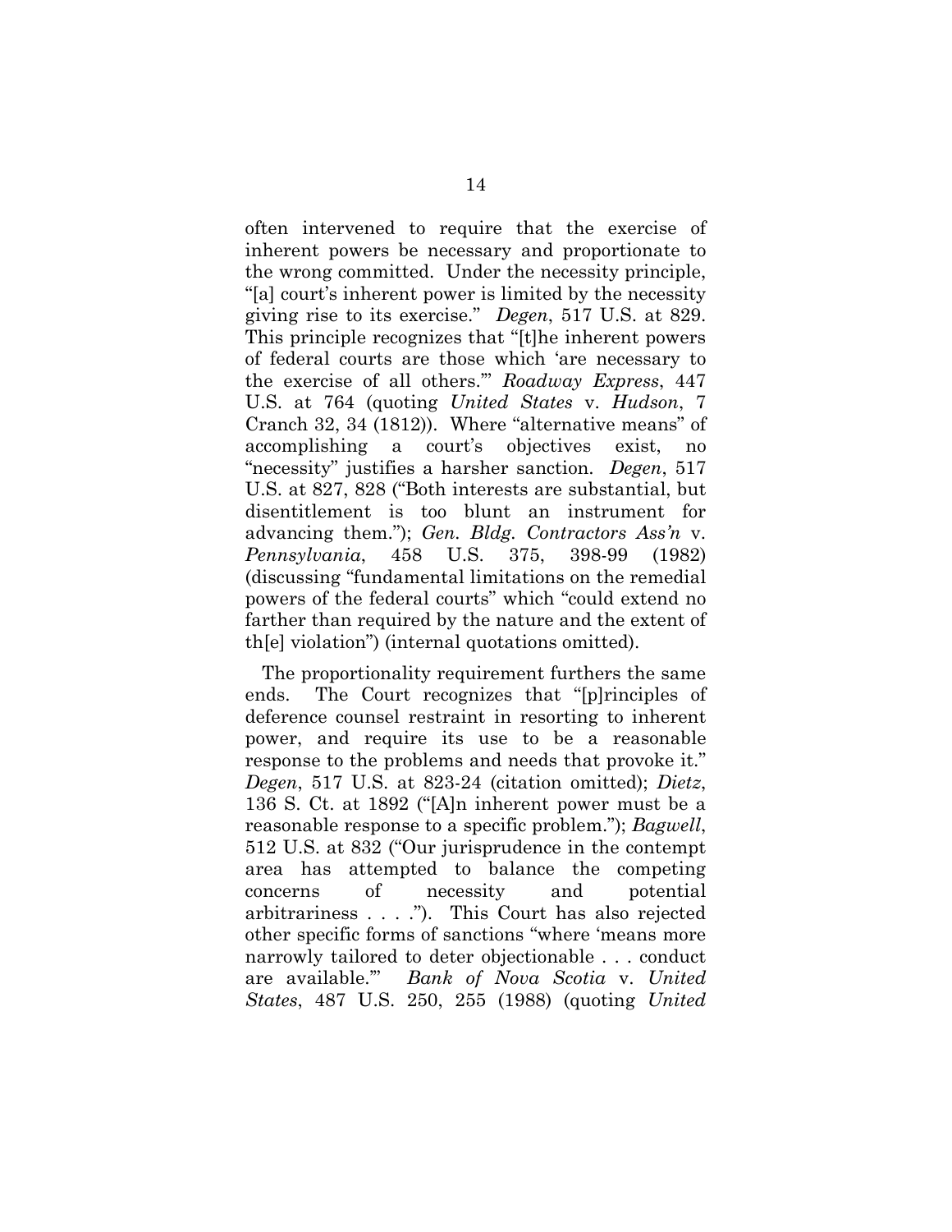often intervened to require that the exercise of inherent powers be necessary and proportionate to the wrong committed. Under the necessity principle, "[a] court's inherent power is limited by the necessity giving rise to its exercise." *Degen*, 517 U.S. at 829. This principle recognizes that "[t]he inherent powers of federal courts are those which 'are necessary to the exercise of all others.'" *Roadway Express*, 447 U.S. at 764 (quoting *United States* v. *Hudson*, 7 Cranch 32, 34 (1812)). Where "alternative means" of accomplishing a court's objectives exist, no "necessity" justifies a harsher sanction. *Degen*, 517 U.S. at 827, 828 ("Both interests are substantial, but disentitlement is too blunt an instrument for advancing them."); *Gen. Bldg. Contractors Ass'n* v. *Pennsylvania*, 458 U.S. 375, 398-99 (1982) (discussing "fundamental limitations on the remedial powers of the federal courts" which "could extend no farther than required by the nature and the extent of th[e] violation") (internal quotations omitted).

The proportionality requirement furthers the same ends. The Court recognizes that "[p]rinciples of deference counsel restraint in resorting to inherent power, and require its use to be a reasonable response to the problems and needs that provoke it." *Degen*, 517 U.S. at 823-24 (citation omitted); *Dietz*, 136 S. Ct. at 1892 ("[A]n inherent power must be a reasonable response to a specific problem."); *Bagwell*, 512 U.S. at 832 ("Our jurisprudence in the contempt area has attempted to balance the competing concerns of necessity and potential arbitrariness . . . ."). This Court has also rejected other specific forms of sanctions "where 'means more narrowly tailored to deter objectionable . . . conduct are available.'" *Bank of Nova Scotia* v. *United States*, 487 U.S. 250, 255 (1988) (quoting *United*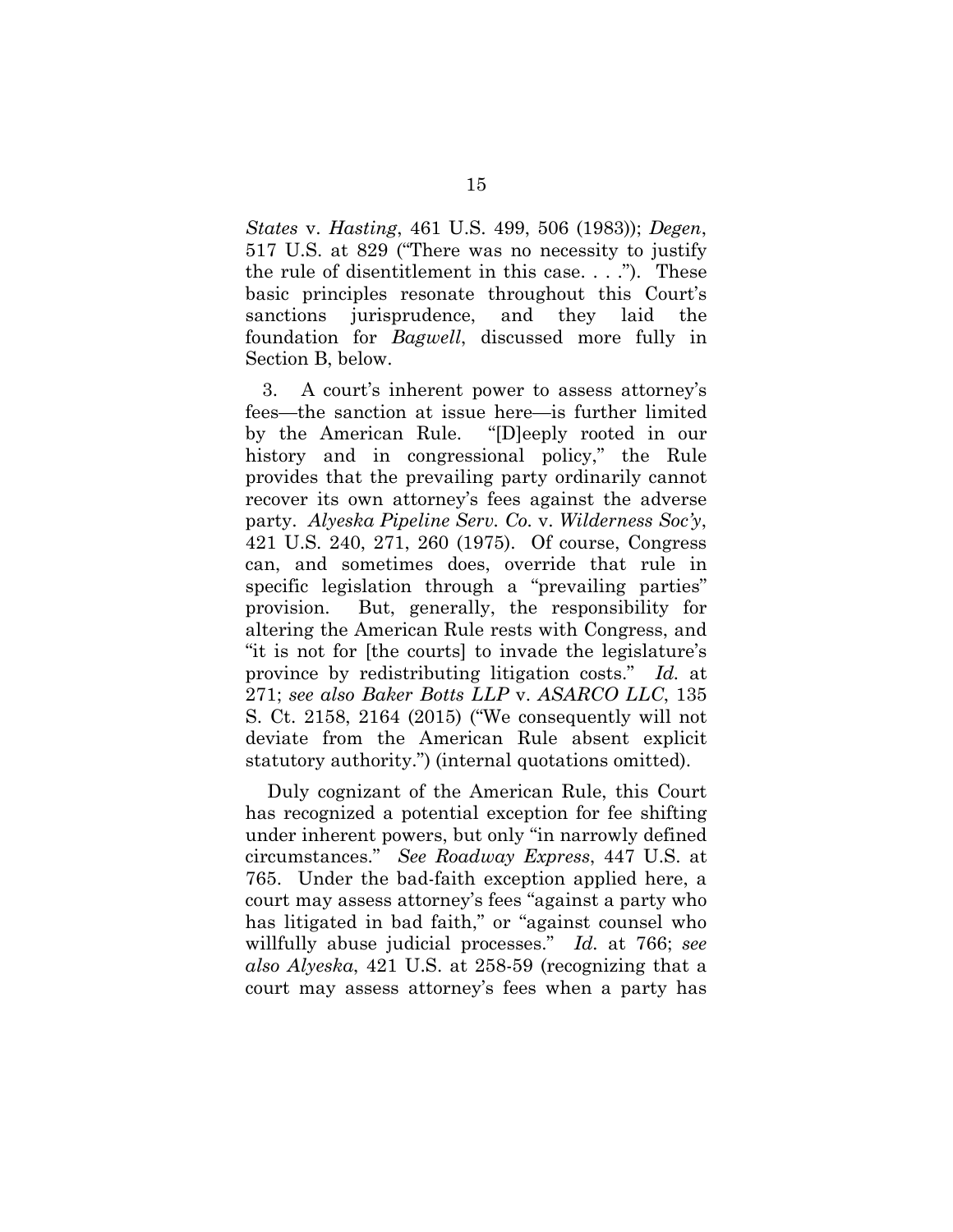*States* v. *Hasting*, 461 U.S. 499, 506 (1983)); *Degen*, 517 U.S. at 829 ("There was no necessity to justify the rule of disentitlement in this case. . . ."). These basic principles resonate throughout this Court's sanctions jurisprudence, and they laid the foundation for *Bagwell*, discussed more fully in Section B, below.

3. A court's inherent power to assess attorney's fees—the sanction at issue here—is further limited by the American Rule. "[D]eeply rooted in our history and in congressional policy," the Rule provides that the prevailing party ordinarily cannot recover its own attorney's fees against the adverse party. *Alyeska Pipeline Serv. Co.* v. *Wilderness Soc'y*, 421 U.S. 240, 271, 260 (1975). Of course, Congress can, and sometimes does, override that rule in specific legislation through a "prevailing parties" provision. But, generally, the responsibility for altering the American Rule rests with Congress, and "it is not for [the courts] to invade the legislature's province by redistributing litigation costs." *Id.* at 271; *see also Baker Botts LLP* v. *ASARCO LLC*, 135 S. Ct. 2158, 2164 (2015) ("We consequently will not deviate from the American Rule absent explicit statutory authority.") (internal quotations omitted).

Duly cognizant of the American Rule, this Court has recognized a potential exception for fee shifting under inherent powers, but only "in narrowly defined circumstances." *See Roadway Express*, 447 U.S. at 765. Under the bad-faith exception applied here, a court may assess attorney's fees "against a party who has litigated in bad faith," or "against counsel who willfully abuse judicial processes." *Id.* at 766; *see also Alyeska*, 421 U.S. at 258-59 (recognizing that a court may assess attorney's fees when a party has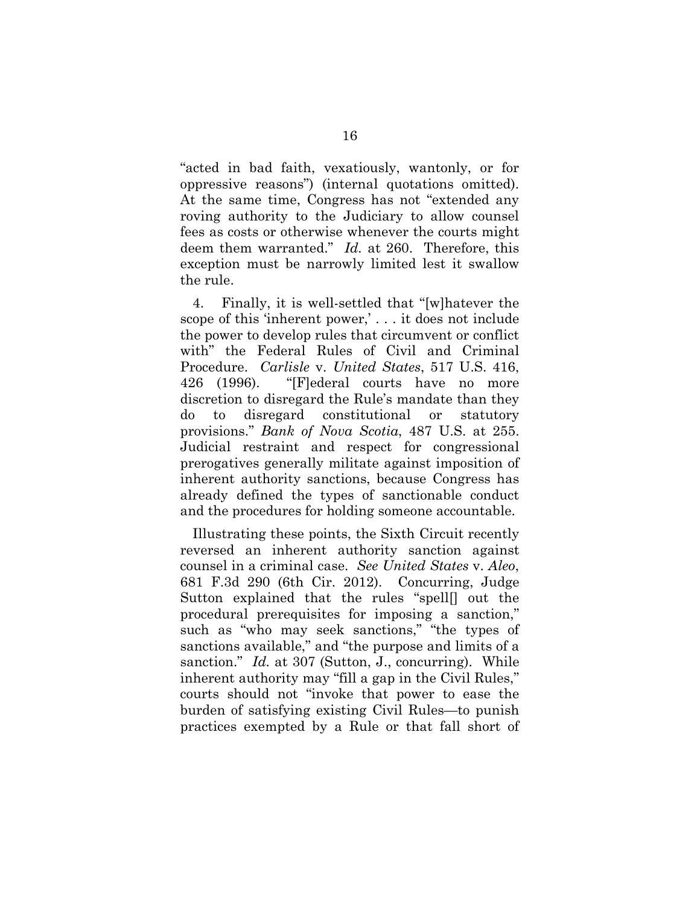"acted in bad faith, vexatiously, wantonly, or for oppressive reasons") (internal quotations omitted). At the same time, Congress has not "extended any roving authority to the Judiciary to allow counsel fees as costs or otherwise whenever the courts might deem them warranted." *Id.* at 260. Therefore, this exception must be narrowly limited lest it swallow the rule.

4. Finally, it is well-settled that "[w]hatever the scope of this 'inherent power,' . . . it does not include the power to develop rules that circumvent or conflict with" the Federal Rules of Civil and Criminal Procedure. *Carlisle* v. *United States*, 517 U.S. 416, 426 (1996). "[F]ederal courts have no more discretion to disregard the Rule's mandate than they do to disregard constitutional or statutory provisions." *Bank of Nova Scotia*, 487 U.S. at 255. Judicial restraint and respect for congressional prerogatives generally militate against imposition of inherent authority sanctions, because Congress has already defined the types of sanctionable conduct and the procedures for holding someone accountable.

Illustrating these points, the Sixth Circuit recently reversed an inherent authority sanction against counsel in a criminal case. *See United States* v. *Aleo*, 681 F.3d 290 (6th Cir. 2012). Concurring, Judge Sutton explained that the rules "spell[] out the procedural prerequisites for imposing a sanction," such as "who may seek sanctions," "the types of sanctions available," and "the purpose and limits of a sanction." *Id.* at 307 (Sutton, J., concurring). While inherent authority may "fill a gap in the Civil Rules," courts should not "invoke that power to ease the burden of satisfying existing Civil Rules—to punish practices exempted by a Rule or that fall short of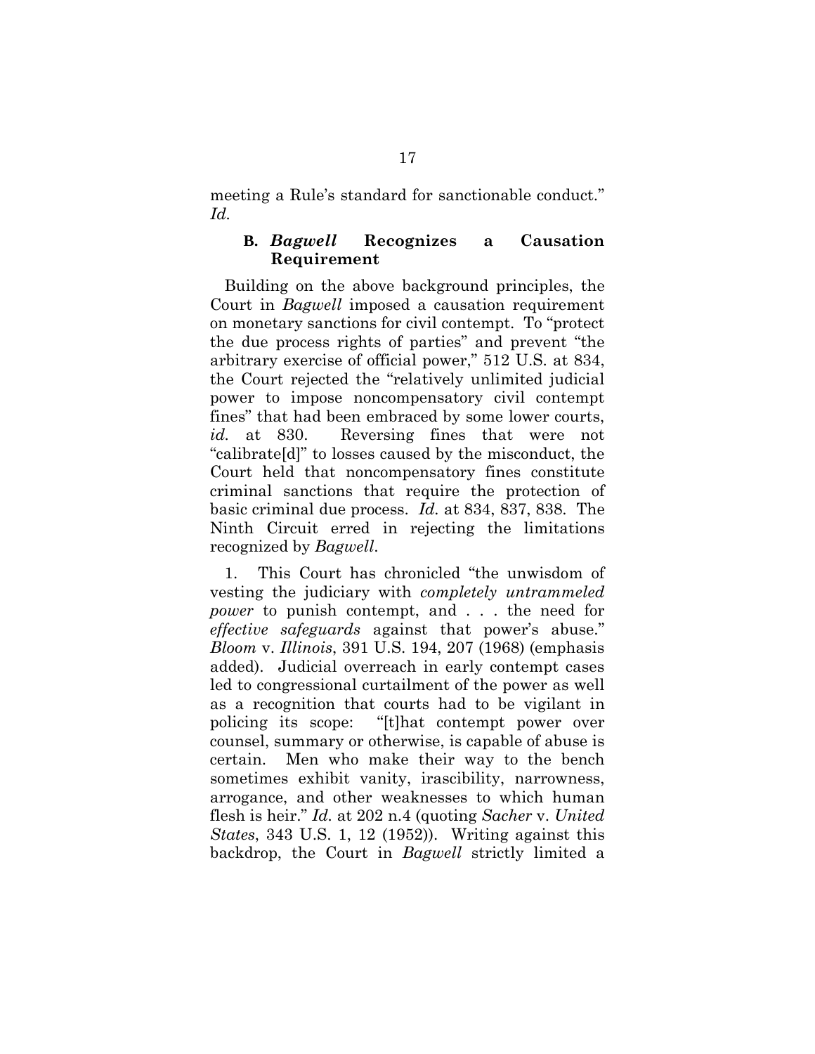meeting a Rule's standard for sanctionable conduct." *Id.*

### B. *Bagwell* Recognizes a Causation Requirement

Building on the above background principles, the Court in *Bagwell* imposed a causation requirement on monetary sanctions for civil contempt. To "protect the due process rights of parties" and prevent "the arbitrary exercise of official power," 512 U.S. at 834, the Court rejected the "relatively unlimited judicial power to impose noncompensatory civil contempt fines" that had been embraced by some lower courts, *id.* at 830. Reversing fines that were not "calibrate[d]" to losses caused by the misconduct, the Court held that noncompensatory fines constitute criminal sanctions that require the protection of basic criminal due process. *Id.* at 834, 837, 838. The Ninth Circuit erred in rejecting the limitations recognized by *Bagwell*.

1. This Court has chronicled "the unwisdom of vesting the judiciary with *completely untrammeled power* to punish contempt, and . . . the need for *effective safeguards* against that power's abuse." *Bloom* v. *Illinois*, 391 U.S. 194, 207 (1968) (emphasis added). Judicial overreach in early contempt cases led to congressional curtailment of the power as well as a recognition that courts had to be vigilant in policing its scope: "[t]hat contempt power over counsel, summary or otherwise, is capable of abuse is certain. Men who make their way to the bench sometimes exhibit vanity, irascibility, narrowness, arrogance, and other weaknesses to which human flesh is heir." *Id.* at 202 n.4 (quoting *Sacher* v. *United States*, 343 U.S. 1, 12 (1952)). Writing against this backdrop, the Court in *Bagwell* strictly limited a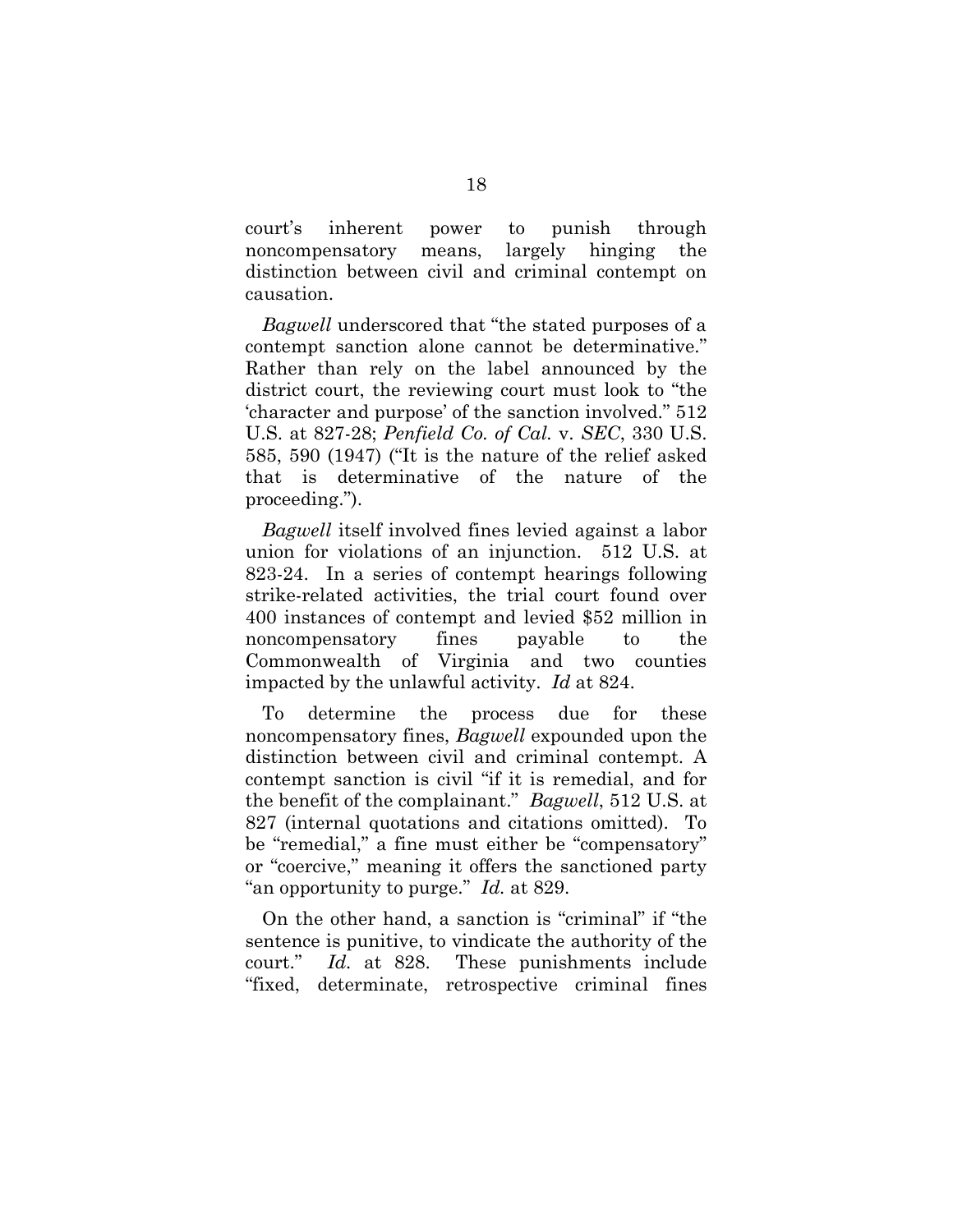court's inherent power to punish through noncompensatory means, largely hinging the distinction between civil and criminal contempt on causation.

*Bagwell* underscored that "the stated purposes of a contempt sanction alone cannot be determinative." Rather than rely on the label announced by the district court, the reviewing court must look to "the 'character and purpose' of the sanction involved." 512 U.S. at 827-28; *Penfield Co. of Cal.* v. *SEC*, 330 U.S. 585, 590 (1947) ("It is the nature of the relief asked that is determinative of the nature of the proceeding.").

*Bagwell* itself involved fines levied against a labor union for violations of an injunction. 512 U.S. at 823-24. In a series of contempt hearings following strike-related activities, the trial court found over 400 instances of contempt and levied $52 million in noncompensatory fines payable to the Commonwealth of Virginia and two counties impacted by the unlawful activity. *Id* at 824.

To determine the process due for these noncompensatory fines, *Bagwell* expounded upon the distinction between civil and criminal contempt. A contempt sanction is civil "if it is remedial, and for the benefit of the complainant." *Bagwell*, 512 U.S. at 827 (internal quotations and citations omitted). To be "remedial," a fine must either be "compensatory" or "coercive," meaning it offers the sanctioned party "an opportunity to purge." *Id.* at 829.

On the other hand, a sanction is "criminal" if "the sentence is punitive, to vindicate the authority of the court." *Id.* at 828. These punishments include "fixed, determinate, retrospective criminal fines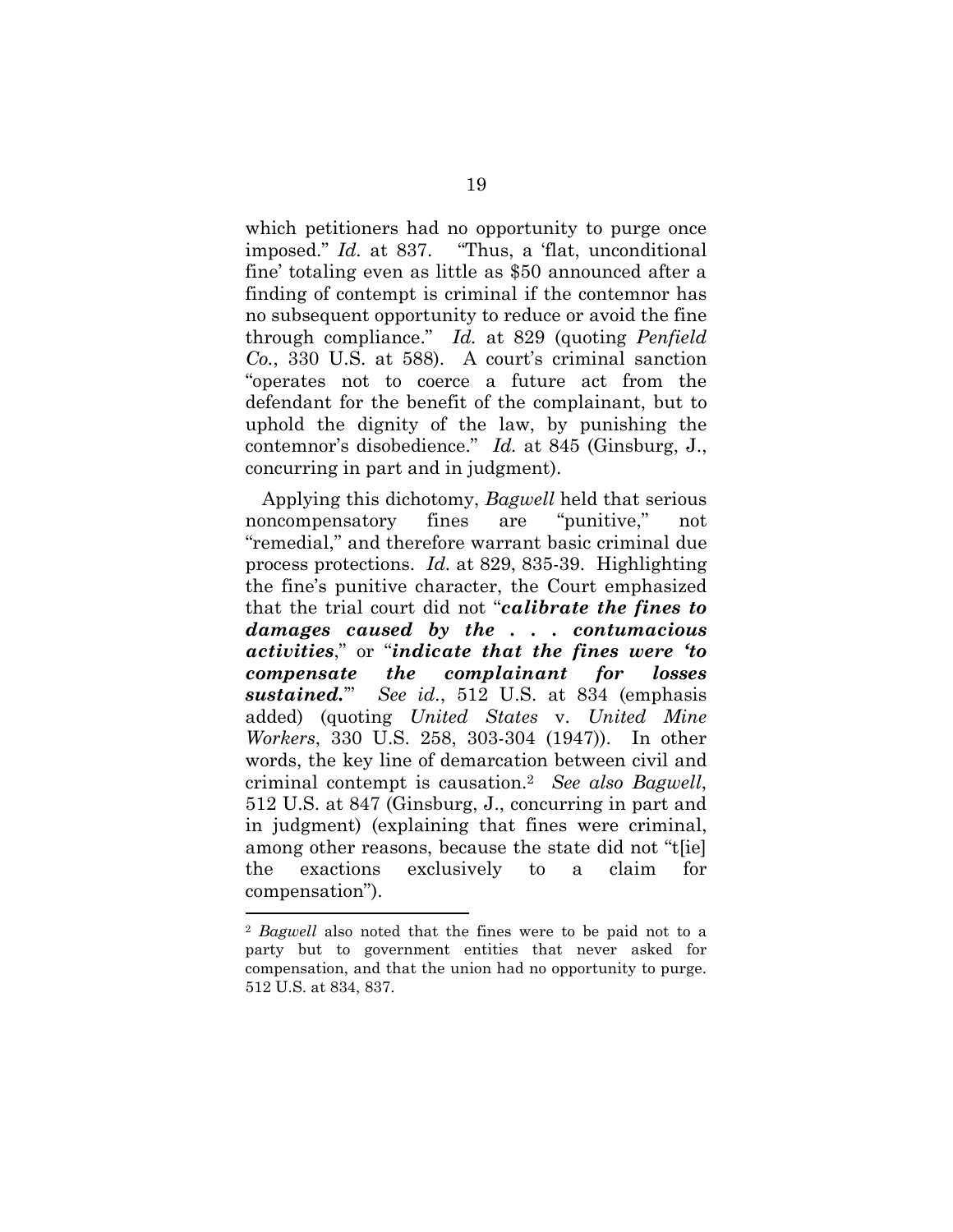which petitioners had no opportunity to purge once imposed." *Id.* at 837. "Thus, a 'flat, unconditional fine' totaling even as little as $50 announced after a finding of contempt is criminal if the contemnor has no subsequent opportunity to reduce or avoid the fine through compliance." *Id.* at 829 (quoting *Penfield Co.*, 330 U.S. at 588). A court's criminal sanction "operates not to coerce a future act from the defendant for the benefit of the complainant, but to uphold the dignity of the law, by punishing the contemnor's disobedience." *Id.* at 845 (Ginsburg, J., concurring in part and in judgment).

Applying this dichotomy, *Bagwell* held that serious noncompensatory fines are "punitive," not "remedial," and therefore warrant basic criminal due process protections. *Id.* at 829, 835-39. Highlighting the fine's punitive character, the Court emphasized that the trial court did not "***calibrate the fines to damages caused by the . . . contumacious activities***," or "***indicate that the fines were 'to compensate the complainant for losses sustained.'***" *See id.*, 512 U.S. at 834 (emphasis added) (quoting *United States* v. *United Mine Workers*, 330 U.S. 258, 303-304 (1947)). In other words, the key line of demarcation between civil and criminal contempt is causation.[2] *See also Bagwell*, 512 U.S. at 847 (Ginsburg, J., concurring in part and in judgment) (explaining that fines were criminal, among other reasons, because the state did not "t[ie] the exactions exclusively to a claim for compensation").

---

[2] *Bagwell* also noted that the fines were to be paid not to a party but to government entities that never asked for compensation, and that the union had no opportunity to purge. 512 U.S. at 834, 837.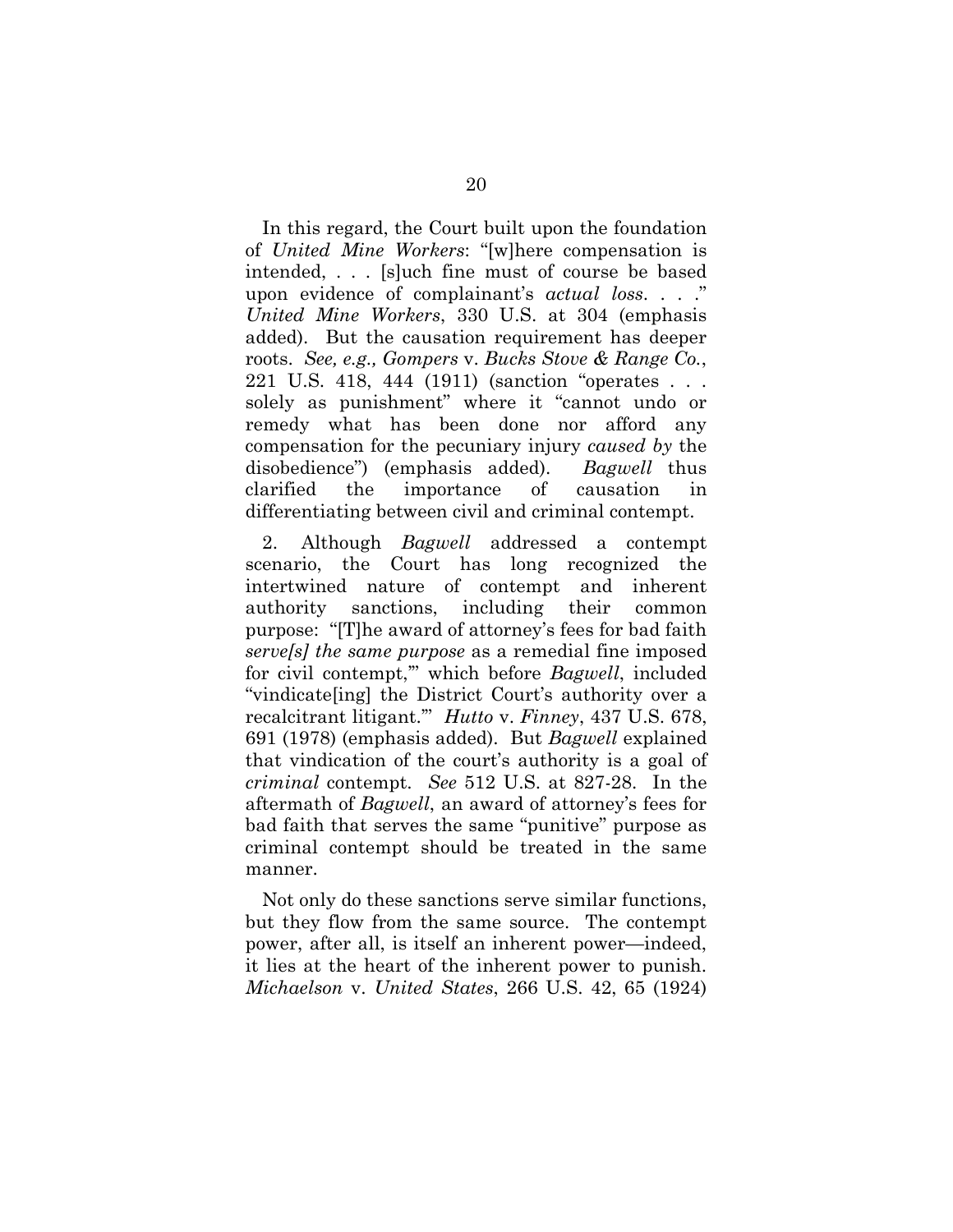In this regard, the Court built upon the foundation of *United Mine Workers*: "[w]here compensation is intended, . . . [s]uch fine must of course be based upon evidence of complainant's *actual loss*. . . ." *United Mine Workers*, 330 U.S. at 304 (emphasis added). But the causation requirement has deeper roots. *See, e.g., Gompers* v. *Bucks Stove & Range Co.*, 221 U.S. 418, 444 (1911) (sanction "operates . . . solely as punishment" where it "cannot undo or remedy what has been done nor afford any compensation for the pecuniary injury *caused by* the disobedience") (emphasis added). *Bagwell* thus clarified the importance of causation in differentiating between civil and criminal contempt.

2. Although *Bagwell* addressed a contempt scenario, the Court has long recognized the intertwined nature of contempt and inherent authority sanctions, including their common purpose: "[T]he award of attorney's fees for bad faith *serve[s] the same purpose* as a remedial fine imposed for civil contempt,'" which before *Bagwell*, included "vindicate[ing] the District Court's authority over a recalcitrant litigant.'" *Hutto* v. *Finney*, 437 U.S. 678, 691 (1978) (emphasis added). But *Bagwell* explained that vindication of the court's authority is a goal of *criminal* contempt. *See* 512 U.S. at 827-28. In the aftermath of *Bagwell*, an award of attorney's fees for bad faith that serves the same "punitive" purpose as criminal contempt should be treated in the same manner.

Not only do these sanctions serve similar functions, but they flow from the same source. The contempt power, after all, is itself an inherent power—indeed, it lies at the heart of the inherent power to punish. *Michaelson* v. *United States*, 266 U.S. 42, 65 (1924)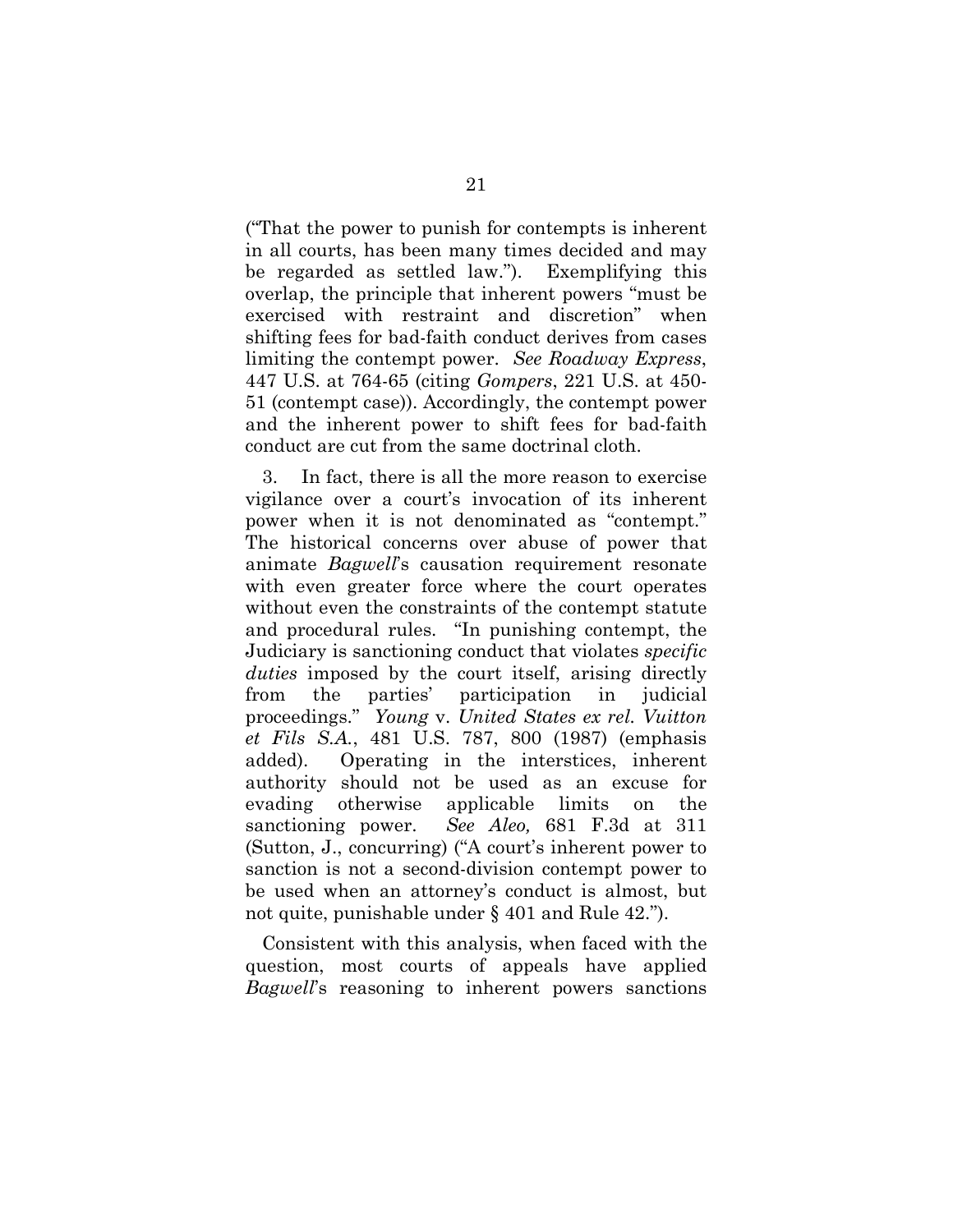("That the power to punish for contempts is inherent in all courts, has been many times decided and may be regarded as settled law."). Exemplifying this overlap, the principle that inherent powers "must be exercised with restraint and discretion" when shifting fees for bad-faith conduct derives from cases limiting the contempt power. *See Roadway Express*, 447 U.S. at 764-65 (citing *Gompers*, 221 U.S. at 450-51 (contempt case)). Accordingly, the contempt power and the inherent power to shift fees for bad-faith conduct are cut from the same doctrinal cloth.

3. In fact, there is all the more reason to exercise vigilance over a court's invocation of its inherent power when it is not denominated as "contempt." The historical concerns over abuse of power that animate *Bagwell*'s causation requirement resonate with even greater force where the court operates without even the constraints of the contempt statute and procedural rules. "In punishing contempt, the Judiciary is sanctioning conduct that violates *specific duties* imposed by the court itself, arising directly from the parties' participation in judicial proceedings." *Young* v. *United States ex rel. Vuitton et Fils S.A.*, 481 U.S. 787, 800 (1987) (emphasis added). Operating in the interstices, inherent authority should not be used as an excuse for evading otherwise applicable limits on the sanctioning power. *See Aleo,* 681 F.3d at 311 (Sutton, J., concurring) ("A court's inherent power to sanction is not a second-division contempt power to be used when an attorney's conduct is almost, but not quite, punishable under § 401 and Rule 42.").

Consistent with this analysis, when faced with the question, most courts of appeals have applied *Bagwell*'s reasoning to inherent powers sanctions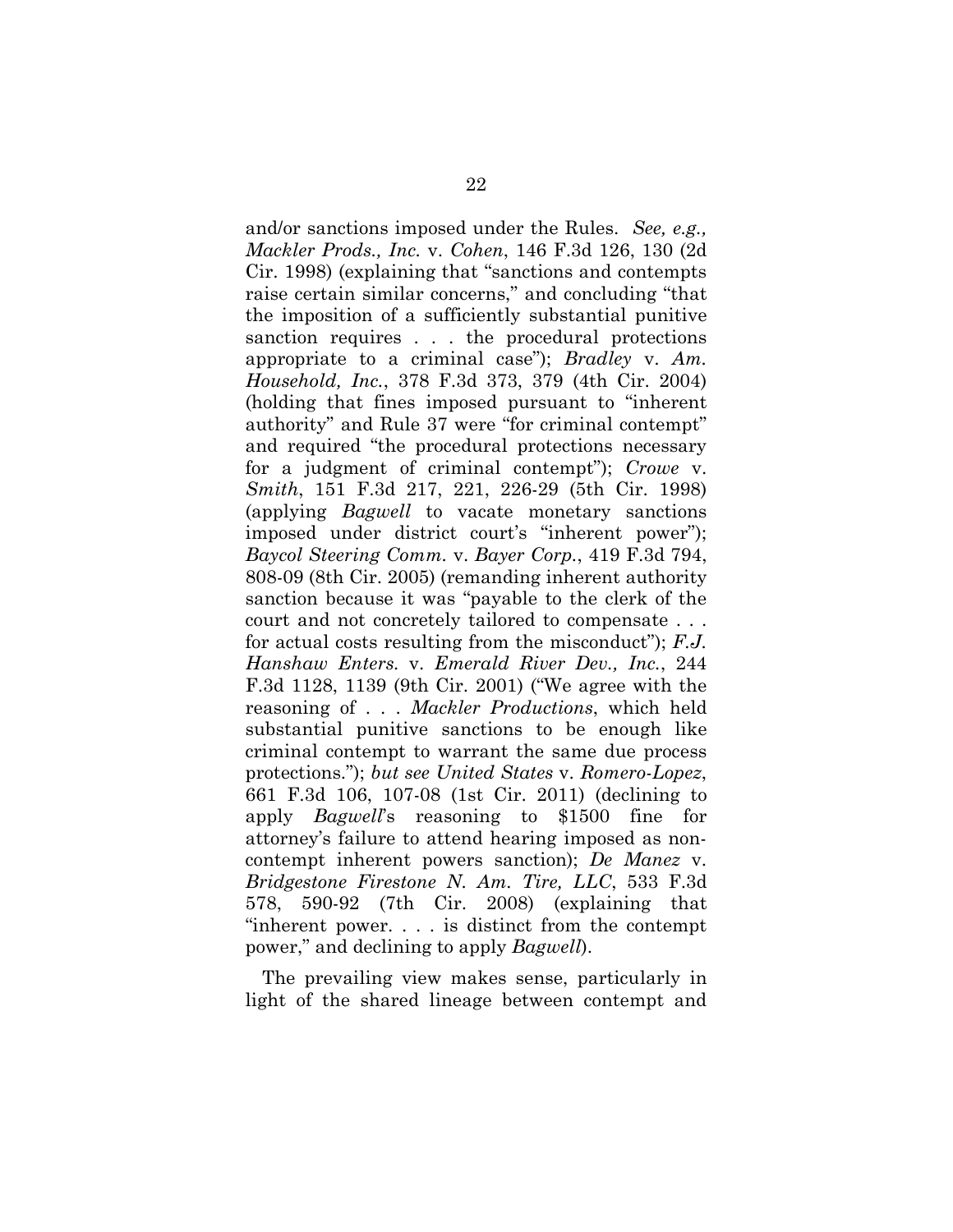and/or sanctions imposed under the Rules. *See, e.g., Mackler Prods., Inc.* v. *Cohen*, 146 F.3d 126, 130 (2d Cir. 1998) (explaining that "sanctions and contempts raise certain similar concerns," and concluding "that the imposition of a sufficiently substantial punitive sanction requires . . . the procedural protections appropriate to a criminal case"); *Bradley* v. *Am. Household, Inc.*, 378 F.3d 373, 379 (4th Cir. 2004) (holding that fines imposed pursuant to "inherent authority" and Rule 37 were "for criminal contempt" and required "the procedural protections necessary for a judgment of criminal contempt"); *Crowe* v. *Smith*, 151 F.3d 217, 221, 226-29 (5th Cir. 1998) (applying *Bagwell* to vacate monetary sanctions imposed under district court's "inherent power"); *Baycol Steering Comm.* v. *Bayer Corp.*, 419 F.3d 794, 808-09 (8th Cir. 2005) (remanding inherent authority sanction because it was "payable to the clerk of the court and not concretely tailored to compensate . . . for actual costs resulting from the misconduct"); *F.J. Hanshaw Enters.* v. *Emerald River Dev., Inc.*, 244 F.3d 1128, 1139 (9th Cir. 2001) ("We agree with the reasoning of . . . *Mackler Productions*, which held substantial punitive sanctions to be enough like criminal contempt to warrant the same due process protections."); *but see United States* v. *Romero-Lopez*, 661 F.3d 106, 107-08 (1st Cir. 2011) (declining to apply *Bagwell*'s reasoning to $1500 fine for attorney's failure to attend hearing imposed as non-contempt inherent powers sanction); *De Manez* v. *Bridgestone Firestone N. Am. Tire, LLC*, 533 F.3d 578, 590-92 (7th Cir. 2008) (explaining that "inherent power. . . . is distinct from the contempt power," and declining to apply *Bagwell*).

The prevailing view makes sense, particularly in light of the shared lineage between contempt and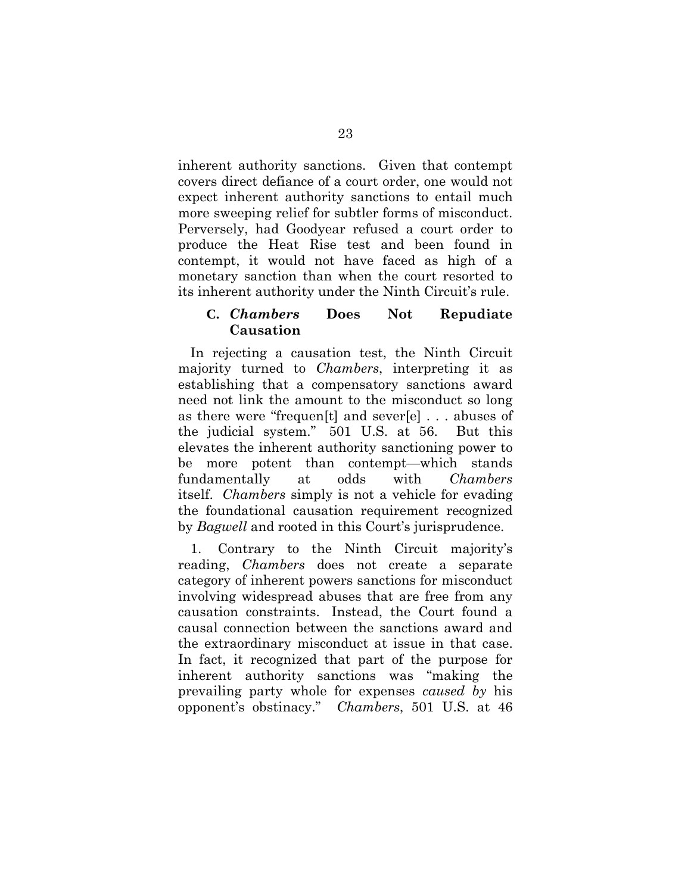inherent authority sanctions. Given that contempt covers direct defiance of a court order, one would not expect inherent authority sanctions to entail much more sweeping relief for subtler forms of misconduct. Perversely, had Goodyear refused a court order to produce the Heat Rise test and been found in contempt, it would not have faced as high of a monetary sanction than when the court resorted to its inherent authority under the Ninth Circuit's rule.

### C. *Chambers* Does Not Repudiate Causation

In rejecting a causation test, the Ninth Circuit majority turned to *Chambers*, interpreting it as establishing that a compensatory sanctions award need not link the amount to the misconduct so long as there were "frequen[t] and sever[e] . . . abuses of the judicial system." 501 U.S. at 56. But this elevates the inherent authority sanctioning power to be more potent than contempt—which stands fundamentally at odds with *Chambers* itself. *Chambers* simply is not a vehicle for evading the foundational causation requirement recognized by *Bagwell* and rooted in this Court's jurisprudence.

1. Contrary to the Ninth Circuit majority's reading, *Chambers* does not create a separate category of inherent powers sanctions for misconduct involving widespread abuses that are free from any causation constraints. Instead, the Court found a causal connection between the sanctions award and the extraordinary misconduct at issue in that case. In fact, it recognized that part of the purpose for inherent authority sanctions was "making the prevailing party whole for expenses *caused by* his opponent's obstinacy." *Chambers*, 501 U.S. at 46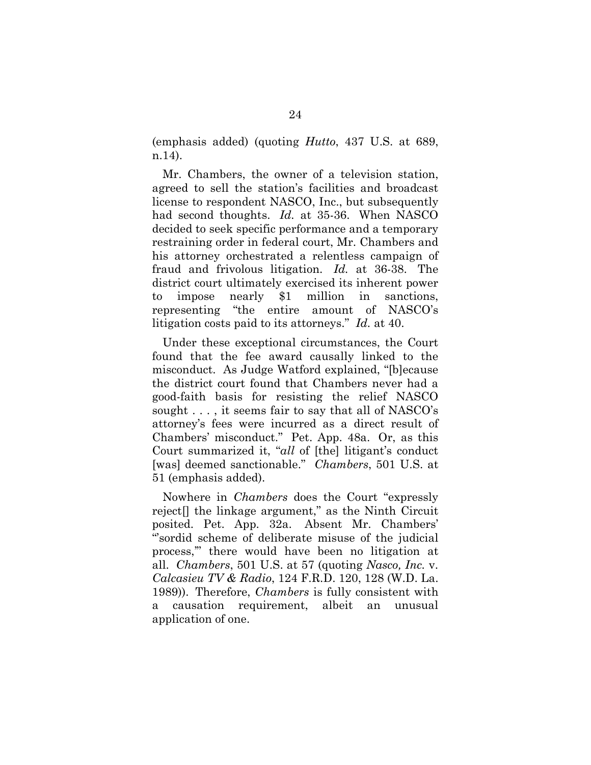(emphasis added) (quoting *Hutto*, 437 U.S. at 689, n.14).

Mr. Chambers, the owner of a television station, agreed to sell the station's facilities and broadcast license to respondent NASCO, Inc., but subsequently had second thoughts. *Id.* at 35-36. When NASCO decided to seek specific performance and a temporary restraining order in federal court, Mr. Chambers and his attorney orchestrated a relentless campaign of fraud and frivolous litigation. *Id.* at 36-38. The district court ultimately exercised its inherent power to impose nearly $1 million in sanctions, representing "the entire amount of NASCO's litigation costs paid to its attorneys." *Id.* at 40.

Under these exceptional circumstances, the Court found that the fee award causally linked to the misconduct. As Judge Watford explained, "[b]ecause the district court found that Chambers never had a good-faith basis for resisting the relief NASCO sought . . . , it seems fair to say that all of NASCO's attorney's fees were incurred as a direct result of Chambers' misconduct." Pet. App. 48a. Or, as this Court summarized it, "*all* of [the] litigant's conduct [was] deemed sanctionable." *Chambers*, 501 U.S. at 51 (emphasis added).

Nowhere in *Chambers* does the Court "expressly reject[] the linkage argument," as the Ninth Circuit posited. Pet. App. 32a. Absent Mr. Chambers' "'sordid scheme of deliberate misuse of the judicial process,'" there would have been no litigation at all. *Chambers*, 501 U.S. at 57 (quoting *Nasco, Inc.* v. *Calcasieu TV & Radio*, 124 F.R.D. 120, 128 (W.D. La. 1989)). Therefore, *Chambers* is fully consistent with a causation requirement, albeit an unusual application of one.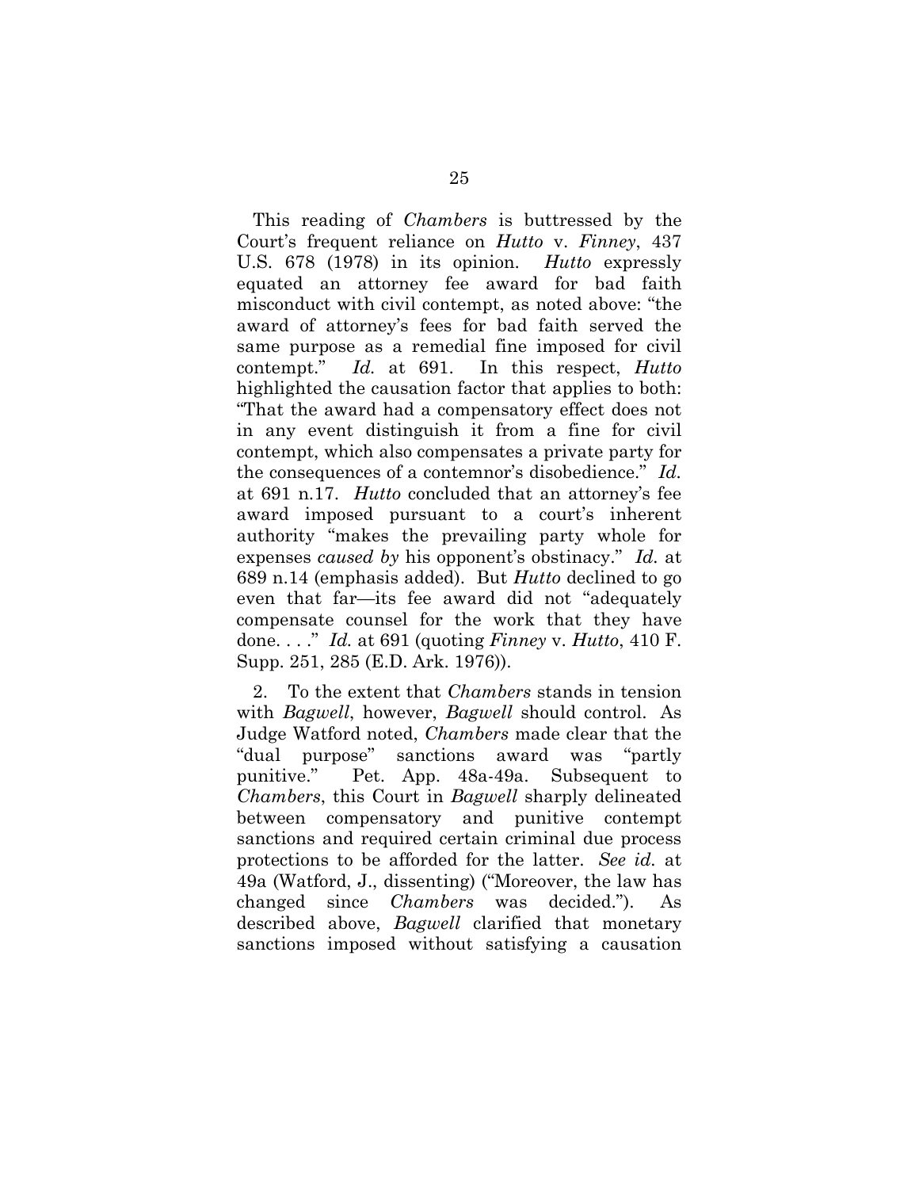This reading of *Chambers* is buttressed by the Court's frequent reliance on *Hutto* v. *Finney*, 437 U.S. 678 (1978) in its opinion. *Hutto* expressly equated an attorney fee award for bad faith misconduct with civil contempt, as noted above: "the award of attorney's fees for bad faith served the same purpose as a remedial fine imposed for civil contempt." *Id.* at 691. In this respect, *Hutto* highlighted the causation factor that applies to both: "That the award had a compensatory effect does not in any event distinguish it from a fine for civil contempt, which also compensates a private party for the consequences of a contemnor's disobedience." *Id.* at 691 n.17. *Hutto* concluded that an attorney's fee award imposed pursuant to a court's inherent authority "makes the prevailing party whole for expenses *caused by* his opponent's obstinacy." *Id.* at 689 n.14 (emphasis added). But *Hutto* declined to go even that far—its fee award did not "adequately compensate counsel for the work that they have done. . . ." *Id.* at 691 (quoting *Finney* v. *Hutto*, 410 F. Supp. 251, 285 (E.D. Ark. 1976)).

2. To the extent that *Chambers* stands in tension with *Bagwell*, however, *Bagwell* should control. As Judge Watford noted, *Chambers* made clear that the "dual purpose" sanctions award was "partly punitive." Pet. App. 48a-49a. Subsequent to *Chambers*, this Court in *Bagwell* sharply delineated between compensatory and punitive contempt sanctions and required certain criminal due process protections to be afforded for the latter. *See id.* at 49a (Watford, J., dissenting) ("Moreover, the law has changed since *Chambers* was decided."). As described above, *Bagwell* clarified that monetary sanctions imposed without satisfying a causation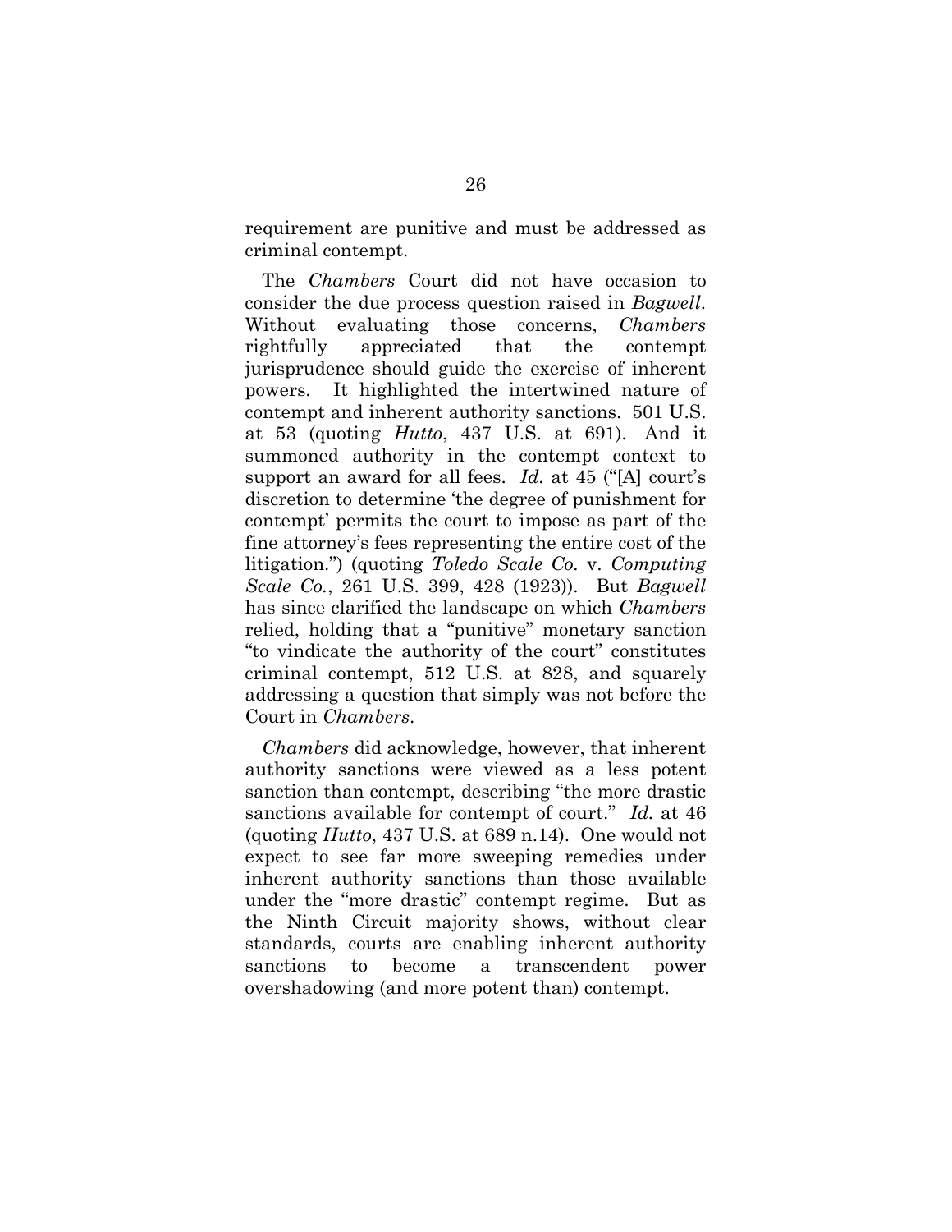requirement are punitive and must be addressed as criminal contempt.

The *Chambers* Court did not have occasion to consider the due process question raised in *Bagwell*. Without evaluating those concerns, *Chambers* rightfully appreciated that the contempt jurisprudence should guide the exercise of inherent powers. It highlighted the intertwined nature of contempt and inherent authority sanctions. 501 U.S. at 53 (quoting *Hutto*, 437 U.S. at 691). And it summoned authority in the contempt context to support an award for all fees. *Id.* at 45 ("[A] court's discretion to determine 'the degree of punishment for contempt' permits the court to impose as part of the fine attorney's fees representing the entire cost of the litigation.") (quoting *Toledo Scale Co.* v. *Computing Scale Co.*, 261 U.S. 399, 428 (1923)). But *Bagwell* has since clarified the landscape on which *Chambers* relied, holding that a "punitive" monetary sanction "to vindicate the authority of the court" constitutes criminal contempt, 512 U.S. at 828, and squarely addressing a question that simply was not before the Court in *Chambers*.

*Chambers* did acknowledge, however, that inherent authority sanctions were viewed as a less potent sanction than contempt, describing "the more drastic sanctions available for contempt of court." *Id.* at 46 (quoting *Hutto*, 437 U.S. at 689 n.14). One would not expect to see far more sweeping remedies under inherent authority sanctions than those available under the "more drastic" contempt regime. But as the Ninth Circuit majority shows, without clear standards, courts are enabling inherent authority sanctions to become a transcendent power overshadowing (and more potent than) contempt.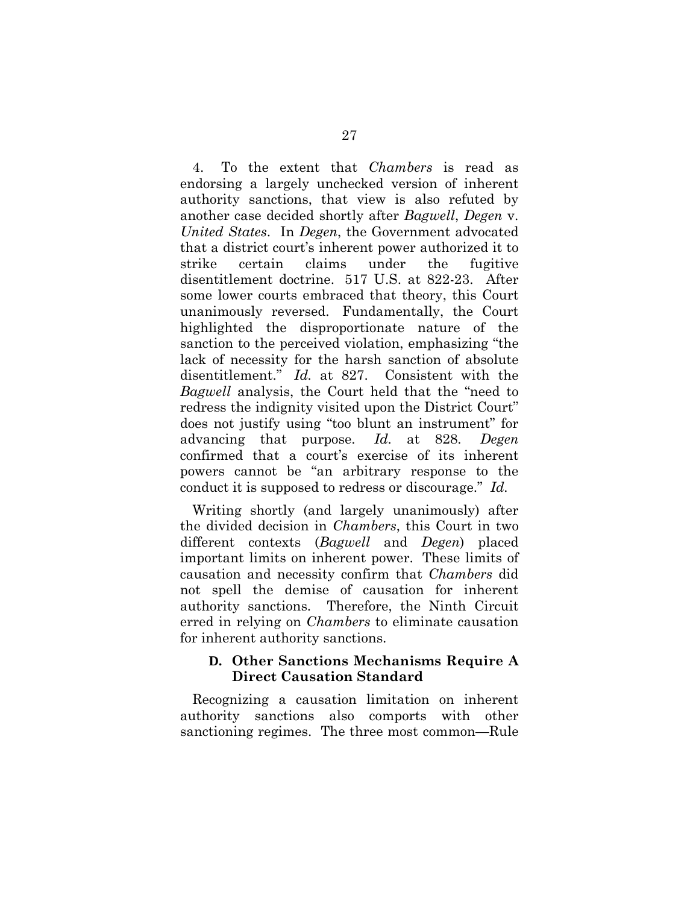4. To the extent that *Chambers* is read as endorsing a largely unchecked version of inherent authority sanctions, that view is also refuted by another case decided shortly after *Bagwell*, *Degen* v. *United States*. In *Degen*, the Government advocated that a district court's inherent power authorized it to strike certain claims under the fugitive disentitlement doctrine. 517 U.S. at 822-23. After some lower courts embraced that theory, this Court unanimously reversed. Fundamentally, the Court highlighted the disproportionate nature of the sanction to the perceived violation, emphasizing "the lack of necessity for the harsh sanction of absolute disentitlement." *Id.* at 827. Consistent with the *Bagwell* analysis, the Court held that the "need to redress the indignity visited upon the District Court" does not justify using "too blunt an instrument" for advancing that purpose. *Id.* at 828. *Degen* confirmed that a court's exercise of its inherent powers cannot be "an arbitrary response to the conduct it is supposed to redress or discourage." *Id.*

Writing shortly (and largely unanimously) after the divided decision in *Chambers*, this Court in two different contexts (*Bagwell* and *Degen*) placed important limits on inherent power. These limits of causation and necessity confirm that *Chambers* did not spell the demise of causation for inherent authority sanctions. Therefore, the Ninth Circuit erred in relying on *Chambers* to eliminate causation for inherent authority sanctions.

### D. Other Sanctions Mechanisms Require A Direct Causation Standard

Recognizing a causation limitation on inherent authority sanctions also comports with other sanctioning regimes. The three most common—Rule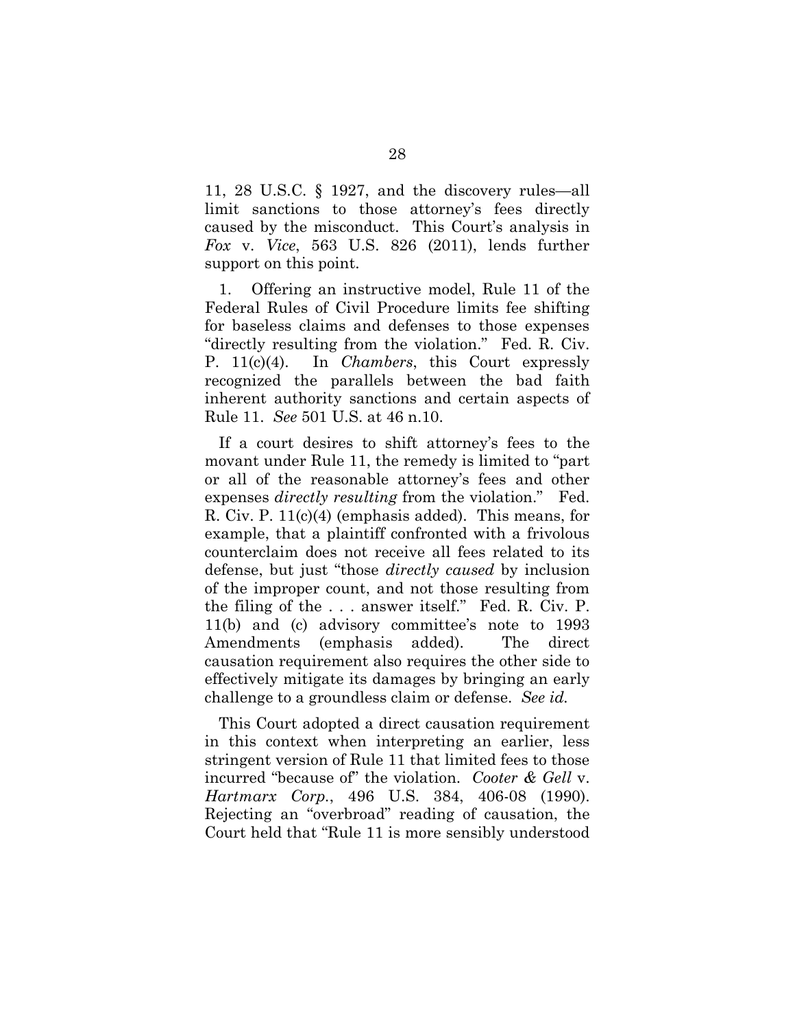11, 28 U.S.C. § 1927, and the discovery rules—all limit sanctions to those attorney's fees directly caused by the misconduct. This Court's analysis in *Fox* v. *Vice*, 563 U.S. 826 (2011), lends further support on this point.

1. Offering an instructive model, Rule 11 of the Federal Rules of Civil Procedure limits fee shifting for baseless claims and defenses to those expenses "directly resulting from the violation." Fed. R. Civ. P. 11(c)(4). In *Chambers*, this Court expressly recognized the parallels between the bad faith inherent authority sanctions and certain aspects of Rule 11. *See* 501 U.S. at 46 n.10.

If a court desires to shift attorney's fees to the movant under Rule 11, the remedy is limited to "part or all of the reasonable attorney's fees and other expenses *directly resulting* from the violation." Fed. R. Civ. P. 11(c)(4) (emphasis added). This means, for example, that a plaintiff confronted with a frivolous counterclaim does not receive all fees related to its defense, but just "those *directly caused* by inclusion of the improper count, and not those resulting from the filing of the . . . answer itself." Fed. R. Civ. P. 11(b) and (c) advisory committee's note to 1993 Amendments (emphasis added). The direct causation requirement also requires the other side to effectively mitigate its damages by bringing an early challenge to a groundless claim or defense. *See id.*

This Court adopted a direct causation requirement in this context when interpreting an earlier, less stringent version of Rule 11 that limited fees to those incurred "because of" the violation. *Cooter & Gell* v. *Hartmarx Corp.*, 496 U.S. 384, 406-08 (1990). Rejecting an "overbroad" reading of causation, the Court held that "Rule 11 is more sensibly understood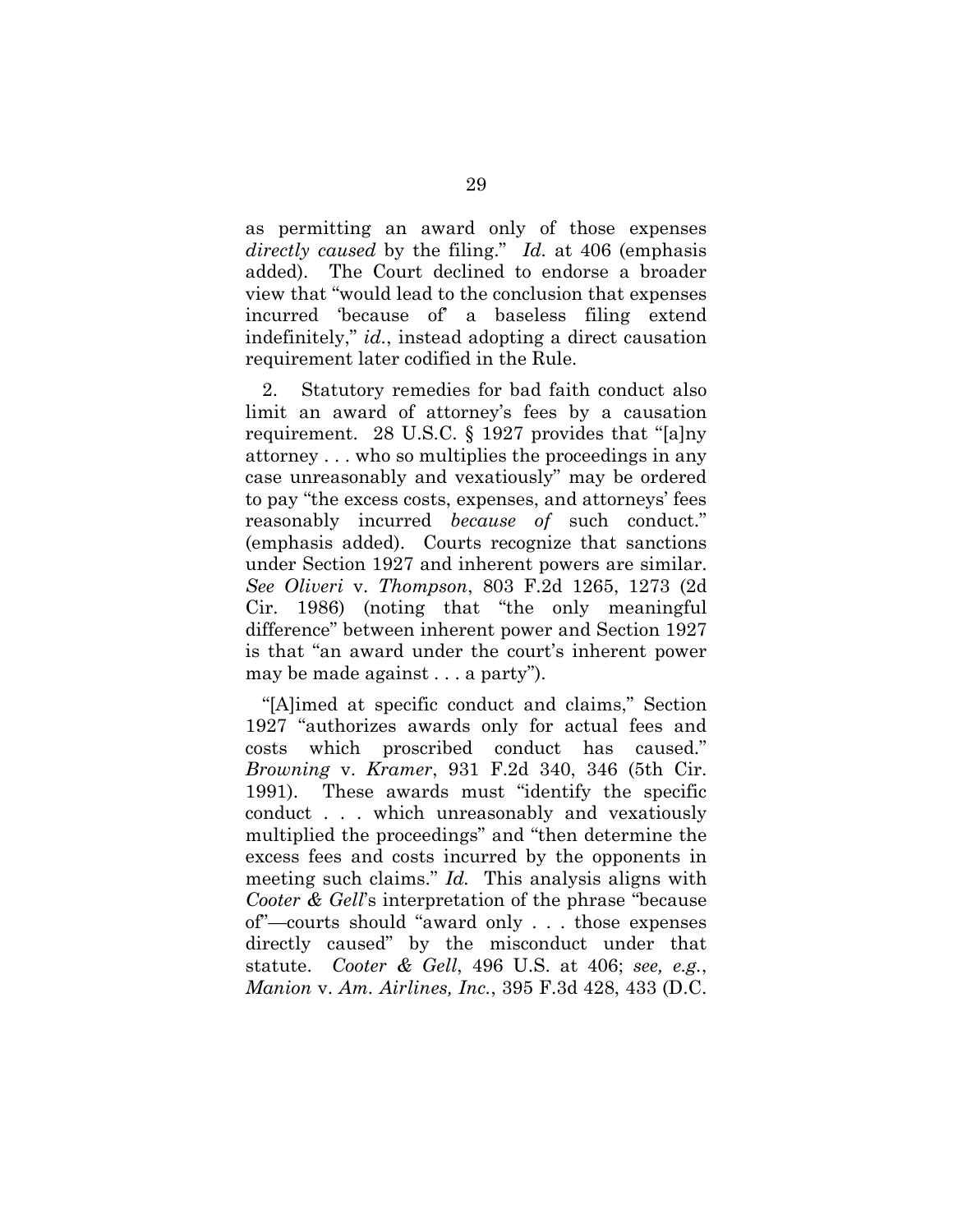as permitting an award only of those expenses *directly caused* by the filing." *Id.* at 406 (emphasis added). The Court declined to endorse a broader view that "would lead to the conclusion that expenses incurred 'because of' a baseless filing extend indefinitely," *id.*, instead adopting a direct causation requirement later codified in the Rule.

2. Statutory remedies for bad faith conduct also limit an award of attorney's fees by a causation requirement. 28 U.S.C. § 1927 provides that "[a]ny attorney . . . who so multiplies the proceedings in any case unreasonably and vexatiously" may be ordered to pay "the excess costs, expenses, and attorneys' fees reasonably incurred *because of* such conduct." (emphasis added). Courts recognize that sanctions under Section 1927 and inherent powers are similar. *See Oliveri* v. *Thompson*, 803 F.2d 1265, 1273 (2d Cir. 1986) (noting that "the only meaningful difference" between inherent power and Section 1927 is that "an award under the court's inherent power may be made against . . . a party").

"[A]imed at specific conduct and claims," Section 1927 "authorizes awards only for actual fees and costs which proscribed conduct has caused." *Browning* v. *Kramer*, 931 F.2d 340, 346 (5th Cir. 1991). These awards must "identify the specific conduct . . . which unreasonably and vexatiously multiplied the proceedings" and "then determine the excess fees and costs incurred by the opponents in meeting such claims." *Id.* This analysis aligns with *Cooter & Gell*'s interpretation of the phrase "because of"—courts should "award only . . . those expenses directly caused" by the misconduct under that statute. *Cooter & Gell*, 496 U.S. at 406; *see, e.g.*, *Manion* v. *Am. Airlines, Inc.*, 395 F.3d 428, 433 (D.C.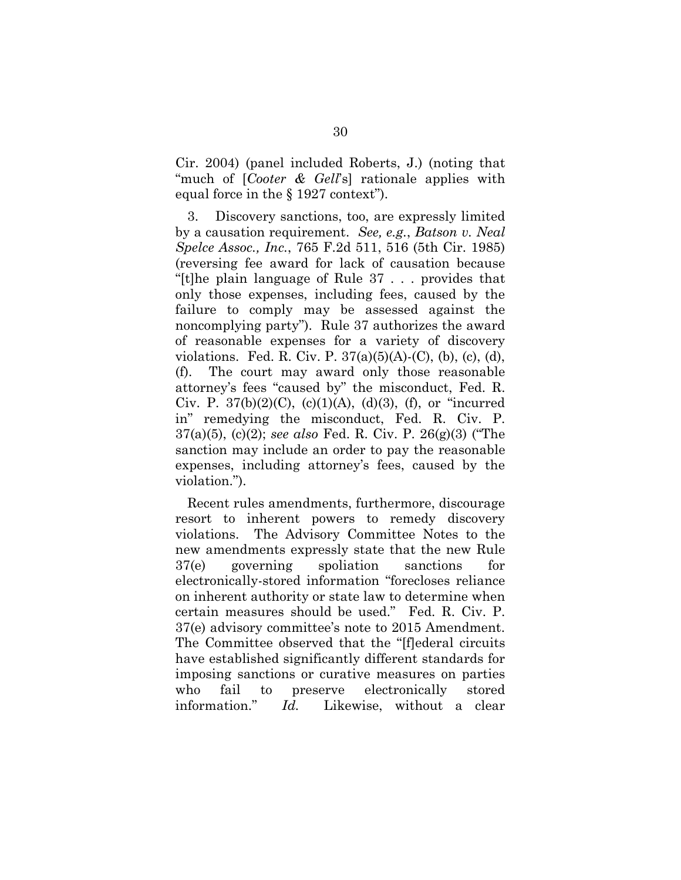Cir. 2004) (panel included Roberts, J.) (noting that "much of [*Cooter & Gell*'s] rationale applies with equal force in the § 1927 context").

3. Discovery sanctions, too, are expressly limited by a causation requirement. *See, e.g.*, *Batson v. Neal Spelce Assoc., Inc.*, 765 F.2d 511, 516 (5th Cir. 1985) (reversing fee award for lack of causation because "[t]he plain language of Rule 37 . . . provides that only those expenses, including fees, caused by the failure to comply may be assessed against the noncomplying party"). Rule 37 authorizes the award of reasonable expenses for a variety of discovery violations. Fed. R. Civ. P. 37(a)(5)(A)-(C), (b), (c), (d), (f). The court may award only those reasonable attorney's fees "caused by" the misconduct, Fed. R. Civ. P. 37(b)(2)(C), (c)(1)(A), (d)(3), (f), or "incurred in" remedying the misconduct, Fed. R. Civ. P. 37(a)(5), (c)(2); *see also* Fed. R. Civ. P. 26(g)(3) ("The sanction may include an order to pay the reasonable expenses, including attorney's fees, caused by the violation.").

Recent rules amendments, furthermore, discourage resort to inherent powers to remedy discovery violations. The Advisory Committee Notes to the new amendments expressly state that the new Rule 37(e) governing spoliation sanctions for electronically-stored information "forecloses reliance on inherent authority or state law to determine when certain measures should be used." Fed. R. Civ. P. 37(e) advisory committee's note to 2015 Amendment. The Committee observed that the "[f]ederal circuits have established significantly different standards for imposing sanctions or curative measures on parties who fail to preserve electronically stored information." *Id.* Likewise, without a clear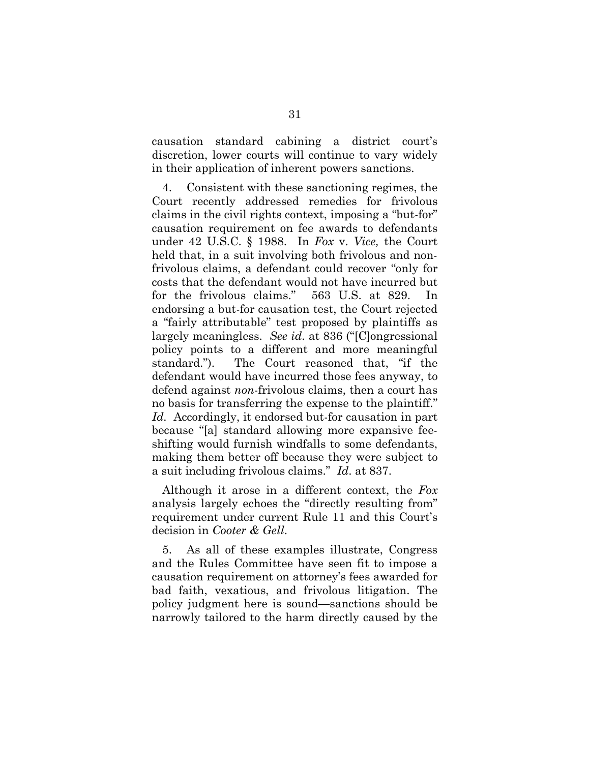causation standard cabining a district court's discretion, lower courts will continue to vary widely in their application of inherent powers sanctions.

4. Consistent with these sanctioning regimes, the Court recently addressed remedies for frivolous claims in the civil rights context, imposing a "but-for" causation requirement on fee awards to defendants under 42 U.S.C. § 1988. In *Fox* v. *Vice,* the Court held that, in a suit involving both frivolous and non-frivolous claims, a defendant could recover "only for costs that the defendant would not have incurred but for the frivolous claims." 563 U.S. at 829. In endorsing a but-for causation test, the Court rejected a "fairly attributable" test proposed by plaintiffs as largely meaningless. *See id*. at 836 ("[C]ongressional policy points to a different and more meaningful standard."). The Court reasoned that, "if the defendant would have incurred those fees anyway, to defend against *non*-frivolous claims, then a court has no basis for transferring the expense to the plaintiff." *Id*. Accordingly, it endorsed but-for causation in part because "[a] standard allowing more expansive fee-shifting would furnish windfalls to some defendants, making them better off because they were subject to a suit including frivolous claims." *Id*. at 837.

Although it arose in a different context, the *Fox* analysis largely echoes the "directly resulting from" requirement under current Rule 11 and this Court's decision in *Cooter & Gell*.

5. As all of these examples illustrate, Congress and the Rules Committee have seen fit to impose a causation requirement on attorney's fees awarded for bad faith, vexatious, and frivolous litigation. The policy judgment here is sound—sanctions should be narrowly tailored to the harm directly caused by the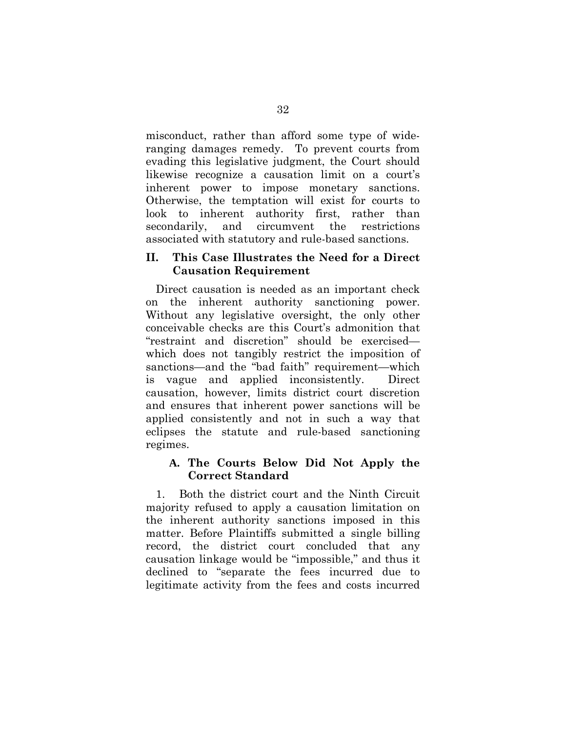misconduct, rather than afford some type of wide-ranging damages remedy. To prevent courts from evading this legislative judgment, the Court should likewise recognize a causation limit on a court's inherent power to impose monetary sanctions. Otherwise, the temptation will exist for courts to look to inherent authority first, rather than secondarily, and circumvent the restrictions associated with statutory and rule-based sanctions.

## II. This Case Illustrates the Need for a Direct Causation Requirement

Direct causation is needed as an important check on the inherent authority sanctioning power. Without any legislative oversight, the only other conceivable checks are this Court's admonition that "restraint and discretion" should be exercised—which does not tangibly restrict the imposition of sanctions—and the "bad faith" requirement—which is vague and applied inconsistently. Direct causation, however, limits district court discretion and ensures that inherent power sanctions will be applied consistently and not in such a way that eclipses the statute and rule-based sanctioning regimes.

### A. The Courts Below Did Not Apply the Correct Standard

1. Both the district court and the Ninth Circuit majority refused to apply a causation limitation on the inherent authority sanctions imposed in this matter. Before Plaintiffs submitted a single billing record, the district court concluded that any causation linkage would be "impossible," and thus it declined to "separate the fees incurred due to legitimate activity from the fees and costs incurred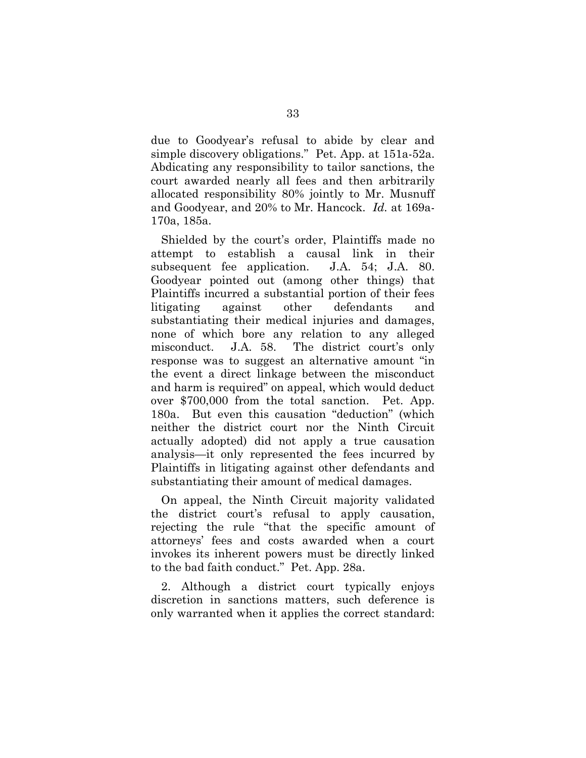due to Goodyear's refusal to abide by clear and simple discovery obligations." Pet. App. at 151a-52a. Abdicating any responsibility to tailor sanctions, the court awarded nearly all fees and then arbitrarily allocated responsibility 80% jointly to Mr. Musnuff and Goodyear, and 20% to Mr. Hancock. *Id.* at 169a-170a, 185a.

Shielded by the court's order, Plaintiffs made no attempt to establish a causal link in their subsequent fee application. J.A. 54; J.A. 80. Goodyear pointed out (among other things) that Plaintiffs incurred a substantial portion of their fees litigating against other defendants and substantiating their medical injuries and damages, none of which bore any relation to any alleged misconduct. J.A. 58. The district court's only response was to suggest an alternative amount "in the event a direct linkage between the misconduct and harm is required" on appeal, which would deduct over $700,000 from the total sanction. Pet. App. 180a. But even this causation "deduction" (which neither the district court nor the Ninth Circuit actually adopted) did not apply a true causation analysis—it only represented the fees incurred by Plaintiffs in litigating against other defendants and substantiating their amount of medical damages.

On appeal, the Ninth Circuit majority validated the district court's refusal to apply causation, rejecting the rule "that the specific amount of attorneys' fees and costs awarded when a court invokes its inherent powers must be directly linked to the bad faith conduct." Pet. App. 28a.

2. Although a district court typically enjoys discretion in sanctions matters, such deference is only warranted when it applies the correct standard: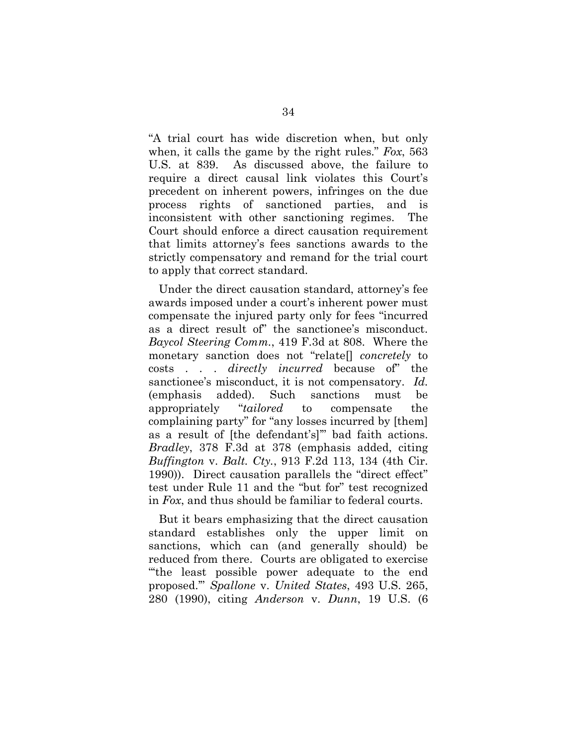"A trial court has wide discretion when, but only when, it calls the game by the right rules." *Fox*, 563 U.S. at 839. As discussed above, the failure to require a direct causal link violates this Court's precedent on inherent powers, infringes on the due process rights of sanctioned parties, and is inconsistent with other sanctioning regimes. The Court should enforce a direct causation requirement that limits attorney's fees sanctions awards to the strictly compensatory and remand for the trial court to apply that correct standard.

Under the direct causation standard, attorney's fee awards imposed under a court's inherent power must compensate the injured party only for fees "incurred as a direct result of" the sanctionee's misconduct. *Baycol Steering Comm.*, 419 F.3d at 808. Where the monetary sanction does not "relate[] *concretely* to costs . . . *directly incurred* because of" the sanctionee's misconduct, it is not compensatory. *Id.* (emphasis added). Such sanctions must be appropriately "*tailored* to compensate the complaining party" for "any losses incurred by [them] as a result of [the defendant's]'" bad faith actions. *Bradley*, 378 F.3d at 378 (emphasis added, citing *Buffington* v. *Balt. Cty.*, 913 F.2d 113, 134 (4th Cir. 1990)). Direct causation parallels the "direct effect" test under Rule 11 and the "but for" test recognized in *Fox*, and thus should be familiar to federal courts.

But it bears emphasizing that the direct causation standard establishes only the upper limit on sanctions, which can (and generally should) be reduced from there. Courts are obligated to exercise "'the least possible power adequate to the end proposed.'" *Spallone* v. *United States*, 493 U.S. 265, 280 (1990), citing *Anderson* v. *Dunn*, 19 U.S. (6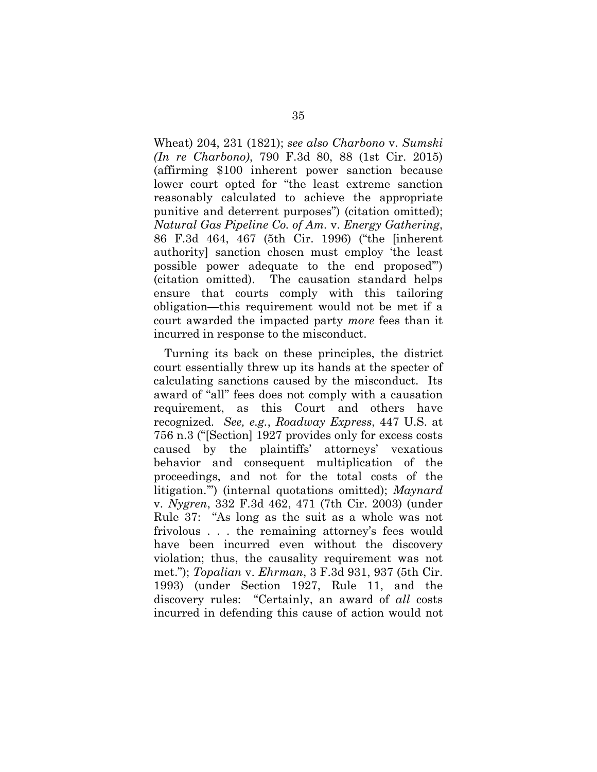Wheat) 204, 231 (1821); *see also Charbono* v. *Sumski (In re Charbono)*, 790 F.3d 80, 88 (1st Cir. 2015) (affirming $100 inherent power sanction because lower court opted for "the least extreme sanction reasonably calculated to achieve the appropriate punitive and deterrent purposes") (citation omitted); *Natural Gas Pipeline Co. of Am.* v. *Energy Gathering*, 86 F.3d 464, 467 (5th Cir. 1996) ("the [inherent authority] sanction chosen must employ 'the least possible power adequate to the end proposed'") (citation omitted). The causation standard helps ensure that courts comply with this tailoring obligation—this requirement would not be met if a court awarded the impacted party *more* fees than it incurred in response to the misconduct.

Turning its back on these principles, the district court essentially threw up its hands at the specter of calculating sanctions caused by the misconduct. Its award of "all" fees does not comply with a causation requirement, as this Court and others have recognized. *See, e.g.*, *Roadway Express*, 447 U.S. at 756 n.3 ("[Section] 1927 provides only for excess costs caused by the plaintiffs' attorneys' vexatious behavior and consequent multiplication of the proceedings, and not for the total costs of the litigation.'") (internal quotations omitted); *Maynard* v. *Nygren*, 332 F.3d 462, 471 (7th Cir. 2003) (under Rule 37: "As long as the suit as a whole was not frivolous . . . the remaining attorney's fees would have been incurred even without the discovery violation; thus, the causality requirement was not met."); *Topalian* v. *Ehrman*, 3 F.3d 931, 937 (5th Cir. 1993) (under Section 1927, Rule 11, and the discovery rules: "Certainly, an award of *all* costs incurred in defending this cause of action would not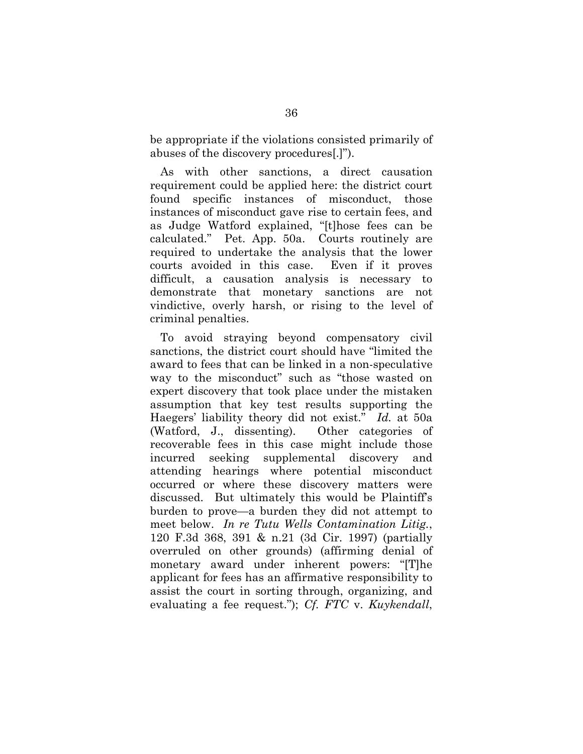be appropriate if the violations consisted primarily of abuses of the discovery procedures[.]").

As with other sanctions, a direct causation requirement could be applied here: the district court found specific instances of misconduct, those instances of misconduct gave rise to certain fees, and as Judge Watford explained, "[t]hose fees can be calculated." Pet. App. 50a. Courts routinely are required to undertake the analysis that the lower courts avoided in this case. Even if it proves difficult, a causation analysis is necessary to demonstrate that monetary sanctions are not vindictive, overly harsh, or rising to the level of criminal penalties.

To avoid straying beyond compensatory civil sanctions, the district court should have "limited the award to fees that can be linked in a non-speculative way to the misconduct" such as "those wasted on expert discovery that took place under the mistaken assumption that key test results supporting the Haegers' liability theory did not exist." *Id.* at 50a (Watford, J., dissenting). Other categories of recoverable fees in this case might include those incurred seeking supplemental discovery and attending hearings where potential misconduct occurred or where these discovery matters were discussed. But ultimately this would be Plaintiff's burden to prove—a burden they did not attempt to meet below. *In re Tutu Wells Contamination Litig.*, 120 F.3d 368, 391 & n.21 (3d Cir. 1997) (partially overruled on other grounds) (affirming denial of monetary award under inherent powers: "[T]he applicant for fees has an affirmative responsibility to assist the court in sorting through, organizing, and evaluating a fee request."); *Cf. FTC* v. *Kuykendall*,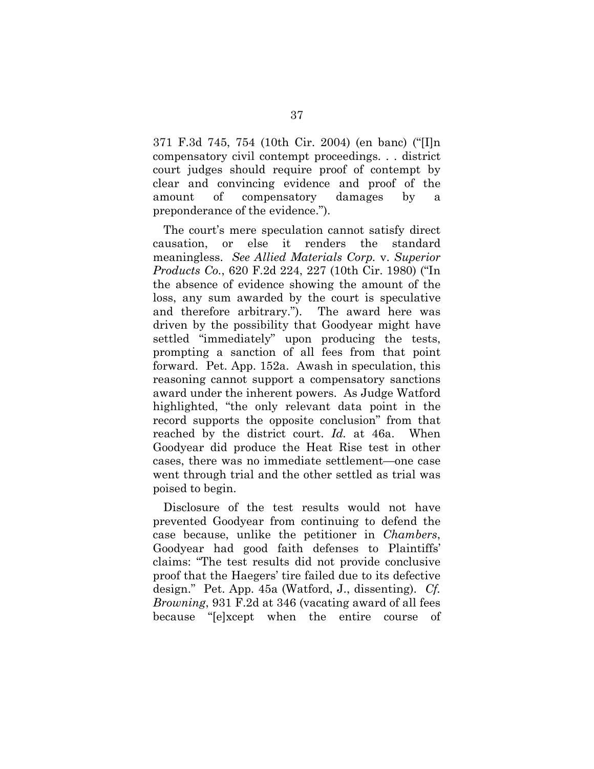371 F.3d 745, 754 (10th Cir. 2004) (en banc) ("[I]n compensatory civil contempt proceedings. . . district court judges should require proof of contempt by clear and convincing evidence and proof of the amount of compensatory damages by a preponderance of the evidence.").

The court's mere speculation cannot satisfy direct causation, or else it renders the standard meaningless. *See Allied Materials Corp.* v. *Superior Products Co.*, 620 F.2d 224, 227 (10th Cir. 1980) ("In the absence of evidence showing the amount of the loss, any sum awarded by the court is speculative and therefore arbitrary."). The award here was driven by the possibility that Goodyear might have settled "immediately" upon producing the tests, prompting a sanction of all fees from that point forward. Pet. App. 152a. Awash in speculation, this reasoning cannot support a compensatory sanctions award under the inherent powers. As Judge Watford highlighted, "the only relevant data point in the record supports the opposite conclusion" from that reached by the district court. *Id.* at 46a. When Goodyear did produce the Heat Rise test in other cases, there was no immediate settlement—one case went through trial and the other settled as trial was poised to begin.

Disclosure of the test results would not have prevented Goodyear from continuing to defend the case because, unlike the petitioner in *Chambers*, Goodyear had good faith defenses to Plaintiffs' claims: "The test results did not provide conclusive proof that the Haegers' tire failed due to its defective design." Pet. App. 45a (Watford, J., dissenting). *Cf. Browning*, 931 F.2d at 346 (vacating award of all fees because "[e]xcept when the entire course of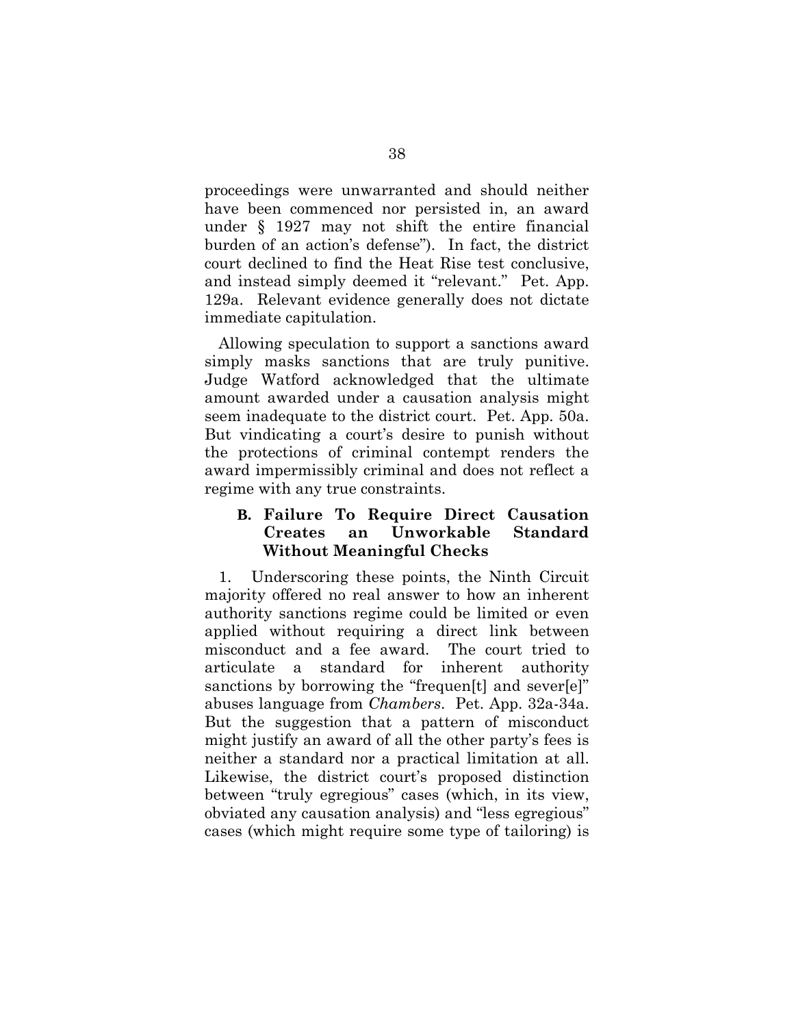proceedings were unwarranted and should neither have been commenced nor persisted in, an award under § 1927 may not shift the entire financial burden of an action's defense"). In fact, the district court declined to find the Heat Rise test conclusive, and instead simply deemed it "relevant." Pet. App. 129a. Relevant evidence generally does not dictate immediate capitulation.

Allowing speculation to support a sanctions award simply masks sanctions that are truly punitive. Judge Watford acknowledged that the ultimate amount awarded under a causation analysis might seem inadequate to the district court. Pet. App. 50a. But vindicating a court's desire to punish without the protections of criminal contempt renders the award impermissibly criminal and does not reflect a regime with any true constraints.

### B. Failure To Require Direct Causation Creates an Unworkable Standard Without Meaningful Checks

1. Underscoring these points, the Ninth Circuit majority offered no real answer to how an inherent authority sanctions regime could be limited or even applied without requiring a direct link between misconduct and a fee award. The court tried to articulate a standard for inherent authority sanctions by borrowing the "frequen[t] and sever[e]" abuses language from *Chambers*. Pet. App. 32a-34a. But the suggestion that a pattern of misconduct might justify an award of all the other party's fees is neither a standard nor a practical limitation at all. Likewise, the district court's proposed distinction between "truly egregious" cases (which, in its view, obviated any causation analysis) and "less egregious" cases (which might require some type of tailoring) is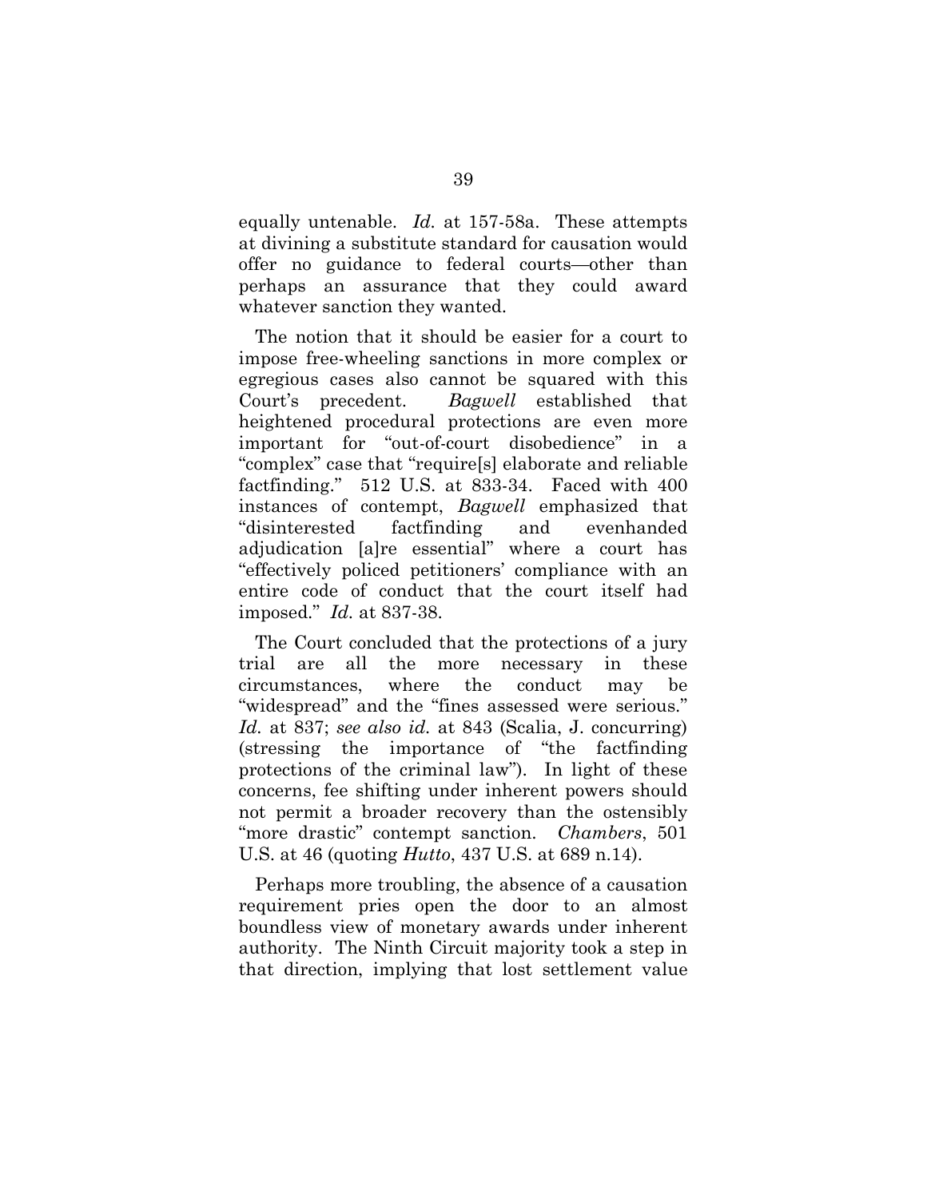equally untenable. *Id.* at 157-58a. These attempts at divining a substitute standard for causation would offer no guidance to federal courts—other than perhaps an assurance that they could award whatever sanction they wanted.

The notion that it should be easier for a court to impose free-wheeling sanctions in more complex or egregious cases also cannot be squared with this Court's precedent. *Bagwell* established that heightened procedural protections are even more important for "out-of-court disobedience" in a "complex" case that "require[s] elaborate and reliable factfinding." 512 U.S. at 833-34. Faced with 400 instances of contempt, *Bagwell* emphasized that "disinterested factfinding and evenhanded adjudication [a]re essential" where a court has "effectively policed petitioners' compliance with an entire code of conduct that the court itself had imposed." *Id.* at 837-38.

The Court concluded that the protections of a jury trial are all the more necessary in these circumstances, where the conduct may be "widespread" and the "fines assessed were serious." *Id.* at 837; *see also id.* at 843 (Scalia, J. concurring) (stressing the importance of "the factfinding protections of the criminal law"). In light of these concerns, fee shifting under inherent powers should not permit a broader recovery than the ostensibly "more drastic" contempt sanction. *Chambers*, 501 U.S. at 46 (quoting *Hutto*, 437 U.S. at 689 n.14).

Perhaps more troubling, the absence of a causation requirement pries open the door to an almost boundless view of monetary awards under inherent authority. The Ninth Circuit majority took a step in that direction, implying that lost settlement value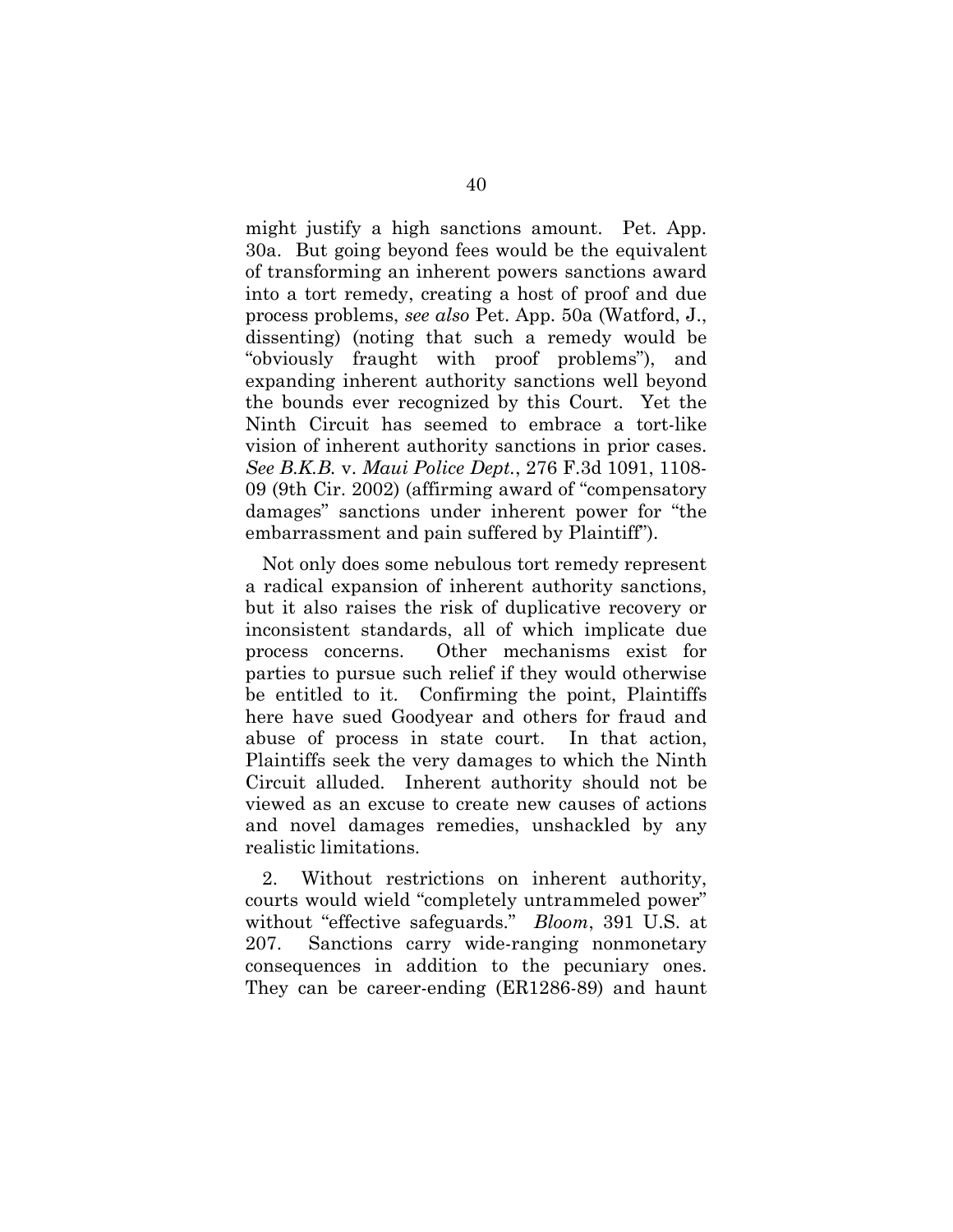might justify a high sanctions amount. Pet. App. 30a. But going beyond fees would be the equivalent of transforming an inherent powers sanctions award into a tort remedy, creating a host of proof and due process problems, *see also* Pet. App. 50a (Watford, J., dissenting) (noting that such a remedy would be "obviously fraught with proof problems"), and expanding inherent authority sanctions well beyond the bounds ever recognized by this Court. Yet the Ninth Circuit has seemed to embrace a tort-like vision of inherent authority sanctions in prior cases. *See B.K.B.* v. *Maui Police Dept.*, 276 F.3d 1091, 1108-09 (9th Cir. 2002) (affirming award of "compensatory damages" sanctions under inherent power for "the embarrassment and pain suffered by Plaintiff").

Not only does some nebulous tort remedy represent a radical expansion of inherent authority sanctions, but it also raises the risk of duplicative recovery or inconsistent standards, all of which implicate due process concerns. Other mechanisms exist for parties to pursue such relief if they would otherwise be entitled to it. Confirming the point, Plaintiffs here have sued Goodyear and others for fraud and abuse of process in state court. In that action, Plaintiffs seek the very damages to which the Ninth Circuit alluded. Inherent authority should not be viewed as an excuse to create new causes of actions and novel damages remedies, unshackled by any realistic limitations.

2. Without restrictions on inherent authority, courts would wield "completely untrammeled power" without "effective safeguards." *Bloom*, 391 U.S. at 207. Sanctions carry wide-ranging nonmonetary consequences in addition to the pecuniary ones. They can be career-ending (ER1286-89) and haunt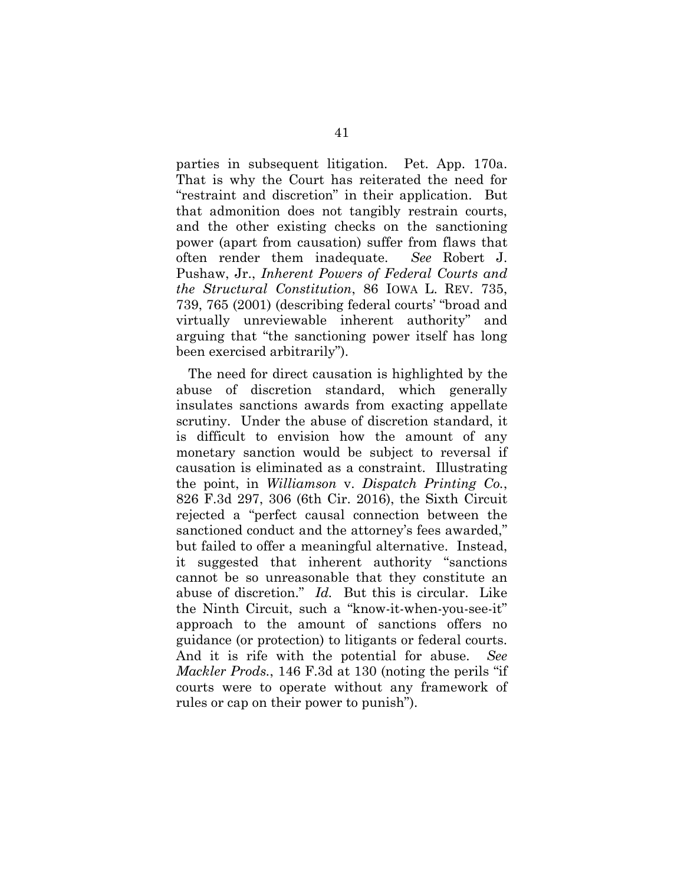parties in subsequent litigation. Pet. App. 170a. That is why the Court has reiterated the need for "restraint and discretion" in their application. But that admonition does not tangibly restrain courts, and the other existing checks on the sanctioning power (apart from causation) suffer from flaws that often render them inadequate. *See* Robert J. Pushaw, Jr., *Inherent Powers of Federal Courts and the Structural Constitution*, 86 IOWA L. REV. 735, 739, 765 (2001) (describing federal courts' "broad and virtually unreviewable inherent authority" and arguing that "the sanctioning power itself has long been exercised arbitrarily").

The need for direct causation is highlighted by the abuse of discretion standard, which generally insulates sanctions awards from exacting appellate scrutiny. Under the abuse of discretion standard, it is difficult to envision how the amount of any monetary sanction would be subject to reversal if causation is eliminated as a constraint. Illustrating the point, in *Williamson* v. *Dispatch Printing Co.*, 826 F.3d 297, 306 (6th Cir. 2016), the Sixth Circuit rejected a "perfect causal connection between the sanctioned conduct and the attorney's fees awarded," but failed to offer a meaningful alternative. Instead, it suggested that inherent authority "sanctions cannot be so unreasonable that they constitute an abuse of discretion." *Id.* But this is circular. Like the Ninth Circuit, such a "know-it-when-you-see-it" approach to the amount of sanctions offers no guidance (or protection) to litigants or federal courts. And it is rife with the potential for abuse. *See Mackler Prods.*, 146 F.3d at 130 (noting the perils "if courts were to operate without any framework of rules or cap on their power to punish").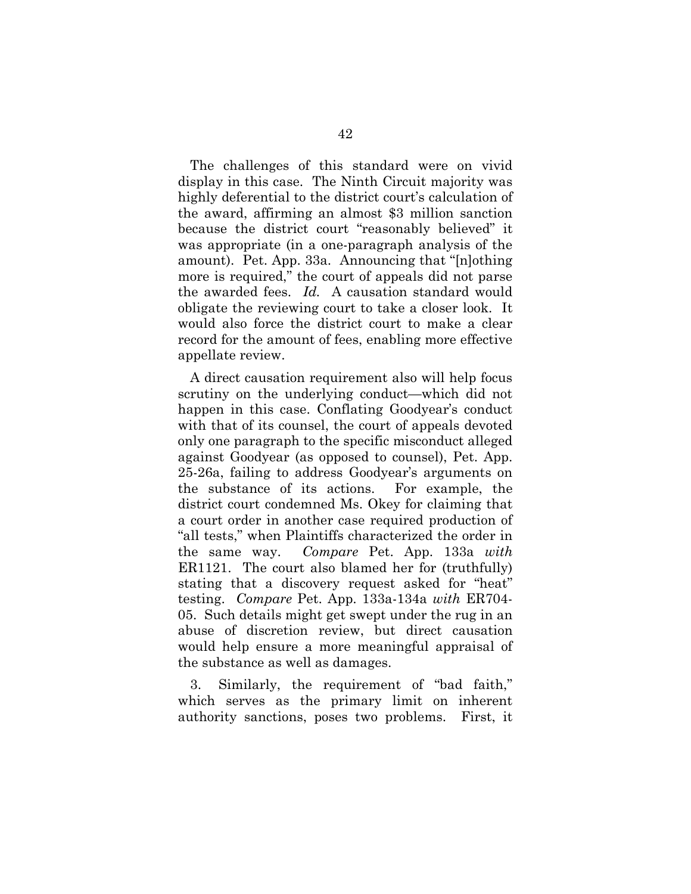The challenges of this standard were on vivid display in this case. The Ninth Circuit majority was highly deferential to the district court's calculation of the award, affirming an almost $3 million sanction because the district court "reasonably believed" it was appropriate (in a one-paragraph analysis of the amount). Pet. App. 33a. Announcing that "[n]othing more is required," the court of appeals did not parse the awarded fees. *Id.* A causation standard would obligate the reviewing court to take a closer look. It would also force the district court to make a clear record for the amount of fees, enabling more effective appellate review.

A direct causation requirement also will help focus scrutiny on the underlying conduct—which did not happen in this case. Conflating Goodyear's conduct with that of its counsel, the court of appeals devoted only one paragraph to the specific misconduct alleged against Goodyear (as opposed to counsel), Pet. App. 25-26a, failing to address Goodyear's arguments on the substance of its actions. For example, the district court condemned Ms. Okey for claiming that a court order in another case required production of "all tests," when Plaintiffs characterized the order in the same way. *Compare* Pet. App. 133a *with* ER1121. The court also blamed her for (truthfully) stating that a discovery request asked for "heat" testing. *Compare* Pet. App. 133a-134a *with* ER704-05. Such details might get swept under the rug in an abuse of discretion review, but direct causation would help ensure a more meaningful appraisal of the substance as well as damages.

3. Similarly, the requirement of "bad faith," which serves as the primary limit on inherent authority sanctions, poses two problems. First, it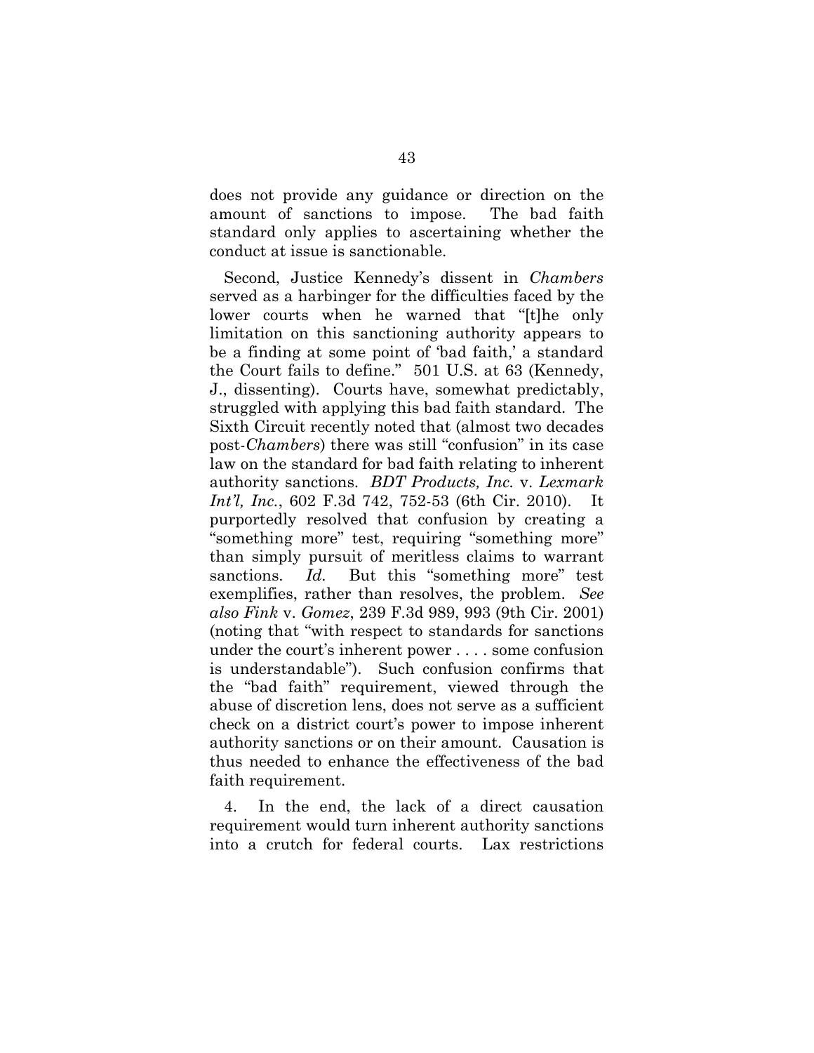does not provide any guidance or direction on the amount of sanctions to impose. The bad faith standard only applies to ascertaining whether the conduct at issue is sanctionable.

Second, Justice Kennedy's dissent in *Chambers* served as a harbinger for the difficulties faced by the lower courts when he warned that "[t]he only limitation on this sanctioning authority appears to be a finding at some point of 'bad faith,' a standard the Court fails to define." 501 U.S. at 63 (Kennedy, J., dissenting). Courts have, somewhat predictably, struggled with applying this bad faith standard. The Sixth Circuit recently noted that (almost two decades post-*Chambers*) there was still "confusion" in its case law on the standard for bad faith relating to inherent authority sanctions. *BDT Products, Inc.* v. *Lexmark Int'l, Inc.*, 602 F.3d 742, 752-53 (6th Cir. 2010). It purportedly resolved that confusion by creating a "something more" test, requiring "something more" than simply pursuit of meritless claims to warrant sanctions. *Id.* But this "something more" test exemplifies, rather than resolves, the problem. *See also Fink* v. *Gomez*, 239 F.3d 989, 993 (9th Cir. 2001) (noting that "with respect to standards for sanctions under the court's inherent power . . . . some confusion is understandable"). Such confusion confirms that the "bad faith" requirement, viewed through the abuse of discretion lens, does not serve as a sufficient check on a district court's power to impose inherent authority sanctions or on their amount. Causation is thus needed to enhance the effectiveness of the bad faith requirement.

4. In the end, the lack of a direct causation requirement would turn inherent authority sanctions into a crutch for federal courts. Lax restrictions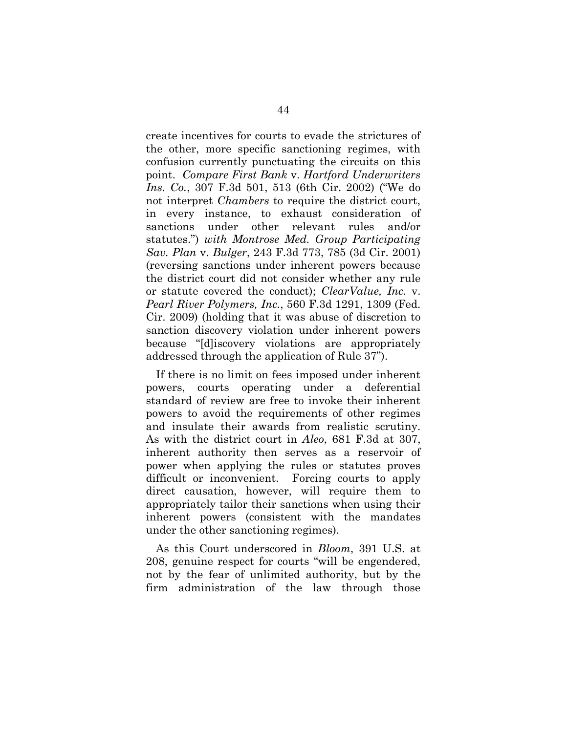create incentives for courts to evade the strictures of the other, more specific sanctioning regimes, with confusion currently punctuating the circuits on this point. *Compare First Bank* v. *Hartford Underwriters Ins. Co.*, 307 F.3d 501, 513 (6th Cir. 2002) ("We do not interpret *Chambers* to require the district court, in every instance, to exhaust consideration of sanctions under other relevant rules and/or statutes.") *with Montrose Med. Group Participating Sav. Plan* v. *Bulger*, 243 F.3d 773, 785 (3d Cir. 2001) (reversing sanctions under inherent powers because the district court did not consider whether any rule or statute covered the conduct); *ClearValue, Inc.* v. *Pearl River Polymers, Inc.*, 560 F.3d 1291, 1309 (Fed. Cir. 2009) (holding that it was abuse of discretion to sanction discovery violation under inherent powers because "[d]iscovery violations are appropriately addressed through the application of Rule 37").

If there is no limit on fees imposed under inherent powers, courts operating under a deferential standard of review are free to invoke their inherent powers to avoid the requirements of other regimes and insulate their awards from realistic scrutiny. As with the district court in *Aleo*, 681 F.3d at 307, inherent authority then serves as a reservoir of power when applying the rules or statutes proves difficult or inconvenient. Forcing courts to apply direct causation, however, will require them to appropriately tailor their sanctions when using their inherent powers (consistent with the mandates under the other sanctioning regimes).

As this Court underscored in *Bloom*, 391 U.S. at 208, genuine respect for courts "will be engendered, not by the fear of unlimited authority, but by the firm administration of the law through those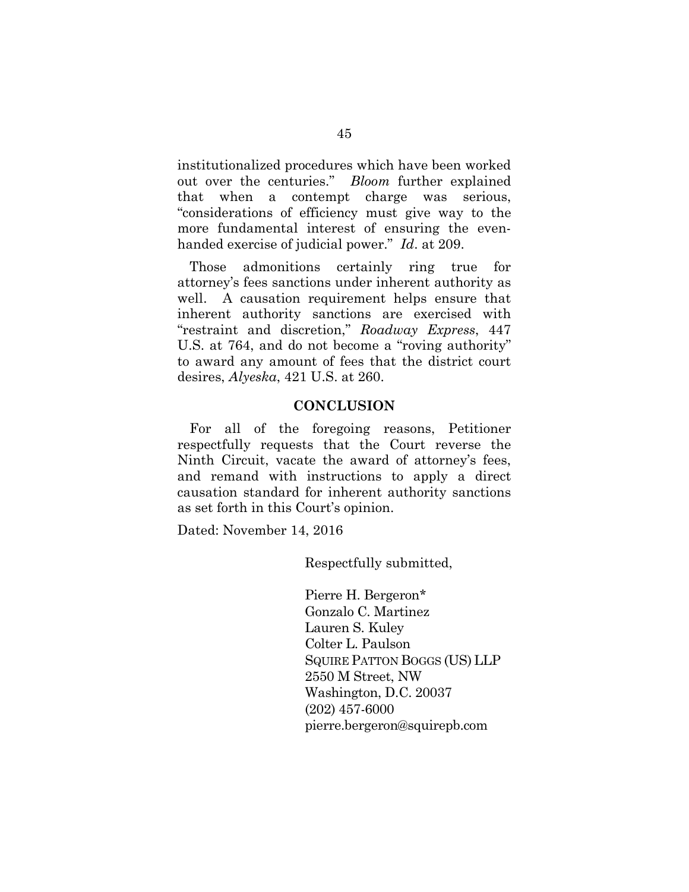institutionalized procedures which have been worked out over the centuries." *Bloom* further explained that when a contempt charge was serious, "considerations of efficiency must give way to the more fundamental interest of ensuring the even-handed exercise of judicial power." *Id*. at 209.

Those admonitions certainly ring true for attorney's fees sanctions under inherent authority as well. A causation requirement helps ensure that inherent authority sanctions are exercised with "restraint and discretion," *Roadway Express*, 447 U.S. at 764, and do not become a "roving authority" to award any amount of fees that the district court desires, *Alyeska*, 421 U.S. at 260.

## CONCLUSION

For all of the foregoing reasons, Petitioner respectfully requests that the Court reverse the Ninth Circuit, vacate the award of attorney's fees, and remand with instructions to apply a direct causation standard for inherent authority sanctions as set forth in this Court's opinion.

Dated: November 14, 2016

Respectfully submitted,

Pierre H. Bergeron*
Gonzalo C. Martinez
Lauren S. Kuley
Colter L. Paulson
SQUIRE PATTON BOGGS (US) LLP
2550 M Street, NW
Washington, D.C. 20037
(202) 457-6000
pierre.bergeron@squirepb.com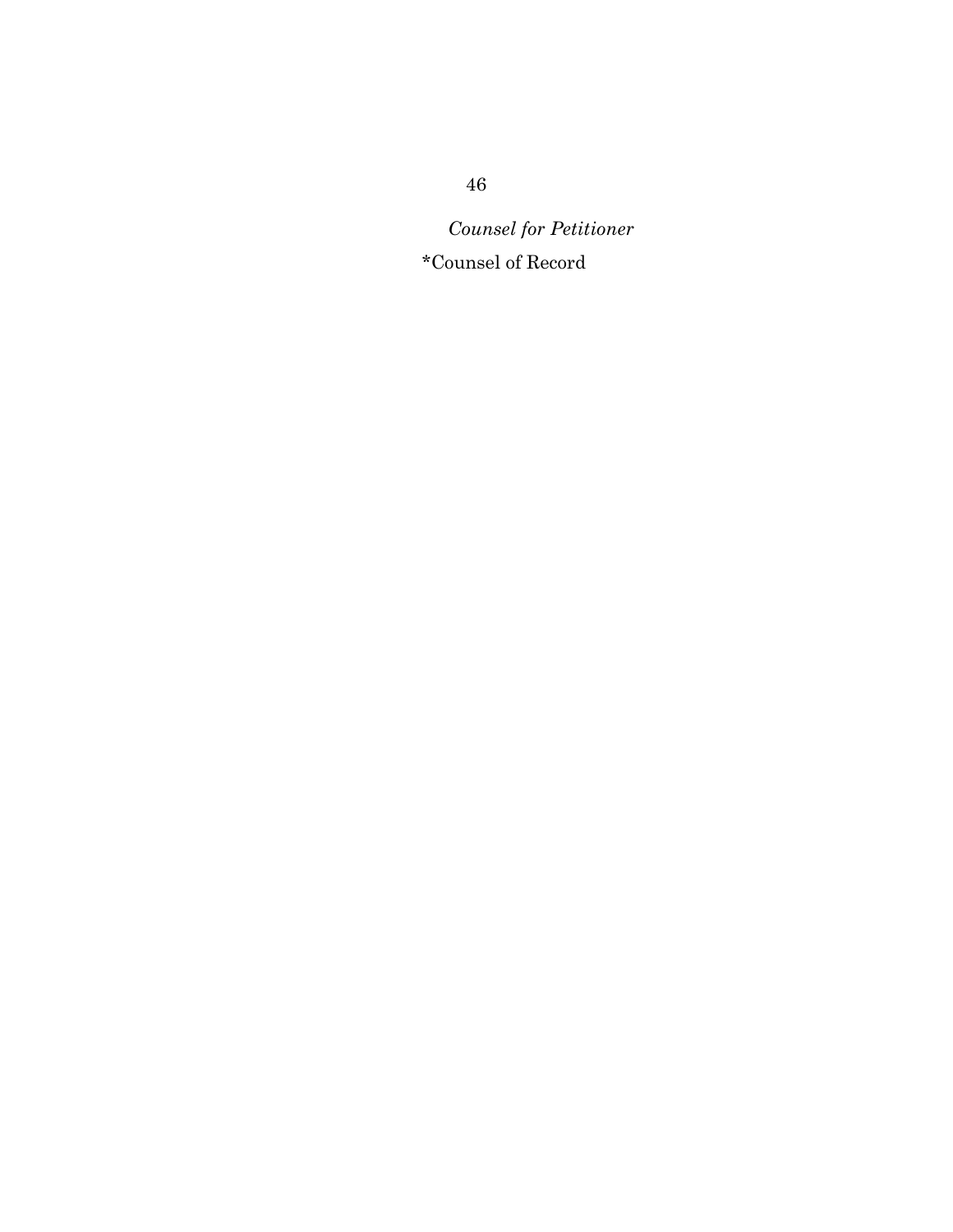*Counsel for Petitioner*

*Counsel of Record